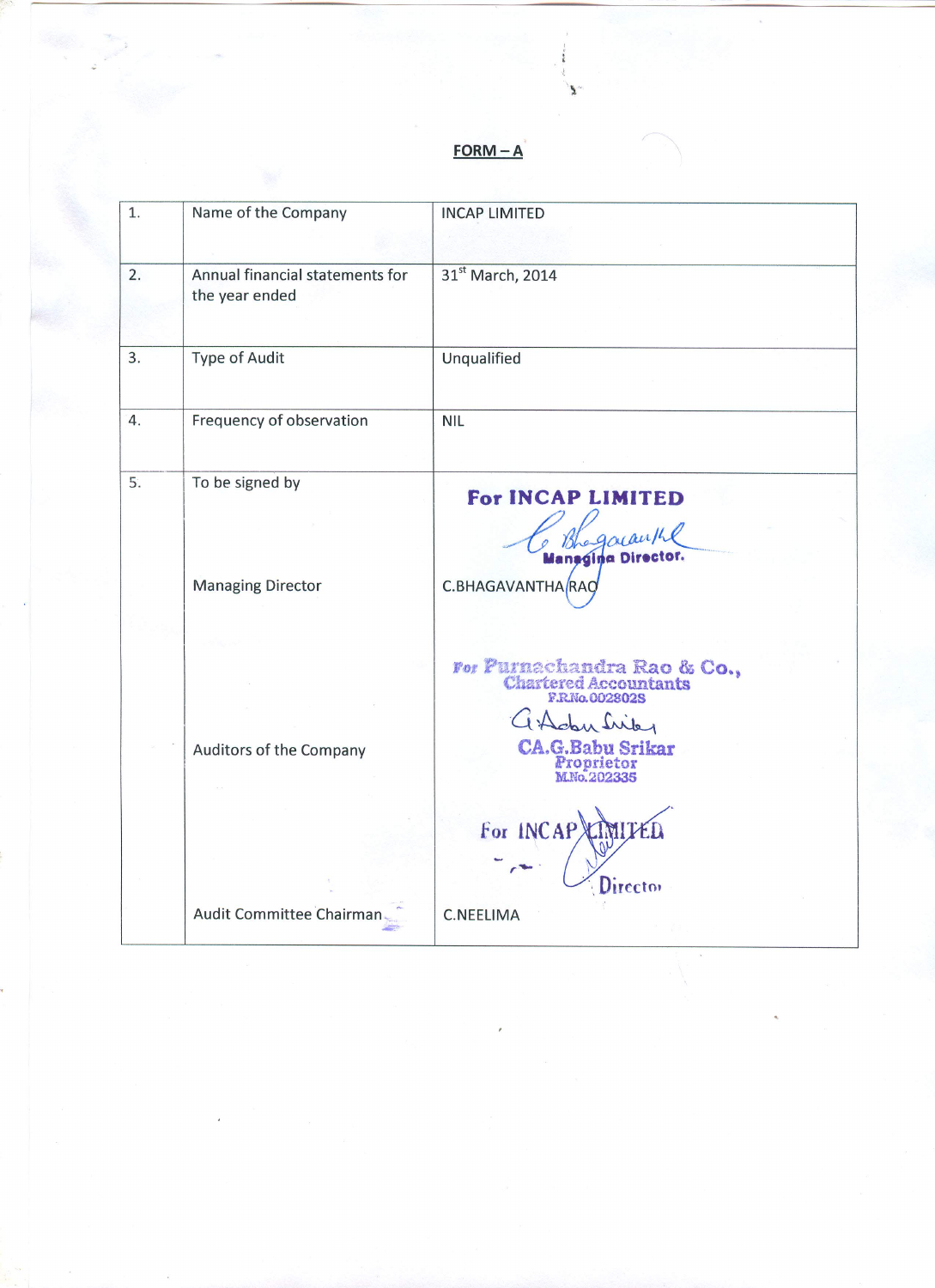# FORM – A

| | | |
|---|---|---|
| 1. | Name of the Company | INCAP LIMITED |
| 2. | Annual financial statements for the year ended | 31st March, 2014 |
| 3. | Type of Audit | Unqualified |
| 4. | Frequency of observation | NIL |
| 5. | To be signed by<br><br>Managing Director | For INCAP LIMITED<br>Managing Director.<br>C.BHAGAVANTHA RAO |
| | Auditors of the Company | For Purnachandra Rao & Co.,<br>Chartered Accountants<br>F.R.No.002802S<br>CA.G.Babu Srikar<br>Proprietor<br>M.No.202335 |
| | Audit Committee Chairman | For INCAP LIMITED<br>Director<br>C.NEELIMA |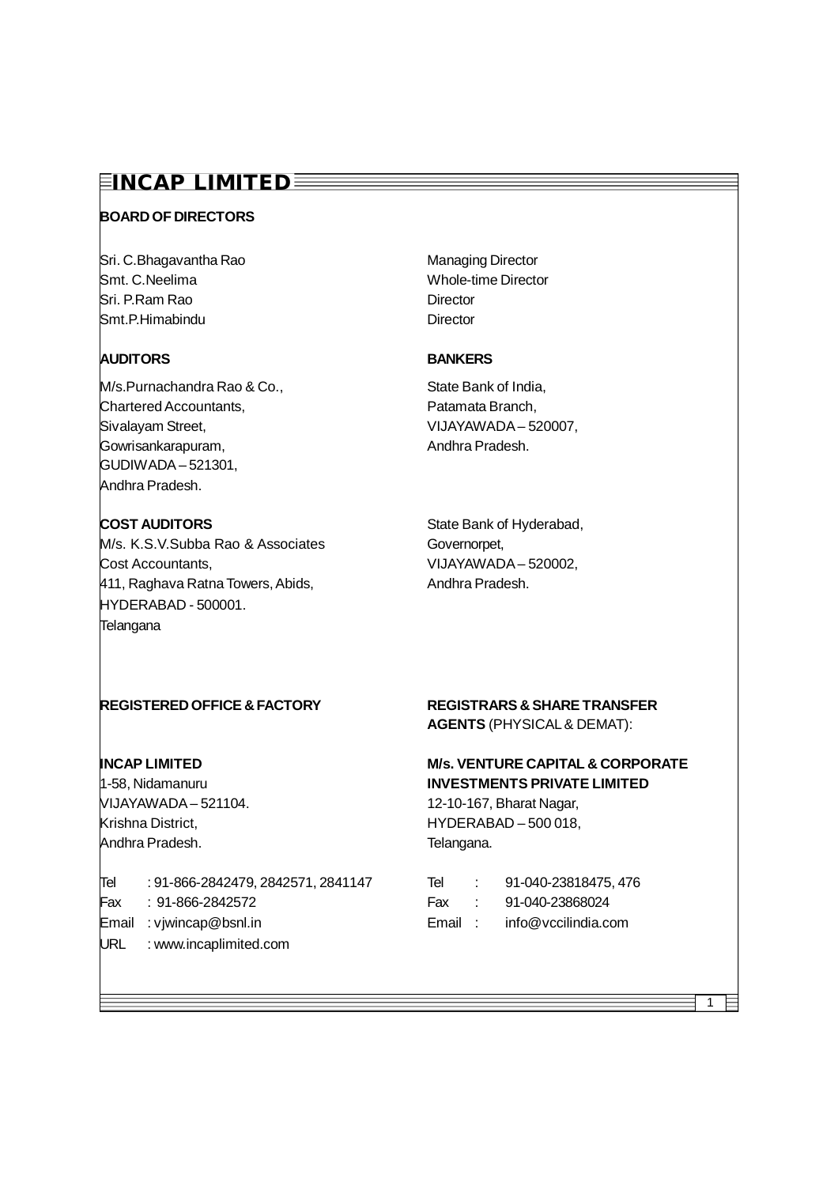# INCAP LIMITED

## BOARD OF DIRECTORS

| | |
|---|---|
| Sri. C.Bhagavantha Rao | Managing Director |
| Smt. C.Neelima | Whole-time Director |
| Sri. P.Ram Rao | Director |
| Smt.P.Himabindu | Director |

## AUDITORS

M/s.Purnachandra Rao & Co.,
Chartered Accountants,
Sivalayam Street,
Gowrisankarapuram,
GUDIWADA – 521301,
Andhra Pradesh.

## BANKERS

State Bank of India,
Patamata Branch,
VIJAYAWADA – 520007,
Andhra Pradesh.

State Bank of Hyderabad,
Governorpet,
VIJAYAWADA – 520002,
Andhra Pradesh.

## COST AUDITORS

M/s. K.S.V.Subba Rao & Associates
Cost Accountants,
411, Raghava Ratna Towers, Abids,
HYDERABAD - 500001.
Telangana

## REGISTERED OFFICE & FACTORY

**INCAP LIMITED**
1-58, Nidamanuru
VIJAYAWADA – 521104.
Krishna District,
Andhra Pradesh.

Tel : 91-866-2842479, 2842571, 2841147
Fax : 91-866-2842572
Email : vjwincap@bsnl.in
URL : www.incaplimited.com

## REGISTRARS & SHARE TRANSFER AGENTS (PHYSICAL & DEMAT):

**M/s. VENTURE CAPITAL & CORPORATE INVESTMENTS PRIVATE LIMITED**
12-10-167, Bharat Nagar,
HYDERABAD – 500 018,
Telangana.

Tel : 91-040-23818475, 476
Fax : 91-040-23868024
Email : info@vccilindia.com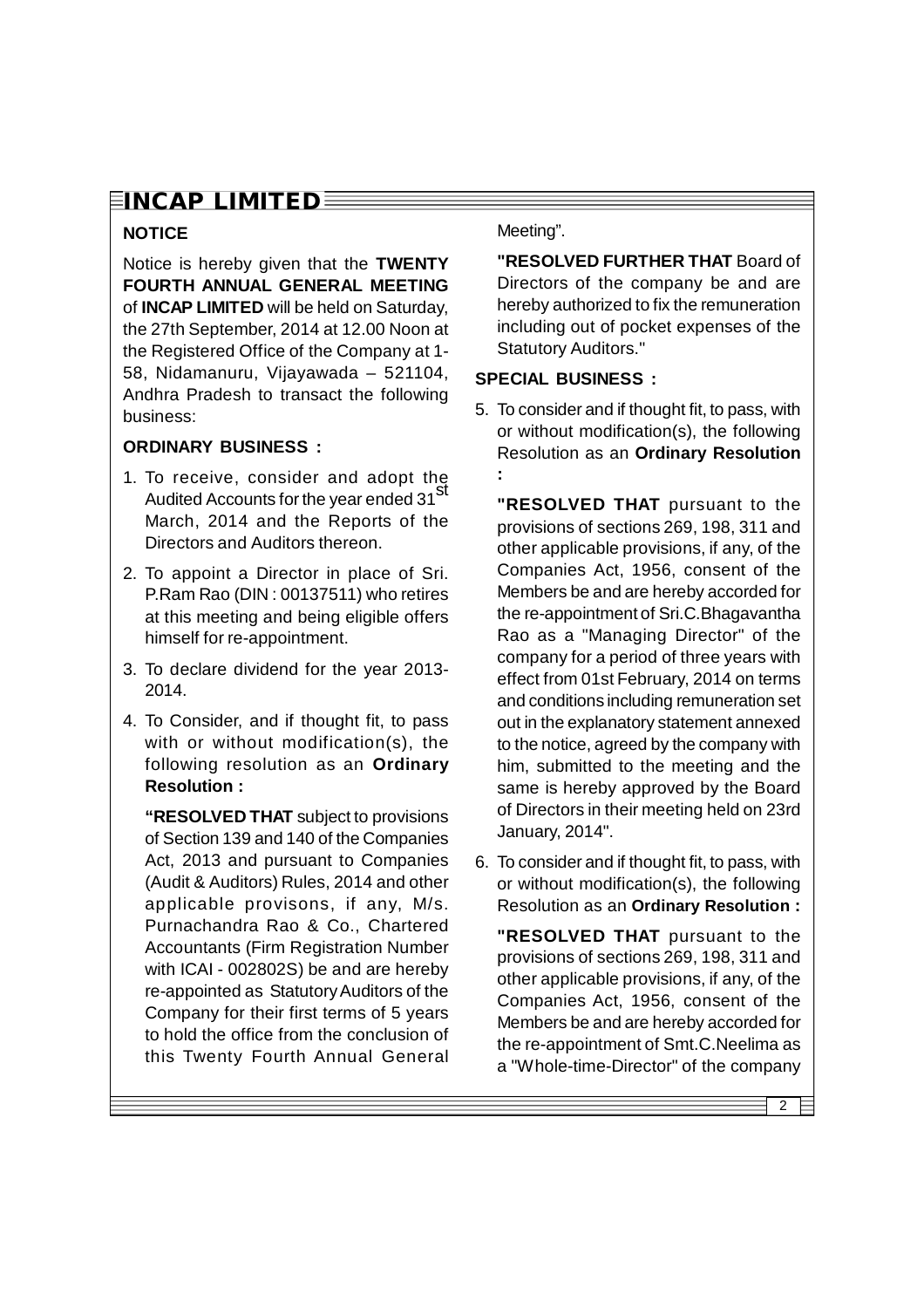## NOTICE

Notice is hereby given that the **TWENTY FOURTH ANNUAL GENERAL MEETING** of **INCAP LIMITED** will be held on Saturday, the 27th September, 2014 at 12.00 Noon at the Registered Office of the Company at 1-58, Nidamanuru, Vijayawada – 521104, Andhra Pradesh to transact the following business:

### ORDINARY BUSINESS :

1. To receive, consider and adopt the Audited Accounts for the year ended 31st March, 2014 and the Reports of the Directors and Auditors thereon.

2. To appoint a Director in place of Sri. P.Ram Rao (DIN : 00137511) who retires at this meeting and being eligible offers himself for re-appointment.

3. To declare dividend for the year 2013-2014.

4. To Consider, and if thought fit, to pass with or without modification(s), the following resolution as an **Ordinary Resolution :**

   **"RESOLVED THAT** subject to provisions of Section 139 and 140 of the Companies Act, 2013 and pursuant to Companies (Audit & Auditors) Rules, 2014 and other applicable provisons, if any, M/s. Purnachandra Rao & Co., Chartered Accountants (Firm Registration Number with ICAI - 002802S) be and are hereby re-appointed as Statutory Auditors of the Company for their first terms of 5 years to hold the office from the conclusion of this Twenty Fourth Annual General Meeting".

   **"RESOLVED FURTHER THAT** Board of Directors of the company be and are hereby authorized to fix the remuneration including out of pocket expenses of the Statutory Auditors."

### SPECIAL BUSINESS :

5. To consider and if thought fit, to pass, with or without modification(s), the following Resolution as an **Ordinary Resolution :**

   **"RESOLVED THAT** pursuant to the provisions of sections 269, 198, 311 and other applicable provisions, if any, of the Companies Act, 1956, consent of the Members be and are hereby accorded for the re-appointment of Sri.C.Bhagavantha Rao as a "Managing Director" of the company for a period of three years with effect from 01st February, 2014 on terms and conditions including remuneration set out in the explanatory statement annexed to the notice, agreed by the company with him, submitted to the meeting and the same is hereby approved by the Board of Directors in their meeting held on 23rd January, 2014".

6. To consider and if thought fit, to pass, with or without modification(s), the following Resolution as an **Ordinary Resolution :**

   **"RESOLVED THAT** pursuant to the provisions of sections 269, 198, 311 and other applicable provisions, if any, of the Companies Act, 1956, consent of the Members be and are hereby accorded for the re-appointment of Smt.C.Neelima as a "Whole-time-Director" of the company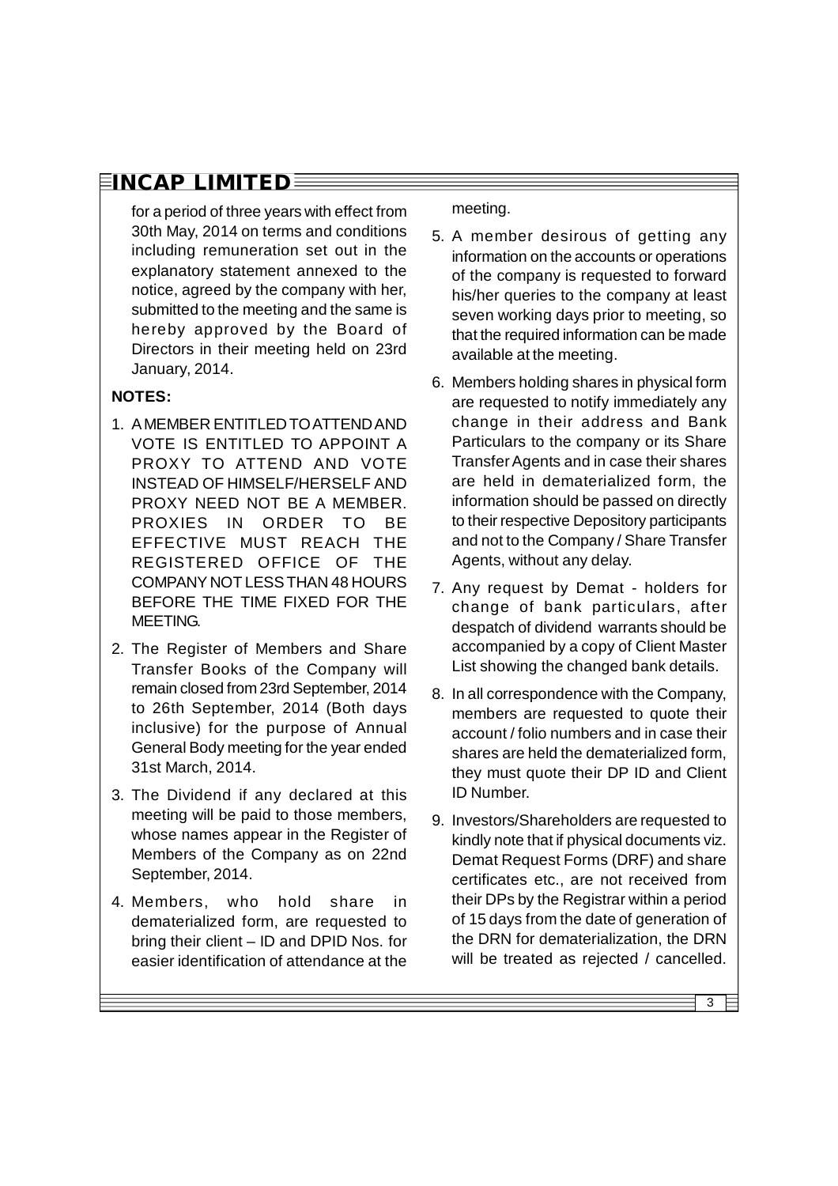for a period of three years with effect from 30th May, 2014 on terms and conditions including remuneration set out in the explanatory statement annexed to the notice, agreed by the company with her, submitted to the meeting and the same is hereby approved by the Board of Directors in their meeting held on 23rd January, 2014.

**NOTES:**

1. A MEMBER ENTITLED TO ATTEND AND VOTE IS ENTITLED TO APPOINT A PROXY TO ATTEND AND VOTE INSTEAD OF HIMSELF/HERSELF AND PROXY NEED NOT BE A MEMBER. PROXIES IN ORDER TO BE EFFECTIVE MUST REACH THE REGISTERED OFFICE OF THE COMPANY NOT LESS THAN 48 HOURS BEFORE THE TIME FIXED FOR THE MEETING.

2. The Register of Members and Share Transfer Books of the Company will remain closed from 23rd September, 2014 to 26th September, 2014 (Both days inclusive) for the purpose of Annual General Body meeting for the year ended 31st March, 2014.

3. The Dividend if any declared at this meeting will be paid to those members, whose names appear in the Register of Members of the Company as on 22nd September, 2014.

4. Members, who hold share in dematerialized form, are requested to bring their client – ID and DPID Nos. for easier identification of attendance at the meeting.

5. A member desirous of getting any information on the accounts or operations of the company is requested to forward his/her queries to the company at least seven working days prior to meeting, so that the required information can be made available at the meeting.

6. Members holding shares in physical form are requested to notify immediately any change in their address and Bank Particulars to the company or its Share Transfer Agents and in case their shares are held in dematerialized form, the information should be passed on directly to their respective Depository participants and not to the Company / Share Transfer Agents, without any delay.

7. Any request by Demat - holders for change of bank particulars, after despatch of dividend warrants should be accompanied by a copy of Client Master List showing the changed bank details.

8. In all correspondence with the Company, members are requested to quote their account / folio numbers and in case their shares are held the dematerialized form, they must quote their DP ID and Client ID Number.

9. Investors/Shareholders are requested to kindly note that if physical documents viz. Demat Request Forms (DRF) and share certificates etc., are not received from their DPs by the Registrar within a period of 15 days from the date of generation of the DRN for dematerialization, the DRN will be treated as rejected / cancelled.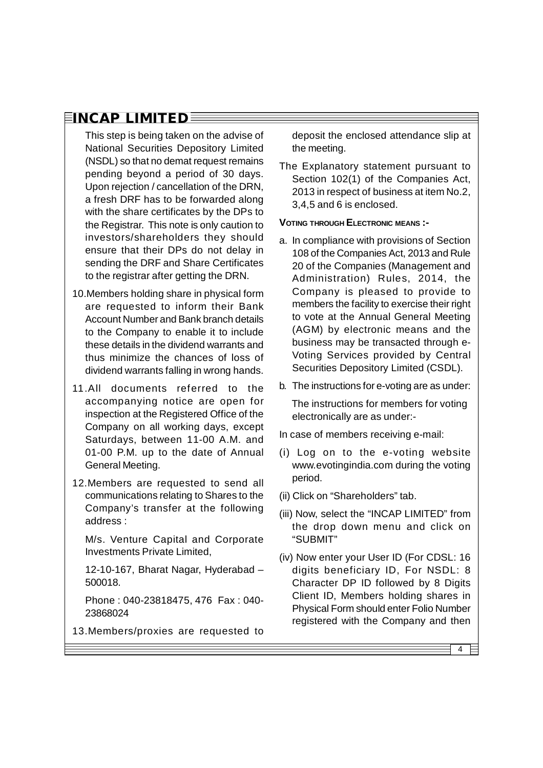This step is being taken on the advise of National Securities Depository Limited (NSDL) so that no demat request remains pending beyond a period of 30 days. Upon rejection / cancellation of the DRN, a fresh DRF has to be forwarded along with the share certificates by the DPs to the Registrar. This note is only caution to investors/shareholders they should ensure that their DPs do not delay in sending the DRF and Share Certificates to the registrar after getting the DRN.

10. Members holding share in physical form are requested to inform their Bank Account Number and Bank branch details to the Company to enable it to include these details in the dividend warrants and thus minimize the chances of loss of dividend warrants falling in wrong hands.

11. All documents referred to the accompanying notice are open for inspection at the Registered Office of the Company on all working days, except Saturdays, between 11-00 A.M. and 01-00 P.M. up to the date of Annual General Meeting.

12. Members are requested to send all communications relating to Shares to the Company's transfer at the following address :

    M/s. Venture Capital and Corporate Investments Private Limited,

    12-10-167, Bharat Nagar, Hyderabad – 500018.

    Phone : 040-23818475, 476 Fax : 040-23868024

13. Members/proxies are requested to deposit the enclosed attendance slip at the meeting.

The Explanatory statement pursuant to Section 102(1) of the Companies Act, 2013 in respect of business at item No.2, 3,4,5 and 6 is enclosed.

**VOTING THROUGH ELECTRONIC MEANS :-**

a. In compliance with provisions of Section 108 of the Companies Act, 2013 and Rule 20 of the Companies (Management and Administration) Rules, 2014, the Company is pleased to provide to members the facility to exercise their right to vote at the Annual General Meeting (AGM) by electronic means and the business may be transacted through e-Voting Services provided by Central Securities Depository Limited (CSDL).

b. The instructions for e-voting are as under:

   The instructions for members for voting electronically are as under:-

In case of members receiving e-mail:

(i) Log on to the e-voting website www.evotingindia.com during the voting period.

(ii) Click on "Shareholders" tab.

(iii) Now, select the "INCAP LIMITED" from the drop down menu and click on "SUBMIT"

(iv) Now enter your User ID (For CDSL: 16 digits beneficiary ID, For NSDL: 8 Character DP ID followed by 8 Digits Client ID, Members holding shares in Physical Form should enter Folio Number registered with the Company and then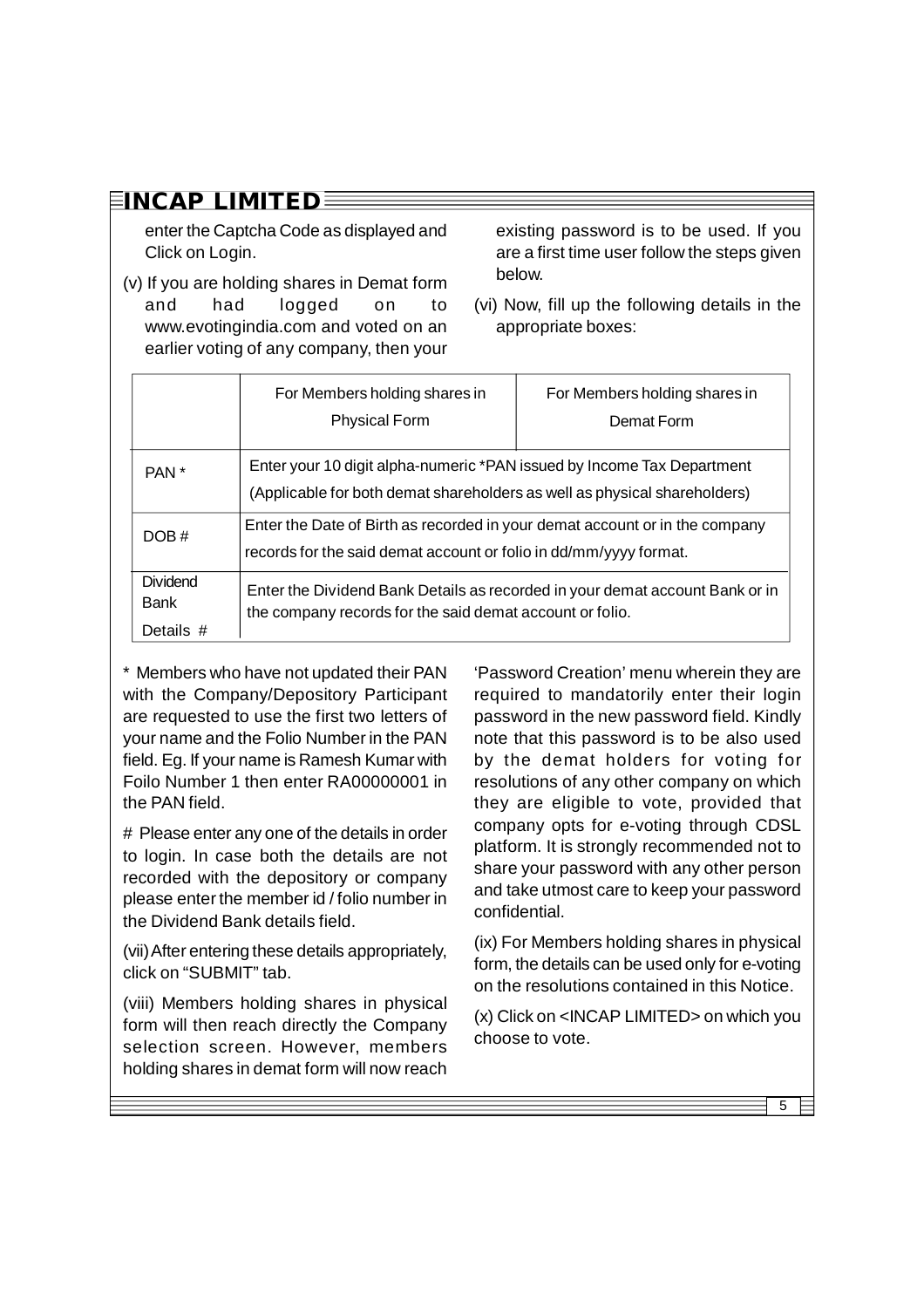enter the Captcha Code as displayed and Click on Login.

(v) If you are holding shares in Demat form and had logged on to www.evotingindia.com and voted on an earlier voting of any company, then your existing password is to be used. If you are a first time user follow the steps given below.

(vi) Now, fill up the following details in the appropriate boxes:

| | For Members holding shares in Physical Form | For Members holding shares in Demat Form |
|---|---|---|
| PAN * | Enter your 10 digit alpha-numeric *PAN issued by Income Tax Department (Applicable for both demat shareholders as well as physical shareholders) | |
| DOB # | Enter the Date of Birth as recorded in your demat account or in the company records for the said demat account or folio in dd/mm/yyyy format. | |
| Dividend Bank Details # | Enter the Dividend Bank Details as recorded in your demat account Bank or in the company records for the said demat account or folio. | |

\* Members who have not updated their PAN with the Company/Depository Participant are requested to use the first two letters of your name and the Folio Number in the PAN field. Eg. If your name is Ramesh Kumar with Foilo Number 1 then enter RA00000001 in the PAN field.

\# Please enter any one of the details in order to login. In case both the details are not recorded with the depository or company please enter the member id / folio number in the Dividend Bank details field.

(vii) After entering these details appropriately, click on "SUBMIT" tab.

(viii) Members holding shares in physical form will then reach directly the Company selection screen. However, members holding shares in demat form will now reach 'Password Creation' menu wherein they are required to mandatorily enter their login password in the new password field. Kindly note that this password is to be also used by the demat holders for voting for resolutions of any other company on which they are eligible to vote, provided that company opts for e-voting through CDSL platform. It is strongly recommended not to share your password with any other person and take utmost care to keep your password confidential.

(ix) For Members holding shares in physical form, the details can be used only for e-voting on the resolutions contained in this Notice.

(x) Click on <INCAP LIMITED> on which you choose to vote.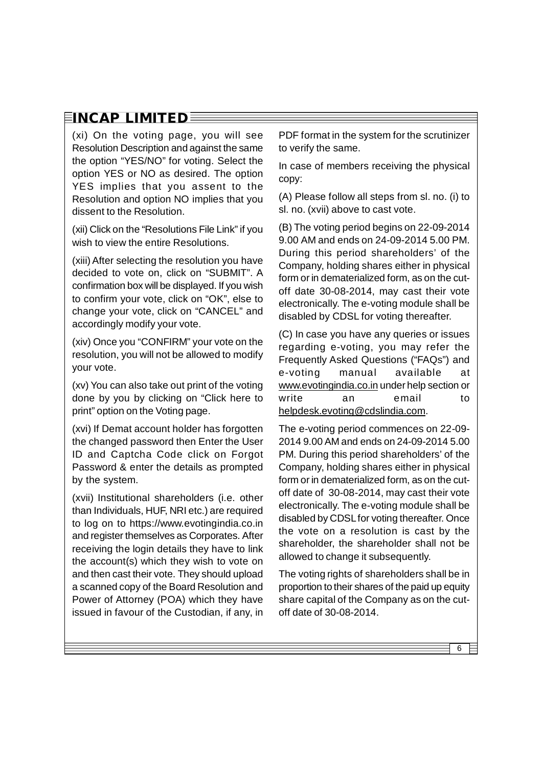(xi) On the voting page, you will see Resolution Description and against the same the option "YES/NO" for voting. Select the option YES or NO as desired. The option YES implies that you assent to the Resolution and option NO implies that you dissent to the Resolution.

(xii) Click on the "Resolutions File Link" if you wish to view the entire Resolutions.

(xiii) After selecting the resolution you have decided to vote on, click on "SUBMIT". A confirmation box will be displayed. If you wish to confirm your vote, click on "OK", else to change your vote, click on "CANCEL" and accordingly modify your vote.

(xiv) Once you "CONFIRM" your vote on the resolution, you will not be allowed to modify your vote.

(xv) You can also take out print of the voting done by you by clicking on "Click here to print" option on the Voting page.

(xvi) If Demat account holder has forgotten the changed password then Enter the User ID and Captcha Code click on Forgot Password & enter the details as prompted by the system.

(xvii) Institutional shareholders (i.e. other than Individuals, HUF, NRI etc.) are required to log on to https://www.evotingindia.co.in and register themselves as Corporates. After receiving the login details they have to link the account(s) which they wish to vote on and then cast their vote. They should upload a scanned copy of the Board Resolution and Power of Attorney (POA) which they have issued in favour of the Custodian, if any, in PDF format in the system for the scrutinizer to verify the same.

In case of members receiving the physical copy:

(A) Please follow all steps from sl. no. (i) to sl. no. (xvii) above to cast vote.

(B) The voting period begins on 22-09-2014 9.00 AM and ends on 24-09-2014 5.00 PM. During this period shareholders' of the Company, holding shares either in physical form or in dematerialized form, as on the cut-off date 30-08-2014, may cast their vote electronically. The e-voting module shall be disabled by CDSL for voting thereafter.

(C) In case you have any queries or issues regarding e-voting, you may refer the Frequently Asked Questions ("FAQs") and e-voting manual available at www.evotingindia.co.in under help section or write an email to helpdesk.evoting@cdslindia.com.

The e-voting period commences on 22-09-2014 9.00 AM and ends on 24-09-2014 5.00 PM. During this period shareholders' of the Company, holding shares either in physical form or in dematerialized form, as on the cut-off date of 30-08-2014, may cast their vote electronically. The e-voting module shall be disabled by CDSL for voting thereafter. Once the vote on a resolution is cast by the shareholder, the shareholder shall not be allowed to change it subsequently.

The voting rights of shareholders shall be in proportion to their shares of the paid up equity share capital of the Company as on the cut-off date of 30-08-2014.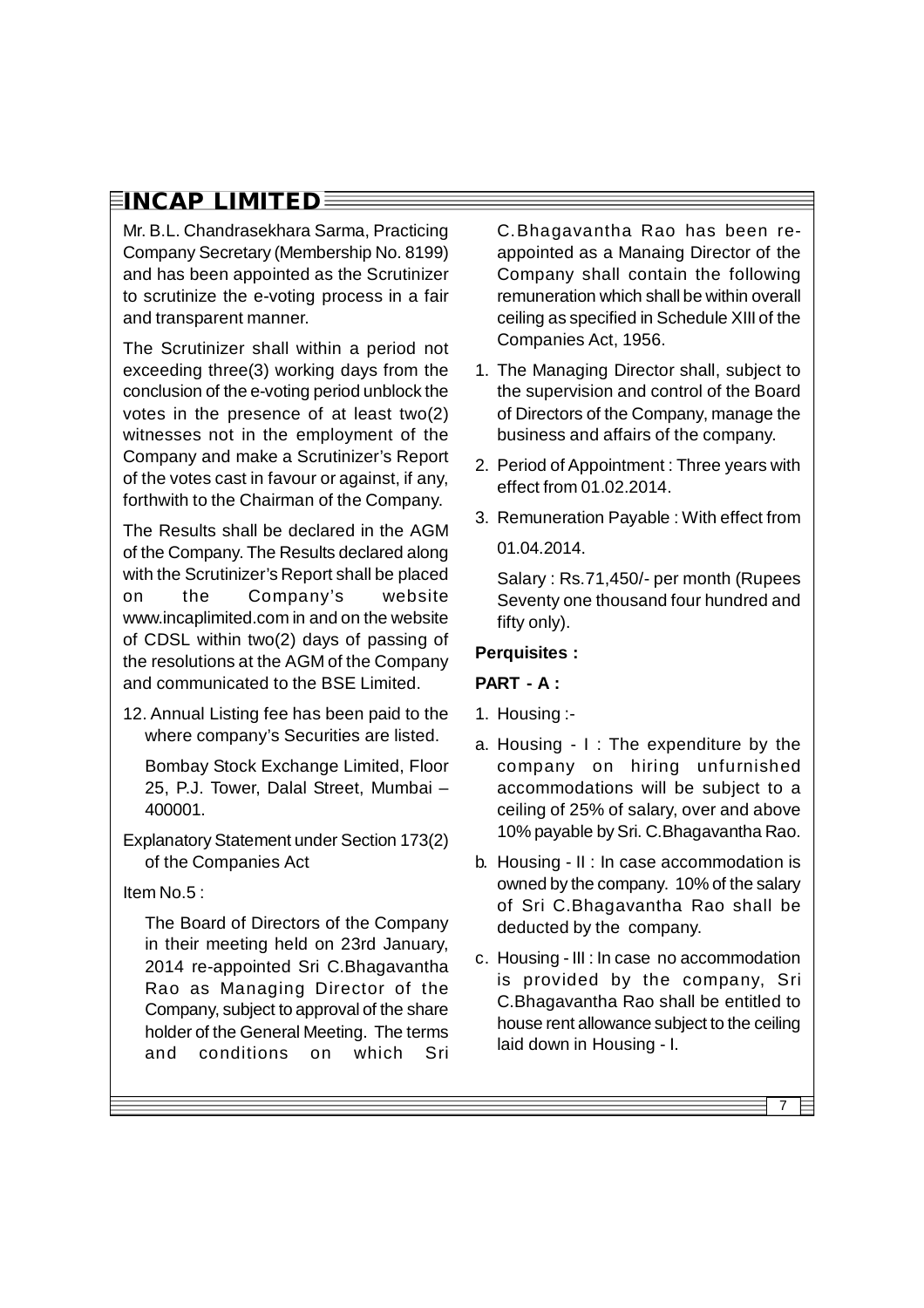Mr. B.L. Chandrasekhara Sarma, Practicing Company Secretary (Membership No. 8199) and has been appointed as the Scrutinizer to scrutinize the e-voting process in a fair and transparent manner.

The Scrutinizer shall within a period not exceeding three(3) working days from the conclusion of the e-voting period unblock the votes in the presence of at least two(2) witnesses not in the employment of the Company and make a Scrutinizer's Report of the votes cast in favour or against, if any, forthwith to the Chairman of the Company.

The Results shall be declared in the AGM of the Company. The Results declared along with the Scrutinizer's Report shall be placed on the Company's website www.incaplimited.com in and on the website of CDSL within two(2) days of passing of the resolutions at the AGM of the Company and communicated to the BSE Limited.

12. Annual Listing fee has been paid to the where company's Securities are listed.

    Bombay Stock Exchange Limited, Floor 25, P.J. Tower, Dalal Street, Mumbai – 400001.

Explanatory Statement under Section 173(2) of the Companies Act

Item No.5 :

The Board of Directors of the Company in their meeting held on 23rd January, 2014 re-appointed Sri C.Bhagavantha Rao as Managing Director of the Company, subject to approval of the share holder of the General Meeting. The terms and conditions on which Sri C.Bhagavantha Rao has been re-appointed as a Manaing Director of the Company shall contain the following remuneration which shall be within overall ceiling as specified in Schedule XIII of the Companies Act, 1956.

1. The Managing Director shall, subject to the supervision and control of the Board of Directors of the Company, manage the business and affairs of the company.
2. Period of Appointment : Three years with effect from 01.02.2014.
3. Remuneration Payable : With effect from 01.04.2014.

   Salary : Rs.71,450/- per month (Rupees Seventy one thousand four hundred and fifty only).

**Perquisites :**

**PART - A :**

1. Housing :-

a. Housing - I : The expenditure by the company on hiring unfurnished accommodations will be subject to a ceiling of 25% of salary, over and above 10% payable by Sri. C.Bhagavantha Rao.

b. Housing - II : In case accommodation is owned by the company. 10% of the salary of Sri C.Bhagavantha Rao shall be deducted by the company.

c. Housing - III : In case no accommodation is provided by the company, Sri C.Bhagavantha Rao shall be entitled to house rent allowance subject to the ceiling laid down in Housing - I.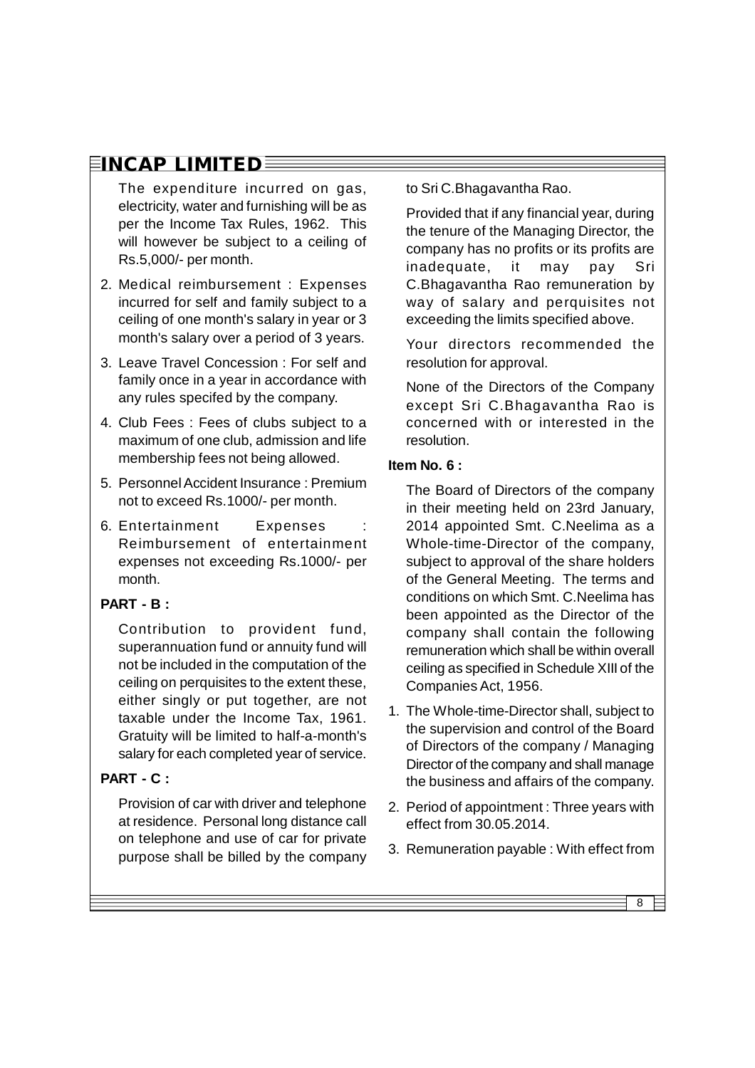The expenditure incurred on gas, electricity, water and furnishing will be as per the Income Tax Rules, 1962. This will however be subject to a ceiling of Rs.5,000/- per month.

2. Medical reimbursement : Expenses incurred for self and family subject to a ceiling of one month's salary in year or 3 month's salary over a period of 3 years.
3. Leave Travel Concession : For self and family once in a year in accordance with any rules specifed by the company.
4. Club Fees : Fees of clubs subject to a maximum of one club, admission and life membership fees not being allowed.
5. Personnel Accident Insurance : Premium not to exceed Rs.1000/- per month.
6. Entertainment Expenses : Reimbursement of entertainment expenses not exceeding Rs.1000/- per month.

**PART - B :**

Contribution to provident fund, superannuation fund or annuity fund will not be included in the computation of the ceiling on perquisites to the extent these, either singly or put together, are not taxable under the Income Tax, 1961. Gratuity will be limited to half-a-month's salary for each completed year of service.

**PART - C :**

Provision of car with driver and telephone at residence. Personal long distance call on telephone and use of car for private purpose shall be billed by the company to Sri C.Bhagavantha Rao.

Provided that if any financial year, during the tenure of the Managing Director, the company has no profits or its profits are inadequate, it may pay Sri C.Bhagavantha Rao remuneration by way of salary and perquisites not exceeding the limits specified above.

Your directors recommended the resolution for approval.

None of the Directors of the Company except Sri C.Bhagavantha Rao is concerned with or interested in the resolution.

**Item No. 6 :**

The Board of Directors of the company in their meeting held on 23rd January, 2014 appointed Smt. C.Neelima as a Whole-time-Director of the company, subject to approval of the share holders of the General Meeting. The terms and conditions on which Smt. C.Neelima has been appointed as the Director of the company shall contain the following remuneration which shall be within overall ceiling as specified in Schedule XIII of the Companies Act, 1956.

1. The Whole-time-Director shall, subject to the supervision and control of the Board of Directors of the company / Managing Director of the company and shall manage the business and affairs of the company.
2. Period of appointment : Three years with effect from 30.05.2014.
3. Remuneration payable : With effect from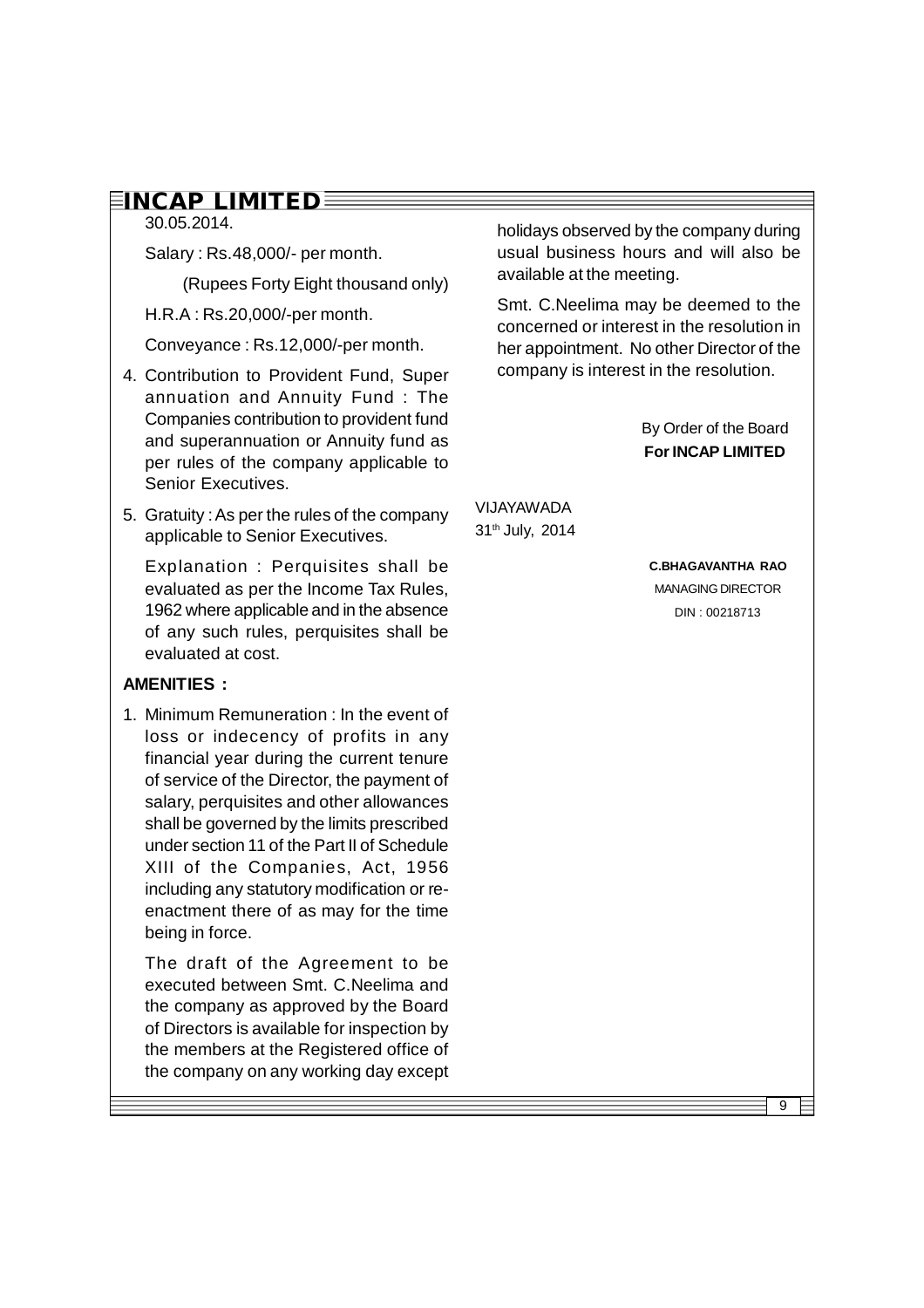30.05.2014.

Salary : Rs.48,000/- per month.

(Rupees Forty Eight thousand only)

H.R.A : Rs.20,000/-per month.

Conveyance : Rs.12,000/-per month.

4. Contribution to Provident Fund, Super annuation and Annuity Fund : The Companies contribution to provident fund and superannuation or Annuity fund as per rules of the company applicable to Senior Executives.

5. Gratuity : As per the rules of the company applicable to Senior Executives.

Explanation : Perquisites shall be evaluated as per the Income Tax Rules, 1962 where applicable and in the absence of any such rules, perquisites shall be evaluated at cost.

**AMENITIES :**

1. Minimum Remuneration : In the event of loss or indecency of profits in any financial year during the current tenure of service of the Director, the payment of salary, perquisites and other allowances shall be governed by the limits prescribed under section 11 of the Part II of Schedule XIII of the Companies, Act, 1956 including any statutory modification or re-enactment there of as may for the time being in force.

The draft of the Agreement to be executed between Smt. C.Neelima and the company as approved by the Board of Directors is available for inspection by the members at the Registered office of the company on any working day except holidays observed by the company during usual business hours and will also be available at the meeting.

Smt. C.Neelima may be deemed to the concerned or interest in the resolution in her appointment. No other Director of the company is interest in the resolution.

By Order of the Board
**For INCAP LIMITED**

VIJAYAWADA
31th July, 2014

**C.BHAGAVANTHA RAO**
MANAGING DIRECTOR
DIN : 00218713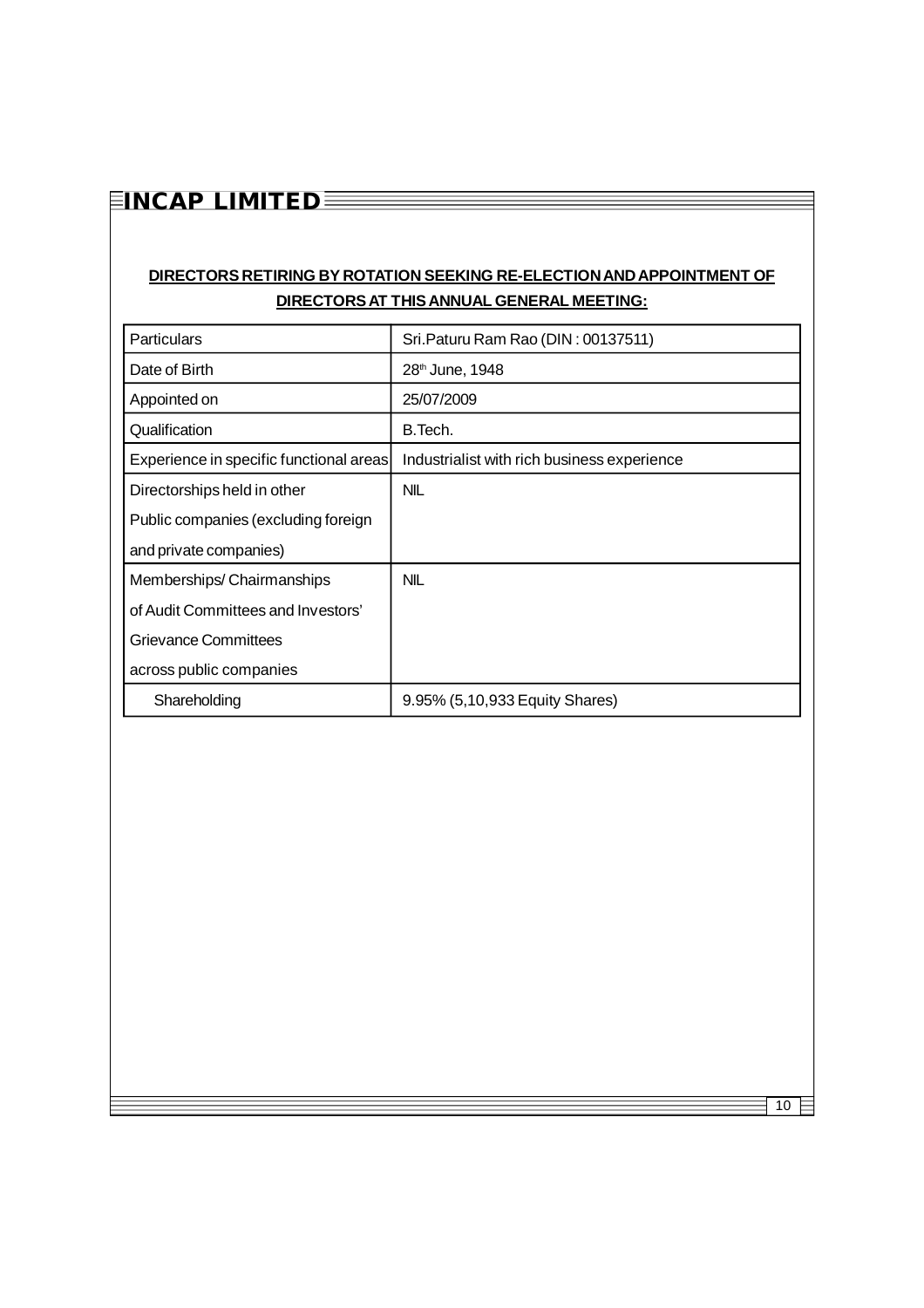## DIRECTORS RETIRING BY ROTATION SEEKING RE-ELECTION AND APPOINTMENT OF DIRECTORS AT THIS ANNUAL GENERAL MEETING:

| Particulars | Sri.Paturu Ram Rao (DIN : 00137511) |
|---|---|
| Date of Birth | 28th June, 1948 |
| Appointed on | 25/07/2009 |
| Qualification | B.Tech. |
| Experience in specific functional areas | Industrialist with rich business experience |
| Directorships held in other Public companies (excluding foreign and private companies) | NIL |
| Memberships/ Chairmanships of Audit Committees and Investors' Grievance Committees across public companies | NIL |
| Shareholding | 9.95% (5,10,933 Equity Shares) |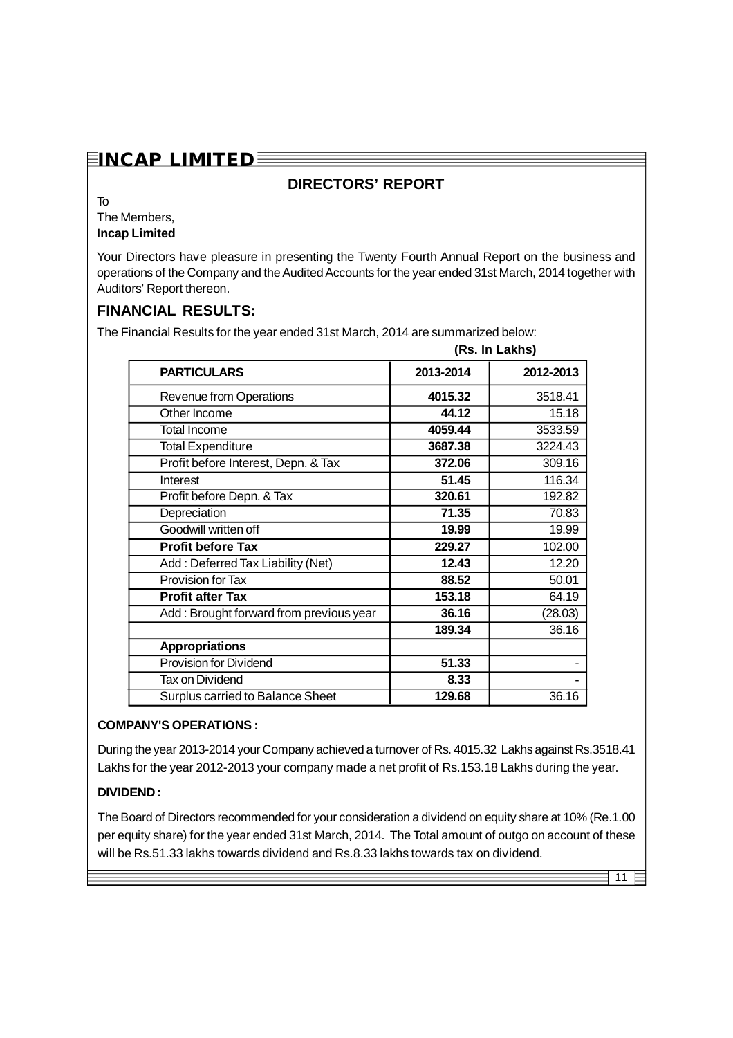## DIRECTORS' REPORT

To
The Members,
**Incap Limited**

Your Directors have pleasure in presenting the Twenty Fourth Annual Report on the business and operations of the Company and the Audited Accounts for the year ended 31st March, 2014 together with Auditors' Report thereon.

## FINANCIAL RESULTS:

The Financial Results for the year ended 31st March, 2014 are summarized below:

**(Rs. In Lakhs)**

| PARTICULARS | 2013-2014 | 2012-2013 |
|---|---|---|
| Revenue from Operations | **4015.32** | 3518.41 |
| Other Income | **44.12** | 15.18 |
| Total Income | **4059.44** | 3533.59 |
| Total Expenditure | **3687.38** | 3224.43 |
| Profit before Interest, Depn. & Tax | **372.06** | 309.16 |
| Interest | **51.45** | 116.34 |
| Profit before Depn. & Tax | **320.61** | 192.82 |
| Depreciation | **71.35** | 70.83 |
| Goodwill written off | **19.99** | 19.99 |
| **Profit before Tax** | **229.27** | 102.00 |
| Add : Deferred Tax Liability (Net) | **12.43** | 12.20 |
| Provision for Tax | **88.52** | 50.01 |
| **Profit after Tax** | **153.18** | 64.19 |
| Add : Brought forward from previous year | **36.16** | (28.03) |
| | **189.34** | 36.16 |
| **Appropriations** | | |
| Provision for Dividend | **51.33** | - |
| Tax on Dividend | **8.33** | - |
| Surplus carried to Balance Sheet | **129.68** | 36.16 |

**COMPANY'S OPERATIONS :**

During the year 2013-2014 your Company achieved a turnover of Rs. 4015.32 Lakhs against Rs.3518.41 Lakhs for the year 2012-2013 your company made a net profit of Rs.153.18 Lakhs during the year.

**DIVIDEND :**

The Board of Directors recommended for your consideration a dividend on equity share at 10% (Re.1.00 per equity share) for the year ended 31st March, 2014. The Total amount of outgo on account of these will be Rs.51.33 lakhs towards dividend and Rs.8.33 lakhs towards tax on dividend.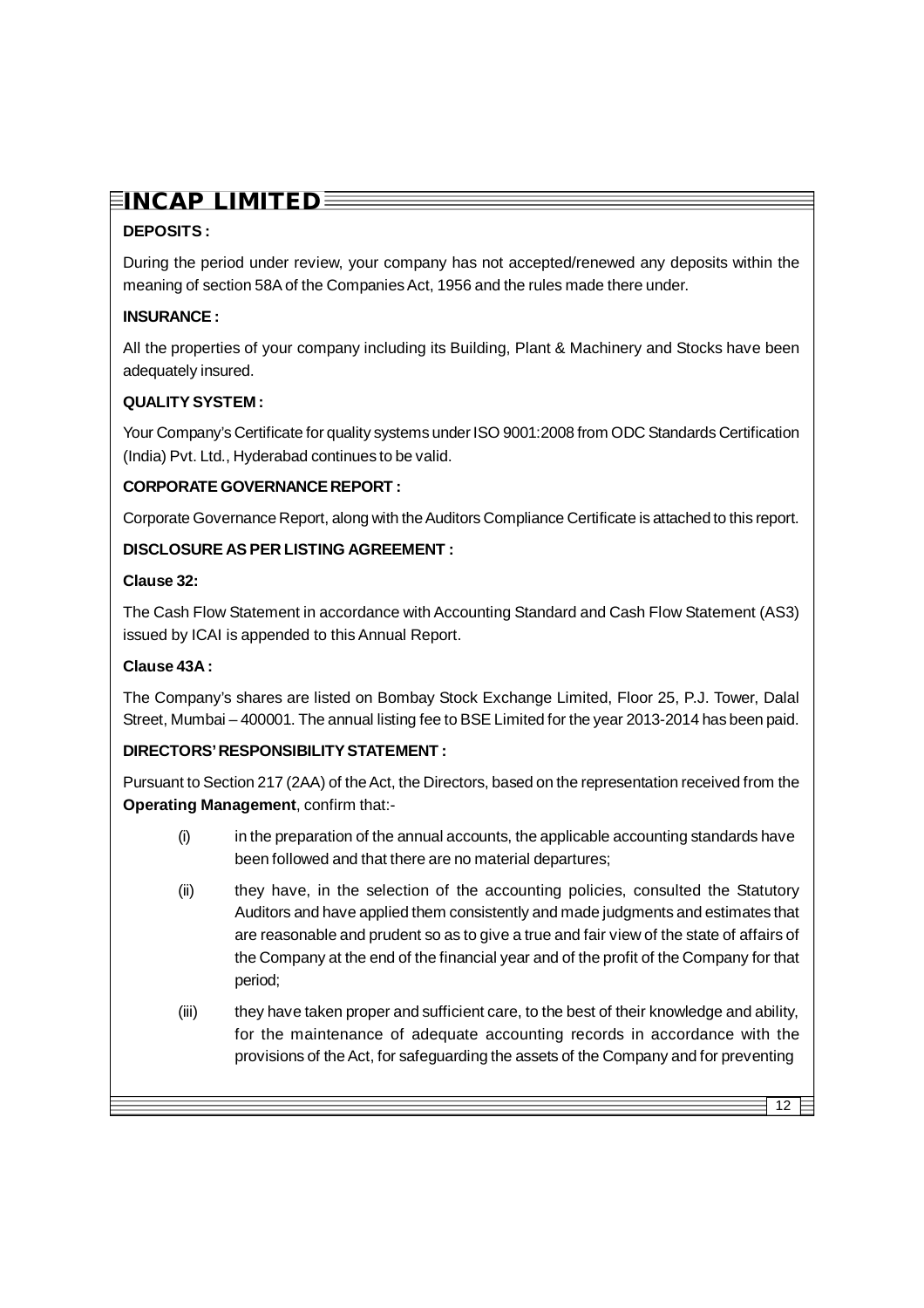**DEPOSITS :**

During the period under review, your company has not accepted/renewed any deposits within the meaning of section 58A of the Companies Act, 1956 and the rules made there under.

**INSURANCE :**

All the properties of your company including its Building, Plant & Machinery and Stocks have been adequately insured.

**QUALITY SYSTEM :**

Your Company's Certificate for quality systems under ISO 9001:2008 from ODC Standards Certification (India) Pvt. Ltd., Hyderabad continues to be valid.

**CORPORATE GOVERNANCE REPORT :**

Corporate Governance Report, along with the Auditors Compliance Certificate is attached to this report.

**DISCLOSURE AS PER LISTING AGREEMENT :**

**Clause 32:**

The Cash Flow Statement in accordance with Accounting Standard and Cash Flow Statement (AS3) issued by ICAI is appended to this Annual Report.

**Clause 43A :**

The Company's shares are listed on Bombay Stock Exchange Limited, Floor 25, P.J. Tower, Dalal Street, Mumbai – 400001. The annual listing fee to BSE Limited for the year 2013-2014 has been paid.

**DIRECTORS' RESPONSIBILITY STATEMENT :**

Pursuant to Section 217 (2AA) of the Act, the Directors, based on the representation received from the **Operating Management**, confirm that:-

(i) in the preparation of the annual accounts, the applicable accounting standards have been followed and that there are no material departures;

(ii) they have, in the selection of the accounting policies, consulted the Statutory Auditors and have applied them consistently and made judgments and estimates that are reasonable and prudent so as to give a true and fair view of the state of affairs of the Company at the end of the financial year and of the profit of the Company for that period;

(iii) they have taken proper and sufficient care, to the best of their knowledge and ability, for the maintenance of adequate accounting records in accordance with the provisions of the Act, for safeguarding the assets of the Company and for preventing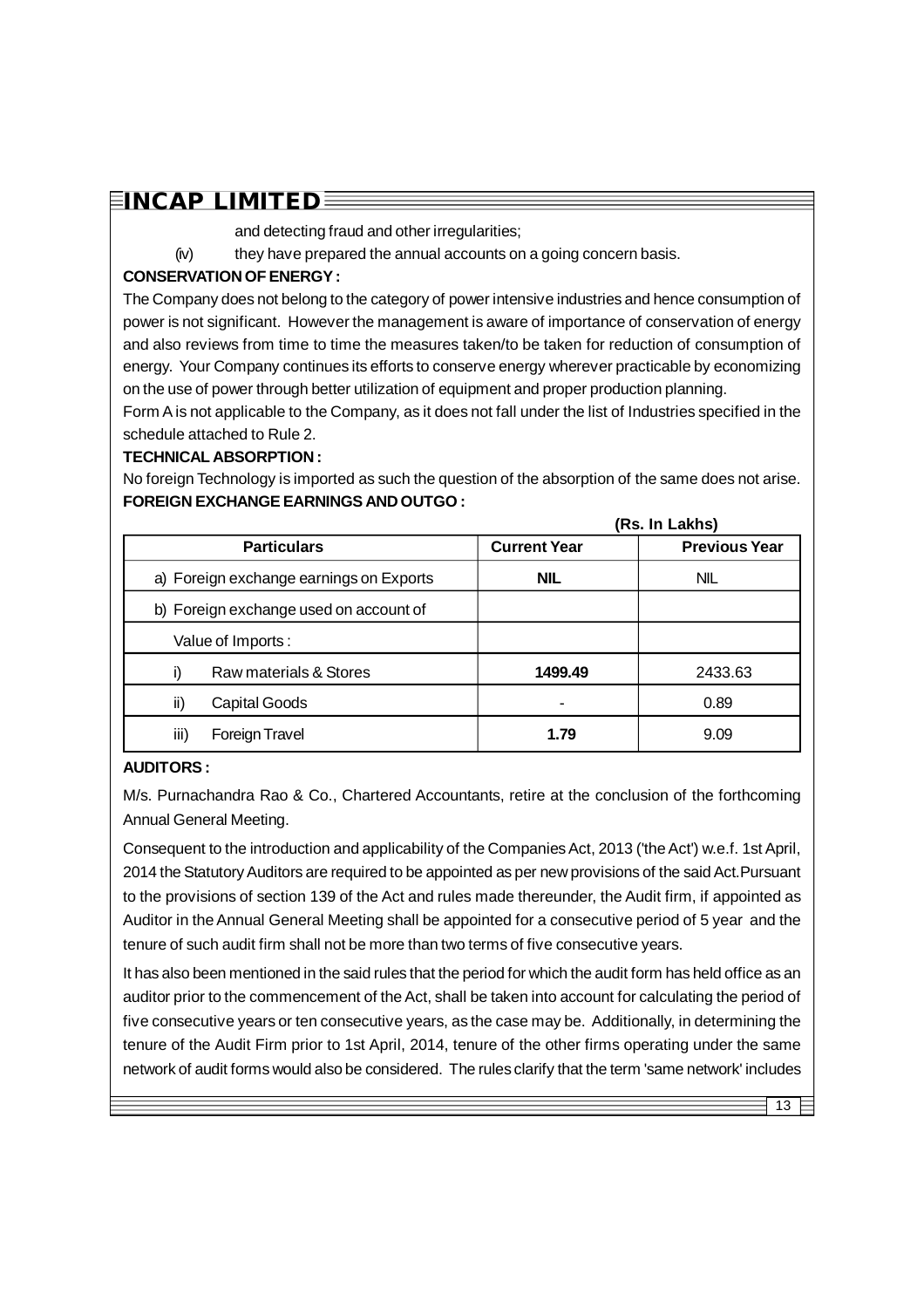and detecting fraud and other irregularities;

(iv) they have prepared the annual accounts on a going concern basis.

**CONSERVATION OF ENERGY :**

The Company does not belong to the category of power intensive industries and hence consumption of power is not significant. However the management is aware of importance of conservation of energy and also reviews from time to time the measures taken/to be taken for reduction of consumption of energy. Your Company continues its efforts to conserve energy wherever practicable by economizing on the use of power through better utilization of equipment and proper production planning.

Form A is not applicable to the Company, as it does not fall under the list of Industries specified in the schedule attached to Rule 2.

**TECHNICAL ABSORPTION :**

No foreign Technology is imported as such the question of the absorption of the same does not arise.

**FOREIGN EXCHANGE EARNINGS AND OUTGO :**

**(Rs. In Lakhs)**

| Particulars | Current Year | Previous Year |
|---|---|---|
| a) Foreign exchange earnings on Exports | **NIL** | NIL |
| b) Foreign exchange used on account of | | |
| Value of Imports : | | |
| i) Raw materials & Stores | **1499.49** | 2433.63 |
| ii) Capital Goods | - | 0.89 |
| iii) Foreign Travel | **1.79** | 9.09 |

**AUDITORS :**

M/s. Purnachandra Rao & Co., Chartered Accountants, retire at the conclusion of the forthcoming Annual General Meeting.

Consequent to the introduction and applicability of the Companies Act, 2013 ('the Act') w.e.f. 1st April, 2014 the Statutory Auditors are required to be appointed as per new provisions of the said Act.Pursuant to the provisions of section 139 of the Act and rules made thereunder, the Audit firm, if appointed as Auditor in the Annual General Meeting shall be appointed for a consecutive period of 5 year and the tenure of such audit firm shall not be more than two terms of five consecutive years.

It has also been mentioned in the said rules that the period for which the audit form has held office as an auditor prior to the commencement of the Act, shall be taken into account for calculating the period of five consecutive years or ten consecutive years, as the case may be. Additionally, in determining the tenure of the Audit Firm prior to 1st April, 2014, tenure of the other firms operating under the same network of audit forms would also be considered. The rules clarify that the term 'same network' includes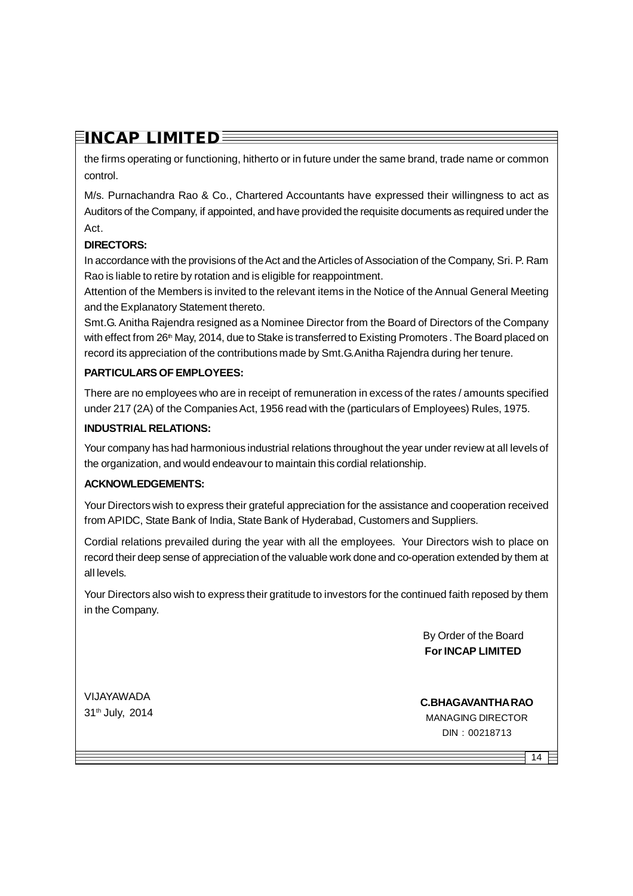the firms operating or functioning, hitherto or in future under the same brand, trade name or common control.

M/s. Purnachandra Rao & Co., Chartered Accountants have expressed their willingness to act as Auditors of the Company, if appointed, and have provided the requisite documents as required under the Act.

**DIRECTORS:**

In accordance with the provisions of the Act and the Articles of Association of the Company, Sri. P. Ram Rao is liable to retire by rotation and is eligible for reappointment.

Attention of the Members is invited to the relevant items in the Notice of the Annual General Meeting and the Explanatory Statement thereto.

Smt.G. Anitha Rajendra resigned as a Nominee Director from the Board of Directors of the Company with effect from 26th May, 2014, due to Stake is transferred to Existing Promoters . The Board placed on record its appreciation of the contributions made by Smt.G.Anitha Rajendra during her tenure.

**PARTICULARS OF EMPLOYEES:**

There are no employees who are in receipt of remuneration in excess of the rates / amounts specified under 217 (2A) of the Companies Act, 1956 read with the (particulars of Employees) Rules, 1975.

**INDUSTRIAL RELATIONS:**

Your company has had harmonious industrial relations throughout the year under review at all levels of the organization, and would endeavour to maintain this cordial relationship.

**ACKNOWLEDGEMENTS:**

Your Directors wish to express their grateful appreciation for the assistance and cooperation received from APIDC, State Bank of India, State Bank of Hyderabad, Customers and Suppliers.

Cordial relations prevailed during the year with all the employees. Your Directors wish to place on record their deep sense of appreciation of the valuable work done and co-operation extended by them at all levels.

Your Directors also wish to express their gratitude to investors for the continued faith reposed by them in the Company.

By Order of the Board
**For INCAP LIMITED**

VIJAYAWADA
31th July, 2014

**C.BHAGAVANTHA RAO**
MANAGING DIRECTOR
DIN : 00218713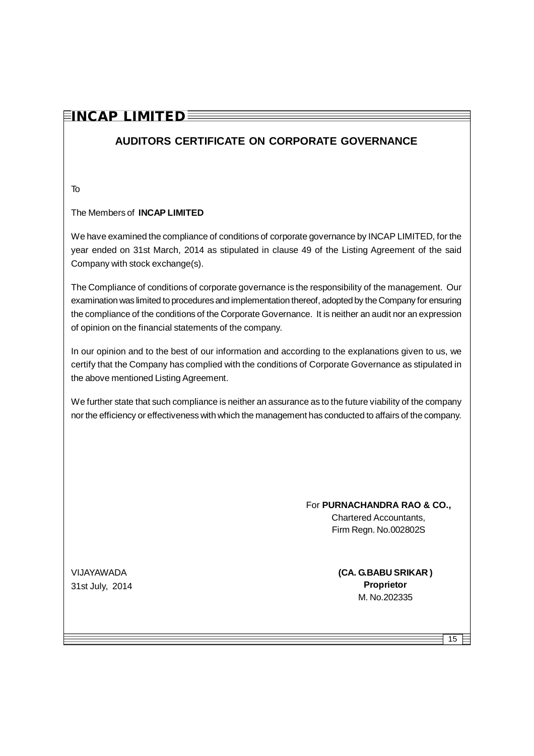## AUDITORS CERTIFICATE ON CORPORATE GOVERNANCE

To

The Members of **INCAP LIMITED**

We have examined the compliance of conditions of corporate governance by INCAP LIMITED, for the year ended on 31st March, 2014 as stipulated in clause 49 of the Listing Agreement of the said Company with stock exchange(s).

The Compliance of conditions of corporate governance is the responsibility of the management. Our examination was limited to procedures and implementation thereof, adopted by the Company for ensuring the compliance of the conditions of the Corporate Governance. It is neither an audit nor an expression of opinion on the financial statements of the company.

In our opinion and to the best of our information and according to the explanations given to us, we certify that the Company has complied with the conditions of Corporate Governance as stipulated in the above mentioned Listing Agreement.

We further state that such compliance is neither an assurance as to the future viability of the company nor the efficiency or effectiveness with which the management has conducted to affairs of the company.

For **PURNACHANDRA RAO & CO.,**
Chartered Accountants,
Firm Regn. No.002802S

VIJAYAWADA
31st July, 2014

**(CA. G.BABU SRIKAR )**
**Proprietor**
M. No.202335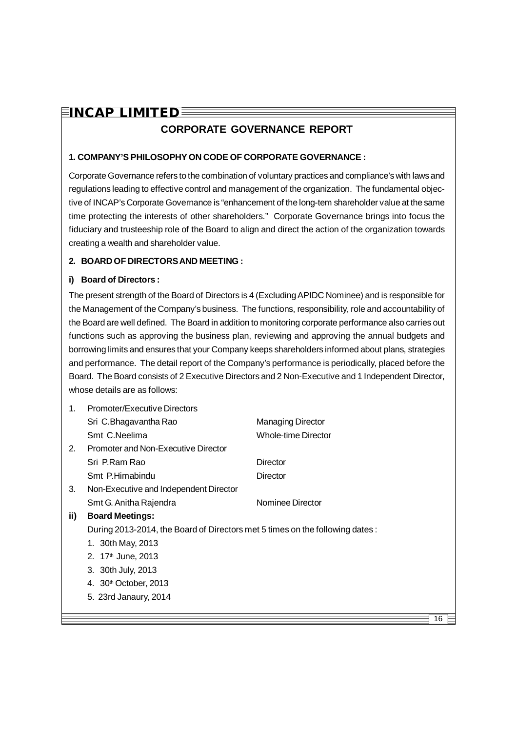# CORPORATE GOVERNANCE REPORT

**1. COMPANY'S PHILOSOPHY ON CODE OF CORPORATE GOVERNANCE :**

Corporate Governance refers to the combination of voluntary practices and compliance's with laws and regulations leading to effective control and management of the organization. The fundamental objective of INCAP's Corporate Governance is "enhancement of the long-tem shareholder value at the same time protecting the interests of other shareholders." Corporate Governance brings into focus the fiduciary and trusteeship role of the Board to align and direct the action of the organization towards creating a wealth and shareholder value.

**2. BOARD OF DIRECTORS AND MEETING :**

**i) Board of Directors :**

The present strength of the Board of Directors is 4 (Excluding APIDC Nominee) and is responsible for the Management of the Company's business. The functions, responsibility, role and accountability of the Board are well defined. The Board in addition to monitoring corporate performance also carries out functions such as approving the business plan, reviewing and approving the annual budgets and borrowing limits and ensures that your Company keeps shareholders informed about plans, strategies and performance. The detail report of the Company's performance is periodically, placed before the Board. The Board consists of 2 Executive Directors and 2 Non-Executive and 1 Independent Director, whose details are as follows:

1. Promoter/Executive Directors

| | |
|---|---|
| Sri C.Bhagavantha Rao | Managing Director |
| Smt C.Neelima | Whole-time Director |

2. Promoter and Non-Executive Director

| | |
|---|---|
| Sri P.Ram Rao | Director |
| Smt P.Himabindu | Director |

3. Non-Executive and Independent Director

| | |
|---|---|
| Smt G. Anitha Rajendra | Nominee Director |

**ii) Board Meetings:**

During 2013-2014, the Board of Directors met 5 times on the following dates :

1. 30th May, 2013
2. 17th June, 2013
3. 30th July, 2013
4. 30th October, 2013
5. 23rd Janaury, 2014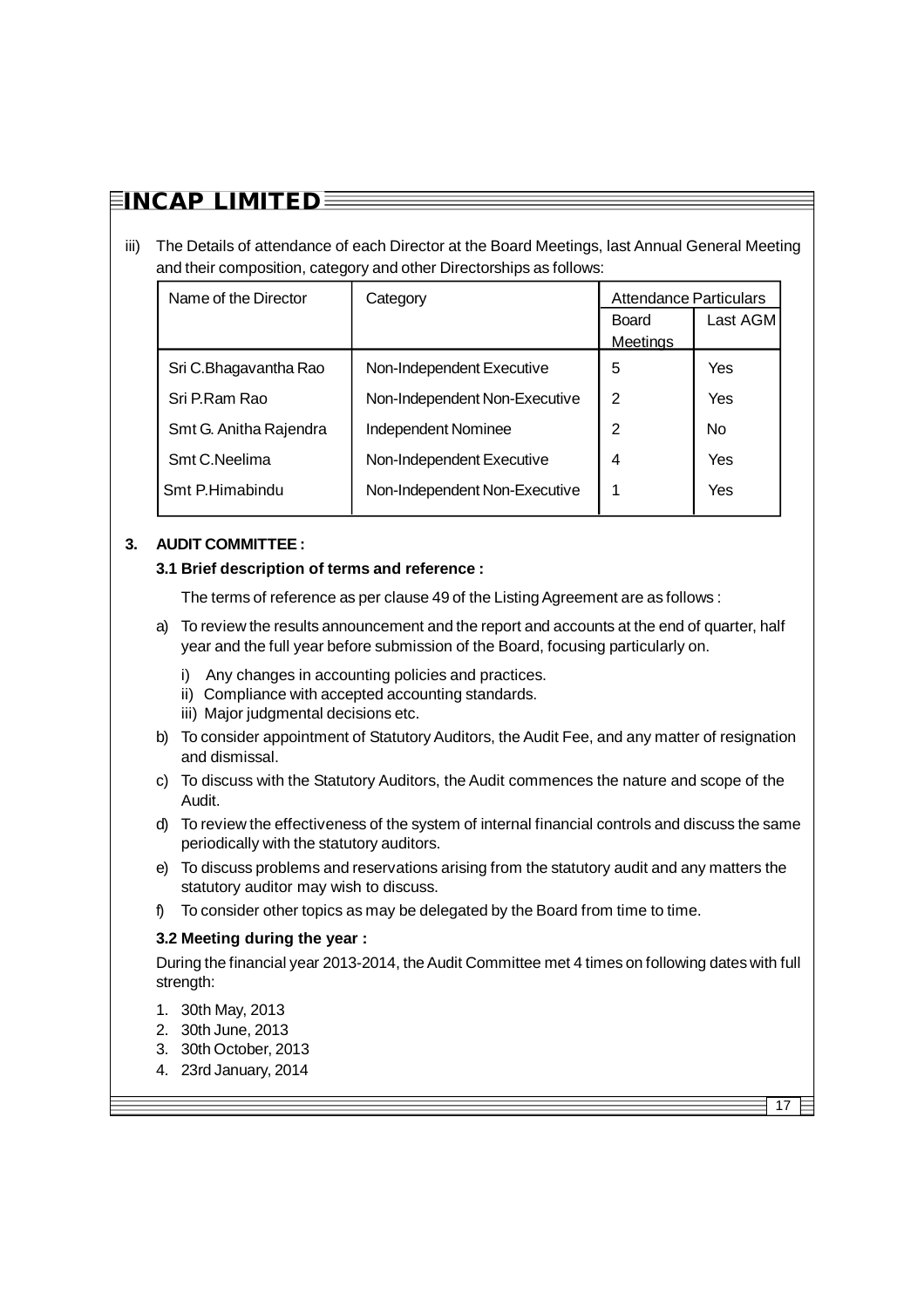iii) The Details of attendance of each Director at the Board Meetings, last Annual General Meeting and their composition, category and other Directorships as follows:

| Name of the Director | Category | Attendance Particulars | |
|---|---|---|---|
| | | Board Meetings | Last AGM |
| Sri C.Bhagavantha Rao | Non-Independent Executive | 5 | Yes |
| Sri P.Ram Rao | Non-Independent Non-Executive | 2 | Yes |
| Smt G. Anitha Rajendra | Independent Nominee | 2 | No |
| Smt C.Neelima | Non-Independent Executive | 4 | Yes |
| Smt P.Himabindu | Non-Independent Non-Executive | 1 | Yes |

## 3. AUDIT COMMITTEE :

### 3.1 Brief description of terms and reference :

The terms of reference as per clause 49 of the Listing Agreement are as follows :

a) To review the results announcement and the report and accounts at the end of quarter, half year and the full year before submission of the Board, focusing particularly on.

   i) Any changes in accounting policies and practices.

   ii) Compliance with accepted accounting standards.

   iii) Major judgmental decisions etc.

b) To consider appointment of Statutory Auditors, the Audit Fee, and any matter of resignation and dismissal.

c) To discuss with the Statutory Auditors, the Audit commences the nature and scope of the Audit.

d) To review the effectiveness of the system of internal financial controls and discuss the same periodically with the statutory auditors.

e) To discuss problems and reservations arising from the statutory audit and any matters the statutory auditor may wish to discuss.

f) To consider other topics as may be delegated by the Board from time to time.

### 3.2 Meeting during the year :

During the financial year 2013-2014, the Audit Committee met 4 times on following dates with full strength:

1. 30th May, 2013
2. 30th June, 2013
3. 30th October, 2013
4. 23rd January, 2014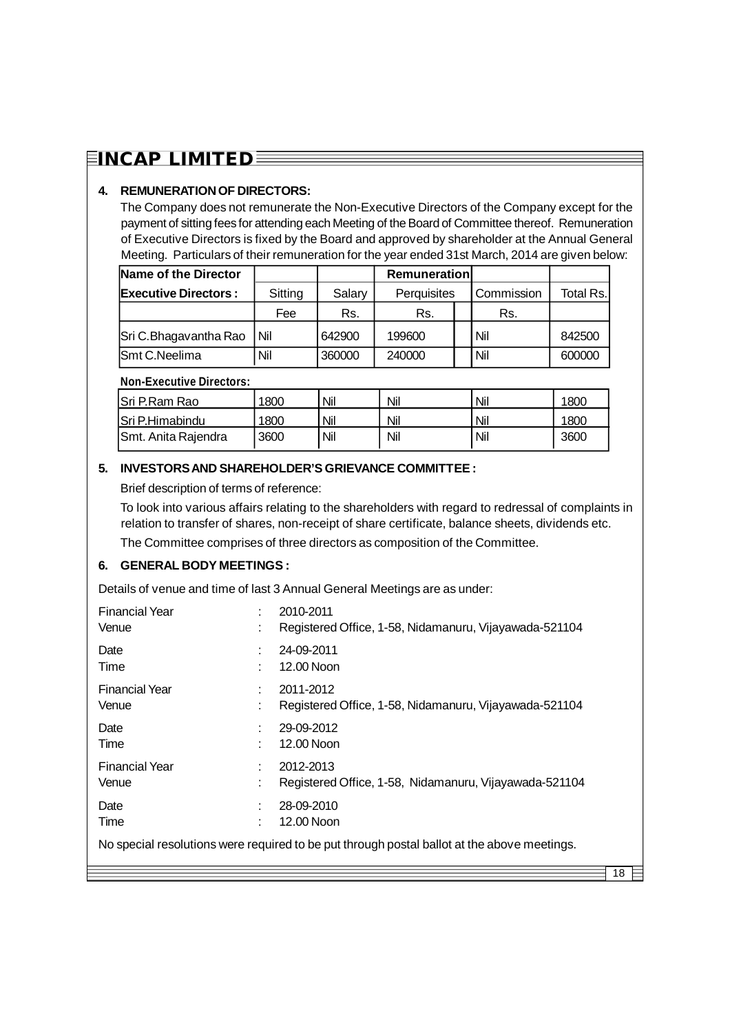### 4. REMUNERATION OF DIRECTORS:

The Company does not remunerate the Non-Executive Directors of the Company except for the payment of sitting fees for attending each Meeting of the Board of Committee thereof. Remuneration of Executive Directors is fixed by the Board and approved by shareholder at the Annual General Meeting. Particulars of their remuneration for the year ended 31st March, 2014 are given below:

| Name of the Director | | | Remuneration | | |
|---|---|---|---|---|---|
| **Executive Directors :** | Sitting Fee | Salary Rs. | Perquisites Rs. | Commission Rs. | Total Rs. |
| Sri C.Bhagavantha Rao | Nil | 642900 | 199600 | Nil | 842500 |
| Smt C.Neelima | Nil | 360000 | 240000 | Nil | 600000 |
| **Non-Executive Directors:** | | | | | |
| Sri P.Ram Rao | 1800 | Nil | Nil | Nil | 1800 |
| Sri P.Himabindu | 1800 | Nil | Nil | Nil | 1800 |
| Smt. Anita Rajendra | 3600 | Nil | Nil | Nil | 3600 |

### 5. INVESTORS AND SHAREHOLDER'S GRIEVANCE COMMITTEE :

Brief description of terms of reference:

To look into various affairs relating to the shareholders with regard to redressal of complaints in relation to transfer of shares, non-receipt of share certificate, balance sheets, dividends etc.

The Committee comprises of three directors as composition of the Committee.

### 6. GENERAL BODY MEETINGS :

Details of venue and time of last 3 Annual General Meetings are as under:

Financial Year : 2010-2011
Venue : Registered Office, 1-58, Nidamanuru, Vijayawada-521104

Date : 24-09-2011
Time : 12.00 Noon

Financial Year : 2011-2012
Venue : Registered Office, 1-58, Nidamanuru, Vijayawada-521104

Date : 29-09-2012
Time : 12.00 Noon

Financial Year : 2012-2013
Venue : Registered Office, 1-58, Nidamanuru, Vijayawada-521104

Date : 28-09-2010
Time : 12.00 Noon

No special resolutions were required to be put through postal ballot at the above meetings.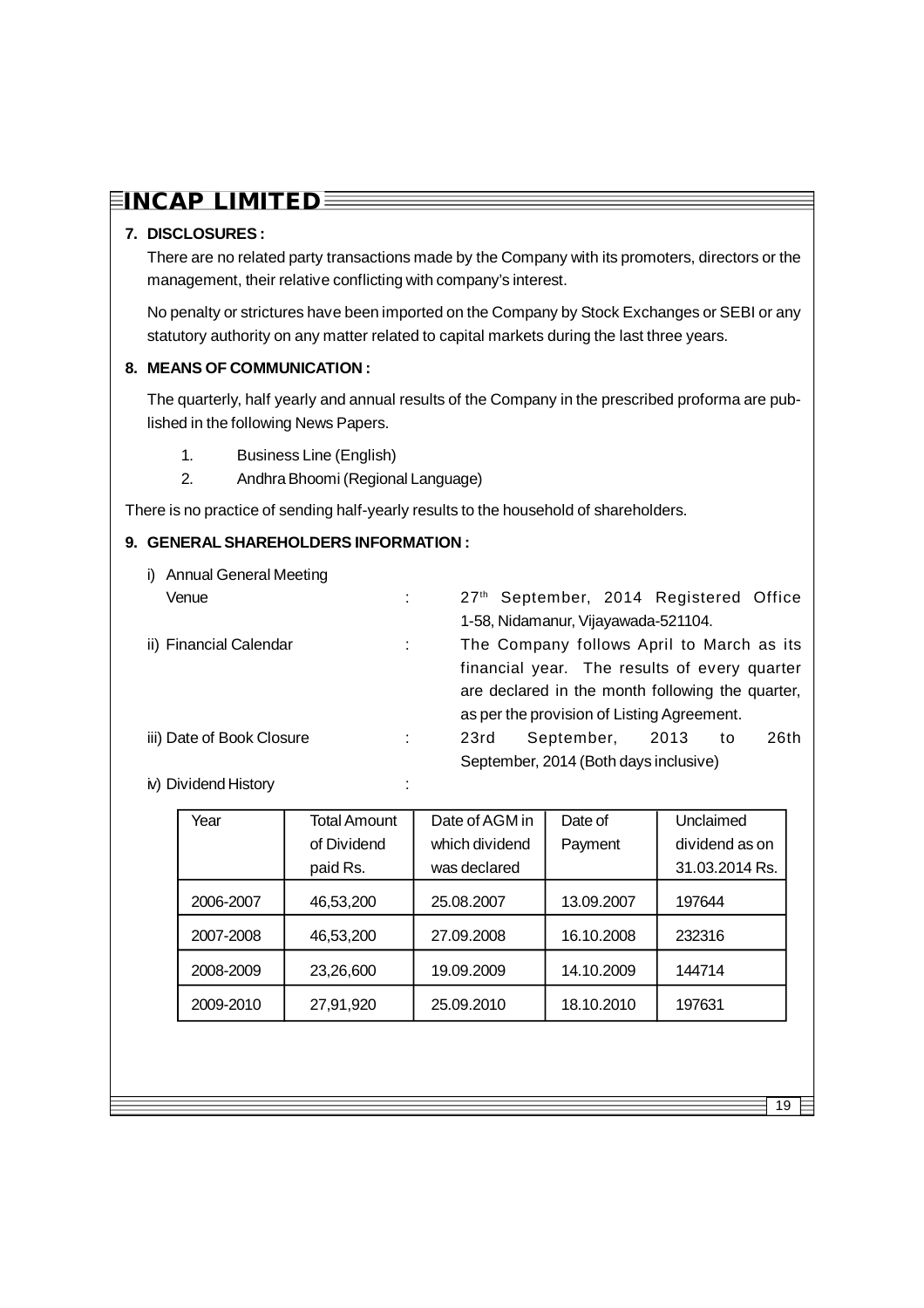**7. DISCLOSURES :**

There are no related party transactions made by the Company with its promoters, directors or the management, their relative conflicting with company's interest.

No penalty or strictures have been imported on the Company by Stock Exchanges or SEBI or any statutory authority on any matter related to capital markets during the last three years.

**8. MEANS OF COMMUNICATION :**

The quarterly, half yearly and annual results of the Company in the prescribed proforma are published in the following News Papers.

1. Business Line (English)
2. Andhra Bhoomi (Regional Language)

There is no practice of sending half-yearly results to the household of shareholders.

**9. GENERAL SHAREHOLDERS INFORMATION :**

i) Annual General Meeting
Venue : 27th September, 2014 Registered Office 1-58, Nidamanur, Vijayawada-521104.

ii) Financial Calendar : The Company follows April to March as its financial year. The results of every quarter are declared in the month following the quarter, as per the provision of Listing Agreement.

iii) Date of Book Closure : 23rd September, 2013 to 26th September, 2014 (Both days inclusive)

iv) Dividend History :

| Year | Total Amount of Dividend paid Rs. | Date of AGM in which dividend was declared | Date of Payment | Unclaimed dividend as on 31.03.2014 Rs. |
|---|---|---|---|---|
| 2006-2007 | 46,53,200 | 25.08.2007 | 13.09.2007 | 197644 |
| 2007-2008 | 46,53,200 | 27.09.2008 | 16.10.2008 | 232316 |
| 2008-2009 | 23,26,600 | 19.09.2009 | 14.10.2009 | 144714 |
| 2009-2010 | 27,91,920 | 25.09.2010 | 18.10.2010 | 197631 |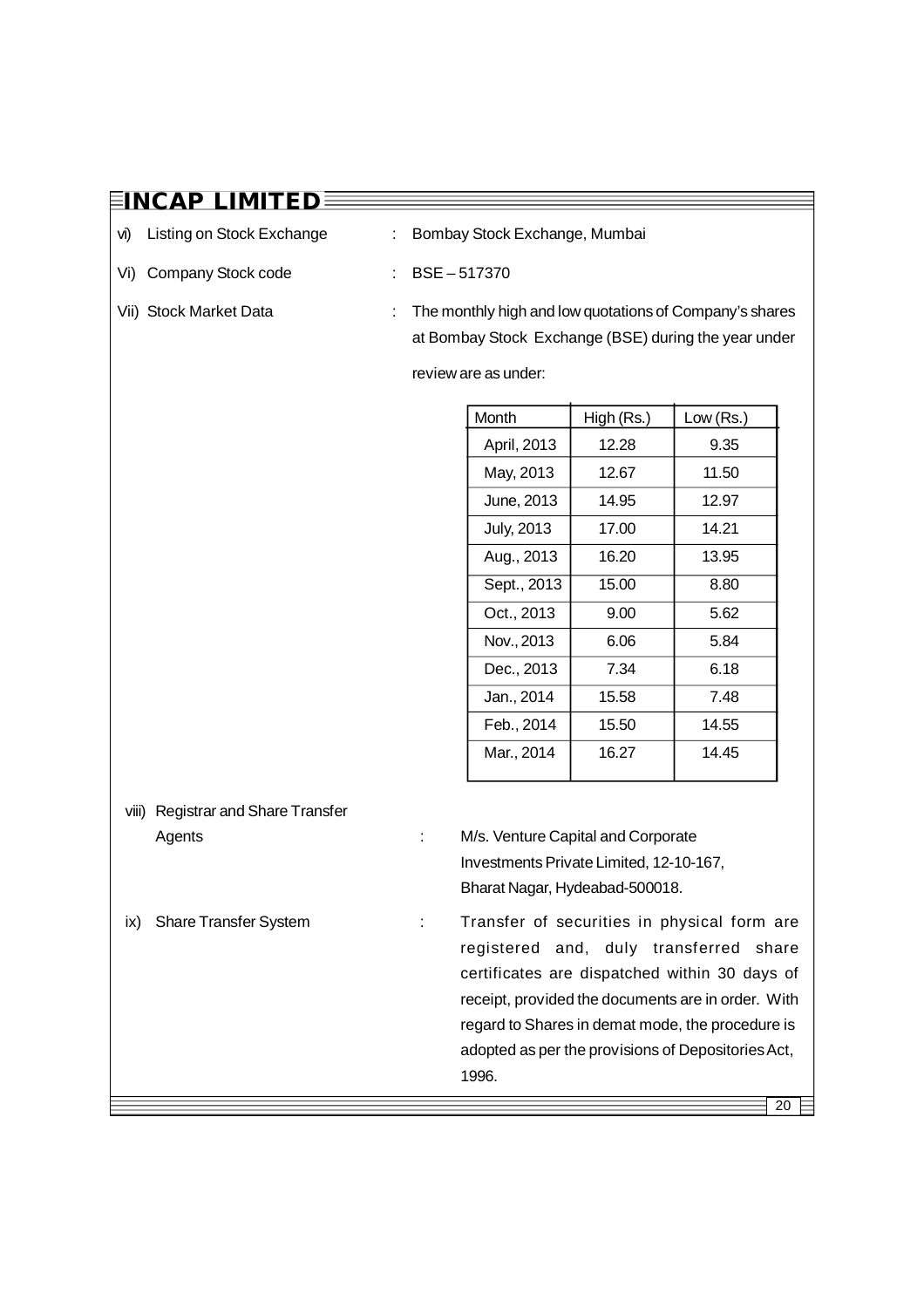vi) Listing on Stock Exchange : Bombay Stock Exchange, Mumbai

Vi) Company Stock code : BSE – 517370

Vii) Stock Market Data : The monthly high and low quotations of Company's shares at Bombay Stock Exchange (BSE) during the year under review are as under:

| Month | High (Rs.) | Low (Rs.) |
|---|---|---|
| April, 2013 | 12.28 | 9.35 |
| May, 2013 | 12.67 | 11.50 |
| June, 2013 | 14.95 | 12.97 |
| July, 2013 | 17.00 | 14.21 |
| Aug., 2013 | 16.20 | 13.95 |
| Sept., 2013 | 15.00 | 8.80 |
| Oct., 2013 | 9.00 | 5.62 |
| Nov., 2013 | 6.06 | 5.84 |
| Dec., 2013 | 7.34 | 6.18 |
| Jan., 2014 | 15.58 | 7.48 |
| Feb., 2014 | 15.50 | 14.55 |
| Mar., 2014 | 16.27 | 14.45 |

viii) Registrar and Share Transfer Agents : M/s. Venture Capital and Corporate Investments Private Limited, 12-10-167, Bharat Nagar, Hydeabad-500018.

ix) Share Transfer System : Transfer of securities in physical form are registered and, duly transferred share certificates are dispatched within 30 days of receipt, provided the documents are in order. With regard to Shares in demat mode, the procedure is adopted as per the provisions of Depositories Act, 1996.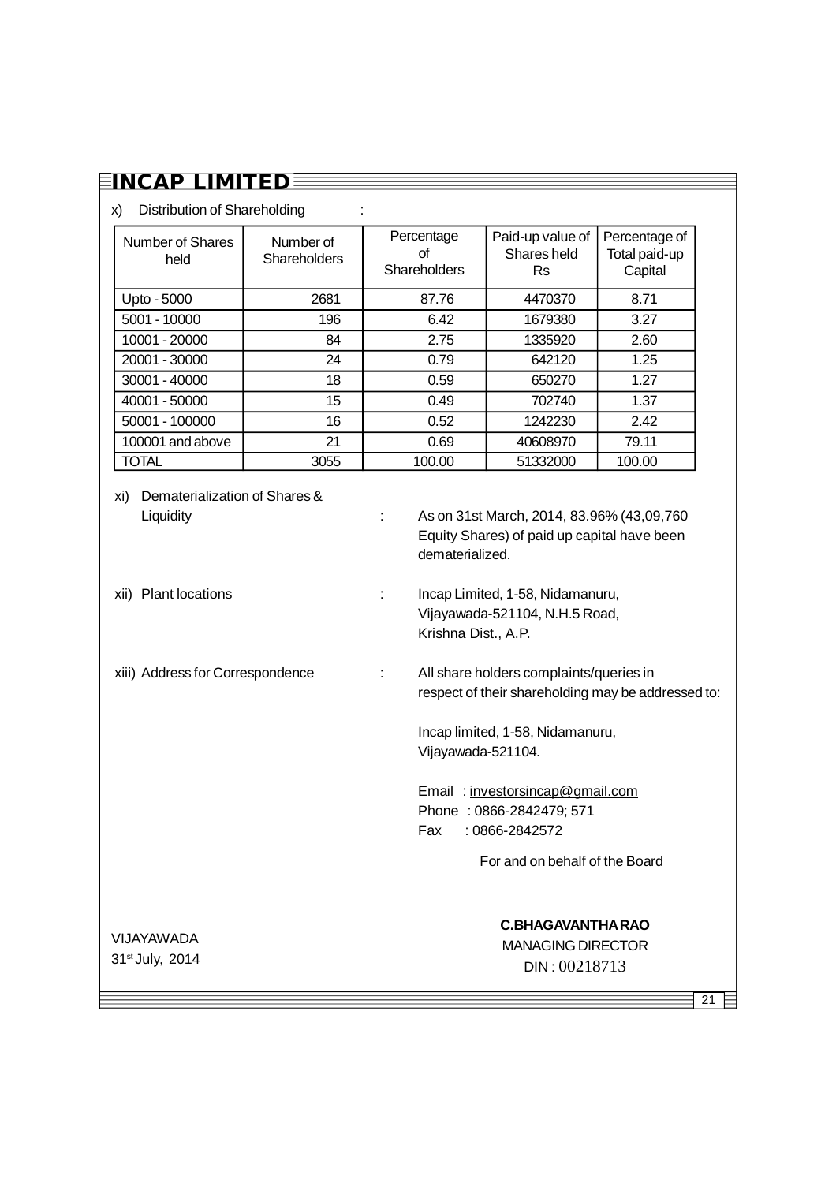x) Distribution of Shareholding :

| Number of Shares held | Number of Shareholders | Percentage of Shareholders | Paid-up value of Shares held Rs | Percentage of Total paid-up Capital |
|---|---|---|---|---|
| Upto - 5000 | 2681 | 87.76 | 4470370 | 8.71 |
| 5001 - 10000 | 196 | 6.42 | 1679380 | 3.27 |
| 10001 - 20000 | 84 | 2.75 | 1335920 | 2.60 |
| 20001 - 30000 | 24 | 0.79 | 642120 | 1.25 |
| 30001 - 40000 | 18 | 0.59 | 650270 | 1.27 |
| 40001 - 50000 | 15 | 0.49 | 702740 | 1.37 |
| 50001 - 100000 | 16 | 0.52 | 1242230 | 2.42 |
| 100001 and above | 21 | 0.69 | 40608970 | 79.11 |
| TOTAL | 3055 | 100.00 | 51332000 | 100.00 |

xi) Dematerialization of Shares & Liquidity : As on 31st March, 2014, 83.96% (43,09,760 Equity Shares) of paid up capital have been dematerialized.

xii) Plant locations : Incap Limited, 1-58, Nidamanuru, Vijayawada-521104, N.H.5 Road, Krishna Dist., A.P.

xiii) Address for Correspondence : All share holders complaints/queries in respect of their shareholding may be addressed to:

Incap limited, 1-58, Nidamanuru,
Vijayawada-521104.

Email : investorsincap@gmail.com
Phone : 0866-2842479; 571
Fax : 0866-2842572

For and on behalf of the Board

VIJAYAWADA
31st July, 2014

**C.BHAGAVANTHA RAO**
MANAGING DIRECTOR
DIN : 00218713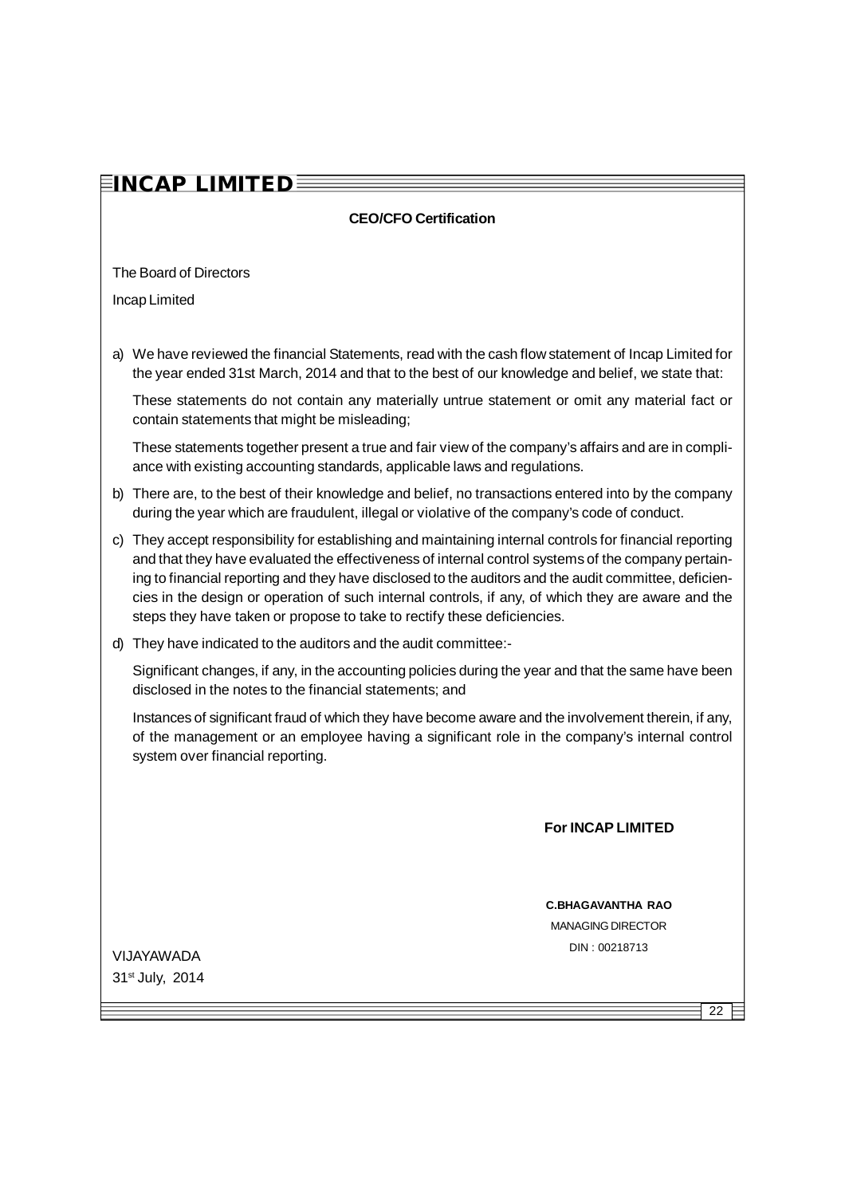## CEO/CFO Certification

The Board of Directors

Incap Limited

a) We have reviewed the financial Statements, read with the cash flow statement of Incap Limited for the year ended 31st March, 2014 and that to the best of our knowledge and belief, we state that:

   These statements do not contain any materially untrue statement or omit any material fact or contain statements that might be misleading;

   These statements together present a true and fair view of the company's affairs and are in compliance with existing accounting standards, applicable laws and regulations.

b) There are, to the best of their knowledge and belief, no transactions entered into by the company during the year which are fraudulent, illegal or violative of the company's code of conduct.

c) They accept responsibility for establishing and maintaining internal controls for financial reporting and that they have evaluated the effectiveness of internal control systems of the company pertaining to financial reporting and they have disclosed to the auditors and the audit committee, deficiencies in the design or operation of such internal controls, if any, of which they are aware and the steps they have taken or propose to take to rectify these deficiencies.

d) They have indicated to the auditors and the audit committee:-

   Significant changes, if any, in the accounting policies during the year and that the same have been disclosed in the notes to the financial statements; and

   Instances of significant fraud of which they have become aware and the involvement therein, if any, of the management or an employee having a significant role in the company's internal control system over financial reporting.

**For INCAP LIMITED**

**C.BHAGAVANTHA RAO**
MANAGING DIRECTOR
DIN : 00218713

VIJAYAWADA
31st July, 2014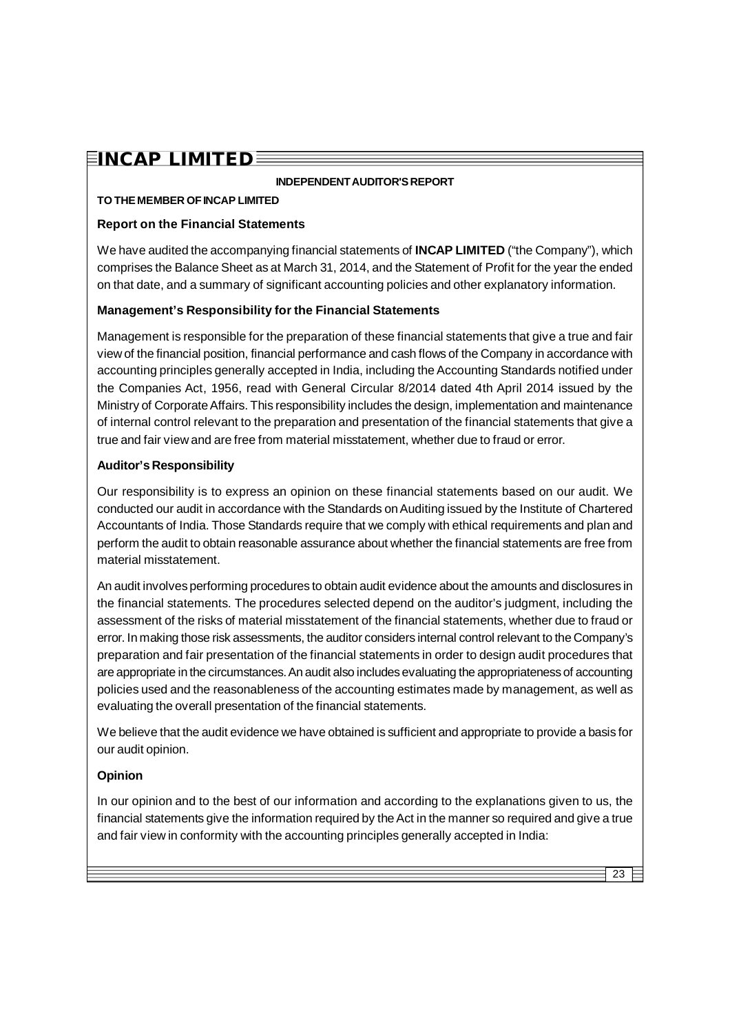## INDEPENDENT AUDITOR'S REPORT

**TO THE MEMBER OF INCAP LIMITED**

### Report on the Financial Statements

We have audited the accompanying financial statements of **INCAP LIMITED** ("the Company"), which comprises the Balance Sheet as at March 31, 2014, and the Statement of Profit for the year the ended on that date, and a summary of significant accounting policies and other explanatory information.

### Management's Responsibility for the Financial Statements

Management is responsible for the preparation of these financial statements that give a true and fair view of the financial position, financial performance and cash flows of the Company in accordance with accounting principles generally accepted in India, including the Accounting Standards notified under the Companies Act, 1956, read with General Circular 8/2014 dated 4th April 2014 issued by the Ministry of Corporate Affairs. This responsibility includes the design, implementation and maintenance of internal control relevant to the preparation and presentation of the financial statements that give a true and fair view and are free from material misstatement, whether due to fraud or error.

### Auditor's Responsibility

Our responsibility is to express an opinion on these financial statements based on our audit. We conducted our audit in accordance with the Standards on Auditing issued by the Institute of Chartered Accountants of India. Those Standards require that we comply with ethical requirements and plan and perform the audit to obtain reasonable assurance about whether the financial statements are free from material misstatement.

An audit involves performing procedures to obtain audit evidence about the amounts and disclosures in the financial statements. The procedures selected depend on the auditor's judgment, including the assessment of the risks of material misstatement of the financial statements, whether due to fraud or error. In making those risk assessments, the auditor considers internal control relevant to the Company's preparation and fair presentation of the financial statements in order to design audit procedures that are appropriate in the circumstances. An audit also includes evaluating the appropriateness of accounting policies used and the reasonableness of the accounting estimates made by management, as well as evaluating the overall presentation of the financial statements.

We believe that the audit evidence we have obtained is sufficient and appropriate to provide a basis for our audit opinion.

### Opinion

In our opinion and to the best of our information and according to the explanations given to us, the financial statements give the information required by the Act in the manner so required and give a true and fair view in conformity with the accounting principles generally accepted in India: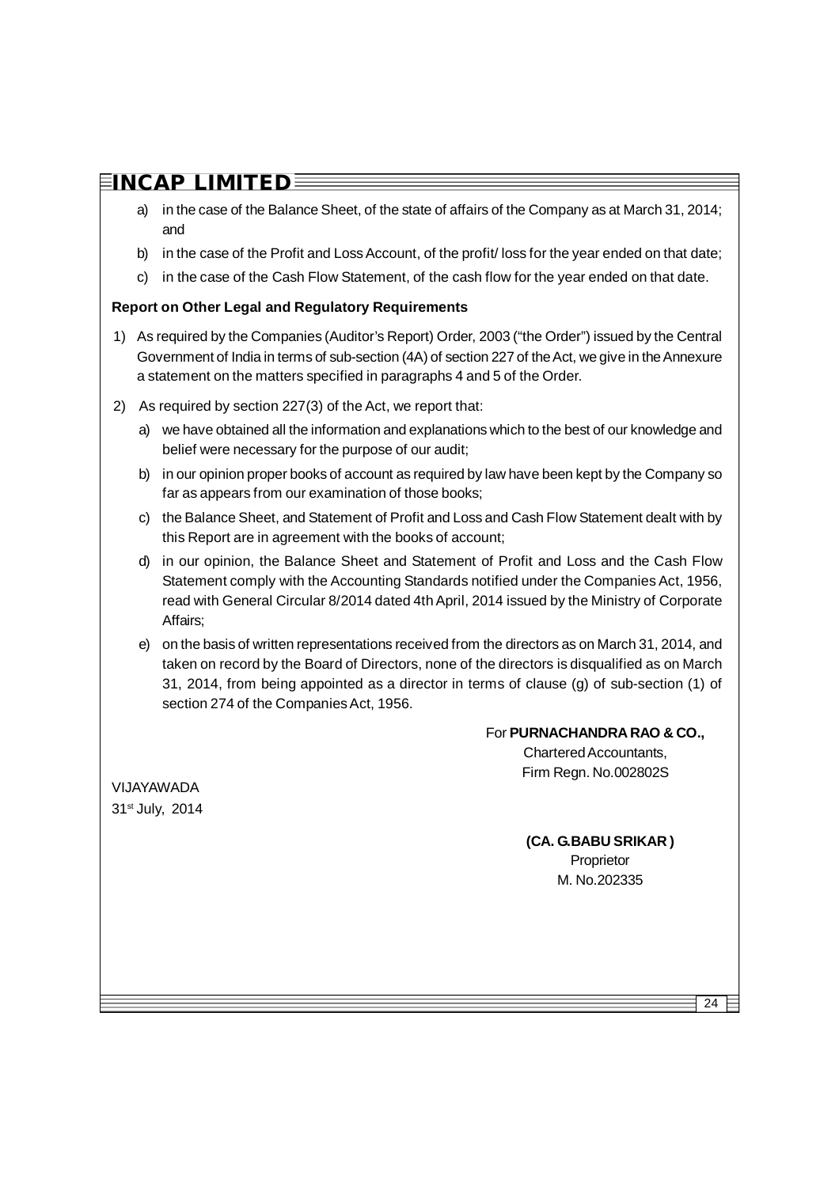a) in the case of the Balance Sheet, of the state of affairs of the Company as at March 31, 2014; and

b) in the case of the Profit and Loss Account, of the profit/ loss for the year ended on that date;

c) in the case of the Cash Flow Statement, of the cash flow for the year ended on that date.

**Report on Other Legal and Regulatory Requirements**

1) As required by the Companies (Auditor's Report) Order, 2003 ("the Order") issued by the Central Government of India in terms of sub-section (4A) of section 227 of the Act, we give in the Annexure a statement on the matters specified in paragraphs 4 and 5 of the Order.

2) As required by section 227(3) of the Act, we report that:

   a) we have obtained all the information and explanations which to the best of our knowledge and belief were necessary for the purpose of our audit;

   b) in our opinion proper books of account as required by law have been kept by the Company so far as appears from our examination of those books;

   c) the Balance Sheet, and Statement of Profit and Loss and Cash Flow Statement dealt with by this Report are in agreement with the books of account;

   d) in our opinion, the Balance Sheet and Statement of Profit and Loss and the Cash Flow Statement comply with the Accounting Standards notified under the Companies Act, 1956, read with General Circular 8/2014 dated 4th April, 2014 issued by the Ministry of Corporate Affairs;

   e) on the basis of written representations received from the directors as on March 31, 2014, and taken on record by the Board of Directors, none of the directors is disqualified as on March 31, 2014, from being appointed as a director in terms of clause (g) of sub-section (1) of section 274 of the Companies Act, 1956.

For **PURNACHANDRA RAO & CO.,**
Chartered Accountants,
Firm Regn. No.002802S

VIJAYAWADA
31st July, 2014

**(CA. G.BABU SRIKAR )**
Proprietor
M. No.202335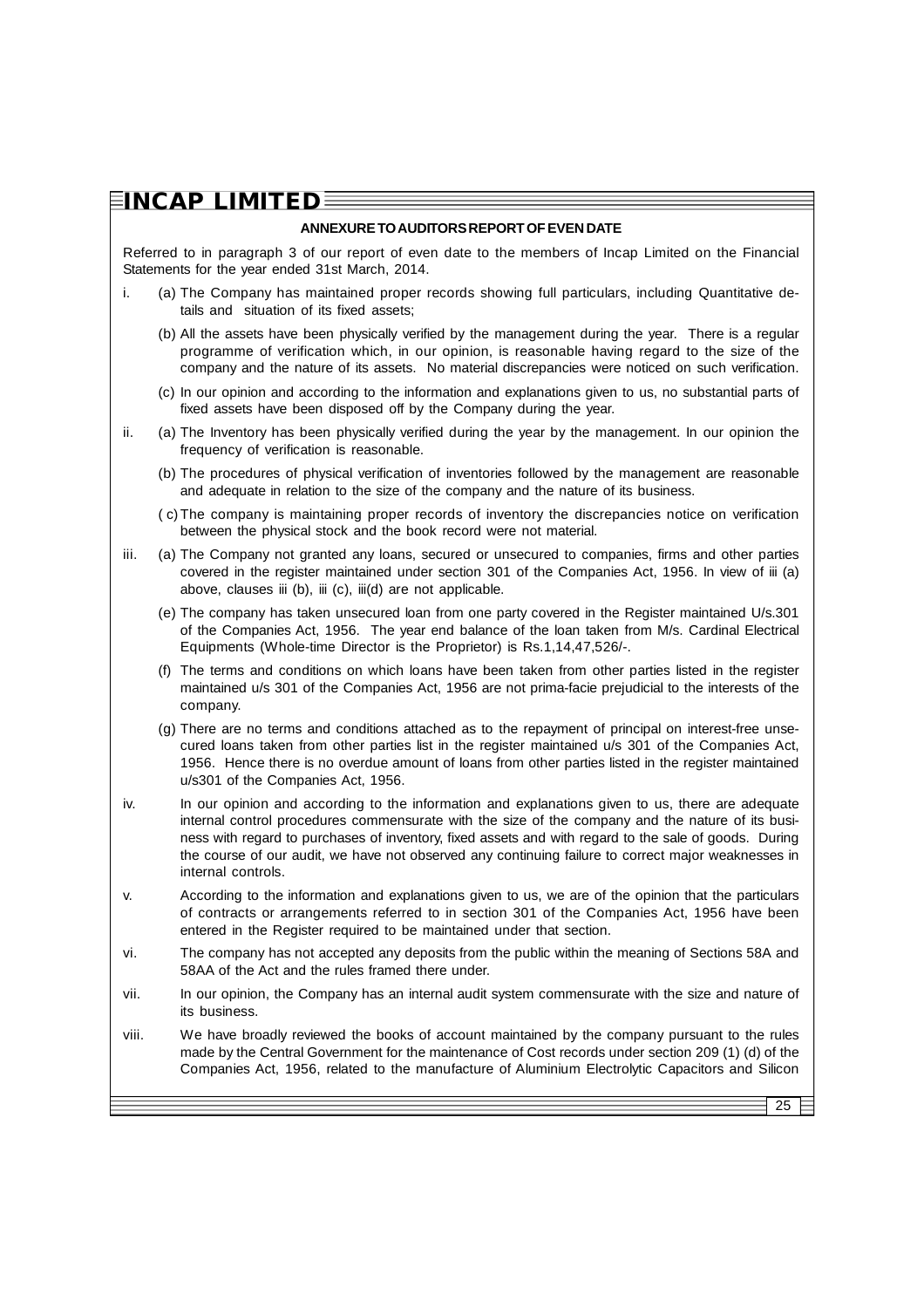## ANNEXURE TO AUDITORS REPORT OF EVEN DATE

Referred to in paragraph 3 of our report of even date to the members of Incap Limited on the Financial Statements for the year ended 31st March, 2014.

i. (a) The Company has maintained proper records showing full particulars, including Quantitative details and situation of its fixed assets;

(b) All the assets have been physically verified by the management during the year. There is a regular programme of verification which, in our opinion, is reasonable having regard to the size of the company and the nature of its assets. No material discrepancies were noticed on such verification.

(c) In our opinion and according to the information and explanations given to us, no substantial parts of fixed assets have been disposed off by the Company during the year.

ii. (a) The Inventory has been physically verified during the year by the management. In our opinion the frequency of verification is reasonable.

(b) The procedures of physical verification of inventories followed by the management are reasonable and adequate in relation to the size of the company and the nature of its business.

( c) The company is maintaining proper records of inventory the discrepancies notice on verification between the physical stock and the book record were not material.

iii. (a) The Company not granted any loans, secured or unsecured to companies, firms and other parties covered in the register maintained under section 301 of the Companies Act, 1956. In view of iii (a) above, clauses iii (b), iii (c), iii(d) are not applicable.

(e) The company has taken unsecured loan from one party covered in the Register maintained U/s.301 of the Companies Act, 1956. The year end balance of the loan taken from M/s. Cardinal Electrical Equipments (Whole-time Director is the Proprietor) is Rs.1,14,47,526/-.

(f) The terms and conditions on which loans have been taken from other parties listed in the register maintained u/s 301 of the Companies Act, 1956 are not prima-facie prejudicial to the interests of the company.

(g) There are no terms and conditions attached as to the repayment of principal on interest-free unsecured loans taken from other parties list in the register maintained u/s 301 of the Companies Act, 1956. Hence there is no overdue amount of loans from other parties listed in the register maintained u/s301 of the Companies Act, 1956.

iv. In our opinion and according to the information and explanations given to us, there are adequate internal control procedures commensurate with the size of the company and the nature of its business with regard to purchases of inventory, fixed assets and with regard to the sale of goods. During the course of our audit, we have not observed any continuing failure to correct major weaknesses in internal controls.

v. According to the information and explanations given to us, we are of the opinion that the particulars of contracts or arrangements referred to in section 301 of the Companies Act, 1956 have been entered in the Register required to be maintained under that section.

vi. The company has not accepted any deposits from the public within the meaning of Sections 58A and 58AA of the Act and the rules framed there under.

vii. In our opinion, the Company has an internal audit system commensurate with the size and nature of its business.

viii. We have broadly reviewed the books of account maintained by the company pursuant to the rules made by the Central Government for the maintenance of Cost records under section 209 (1) (d) of the Companies Act, 1956, related to the manufacture of Aluminium Electrolytic Capacitors and Silicon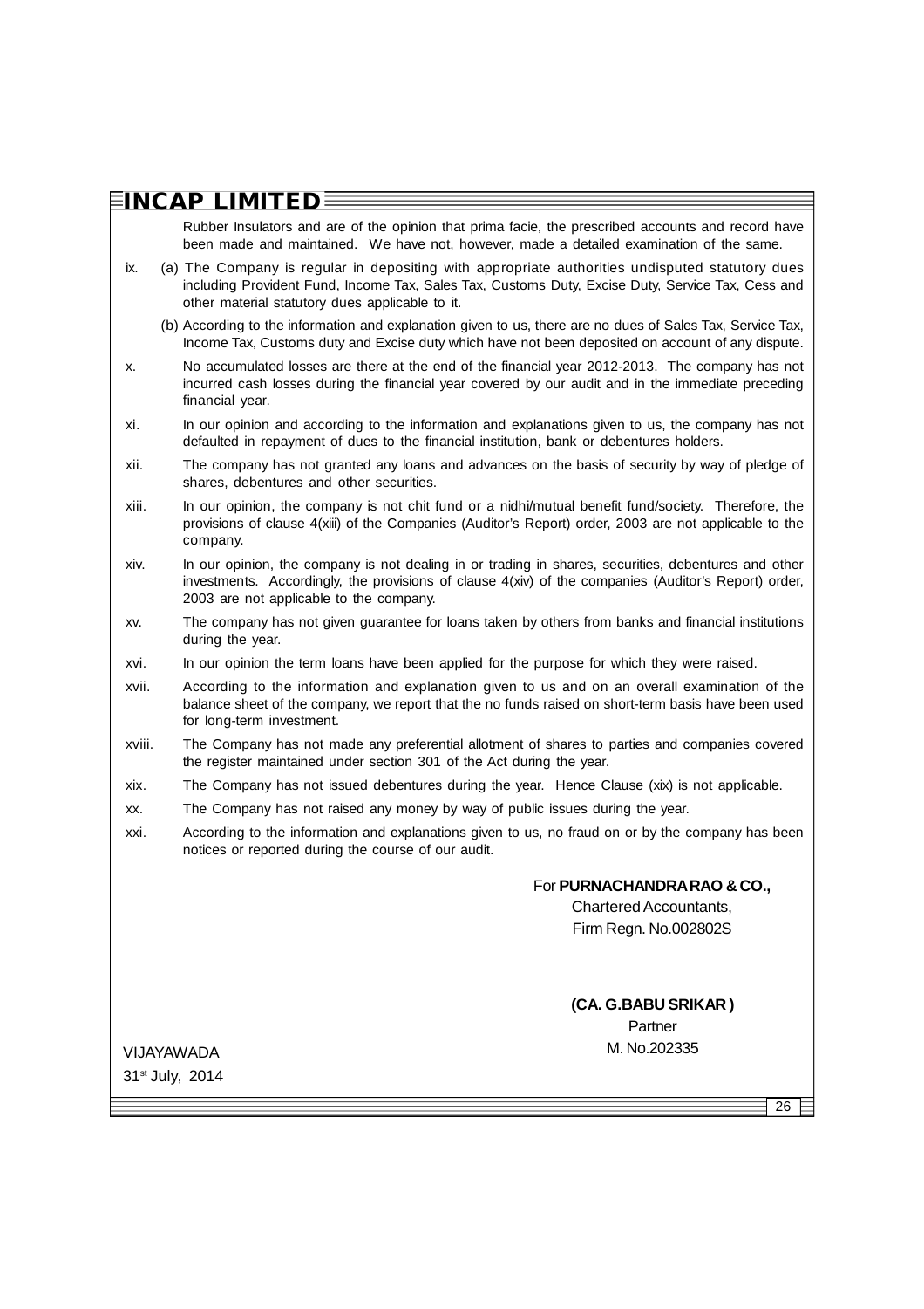Rubber Insulators and are of the opinion that prima facie, the prescribed accounts and record have been made and maintained. We have not, however, made a detailed examination of the same.

ix. (a) The Company is regular in depositing with appropriate authorities undisputed statutory dues including Provident Fund, Income Tax, Sales Tax, Customs Duty, Excise Duty, Service Tax, Cess and other material statutory dues applicable to it.

(b) According to the information and explanation given to us, there are no dues of Sales Tax, Service Tax, Income Tax, Customs duty and Excise duty which have not been deposited on account of any dispute.

x. No accumulated losses are there at the end of the financial year 2012-2013. The company has not incurred cash losses during the financial year covered by our audit and in the immediate preceding financial year.

xi. In our opinion and according to the information and explanations given to us, the company has not defaulted in repayment of dues to the financial institution, bank or debentures holders.

xii. The company has not granted any loans and advances on the basis of security by way of pledge of shares, debentures and other securities.

xiii. In our opinion, the company is not chit fund or a nidhi/mutual benefit fund/society. Therefore, the provisions of clause 4(xiii) of the Companies (Auditor's Report) order, 2003 are not applicable to the company.

xiv. In our opinion, the company is not dealing in or trading in shares, securities, debentures and other investments. Accordingly, the provisions of clause 4(xiv) of the companies (Auditor's Report) order, 2003 are not applicable to the company.

xv. The company has not given guarantee for loans taken by others from banks and financial institutions during the year.

xvi. In our opinion the term loans have been applied for the purpose for which they were raised.

xvii. According to the information and explanation given to us and on an overall examination of the balance sheet of the company, we report that the no funds raised on short-term basis have been used for long-term investment.

xviii. The Company has not made any preferential allotment of shares to parties and companies covered the register maintained under section 301 of the Act during the year.

xix. The Company has not issued debentures during the year. Hence Clause (xix) is not applicable.

xx. The Company has not raised any money by way of public issues during the year.

xxi. According to the information and explanations given to us, no fraud on or by the company has been notices or reported during the course of our audit.

For **PURNACHANDRA RAO & CO.,**
Chartered Accountants,
Firm Regn. No.002802S

**(CA. G.BABU SRIKAR )**
Partner
M. No.202335

VIJAYAWADA
31st July, 2014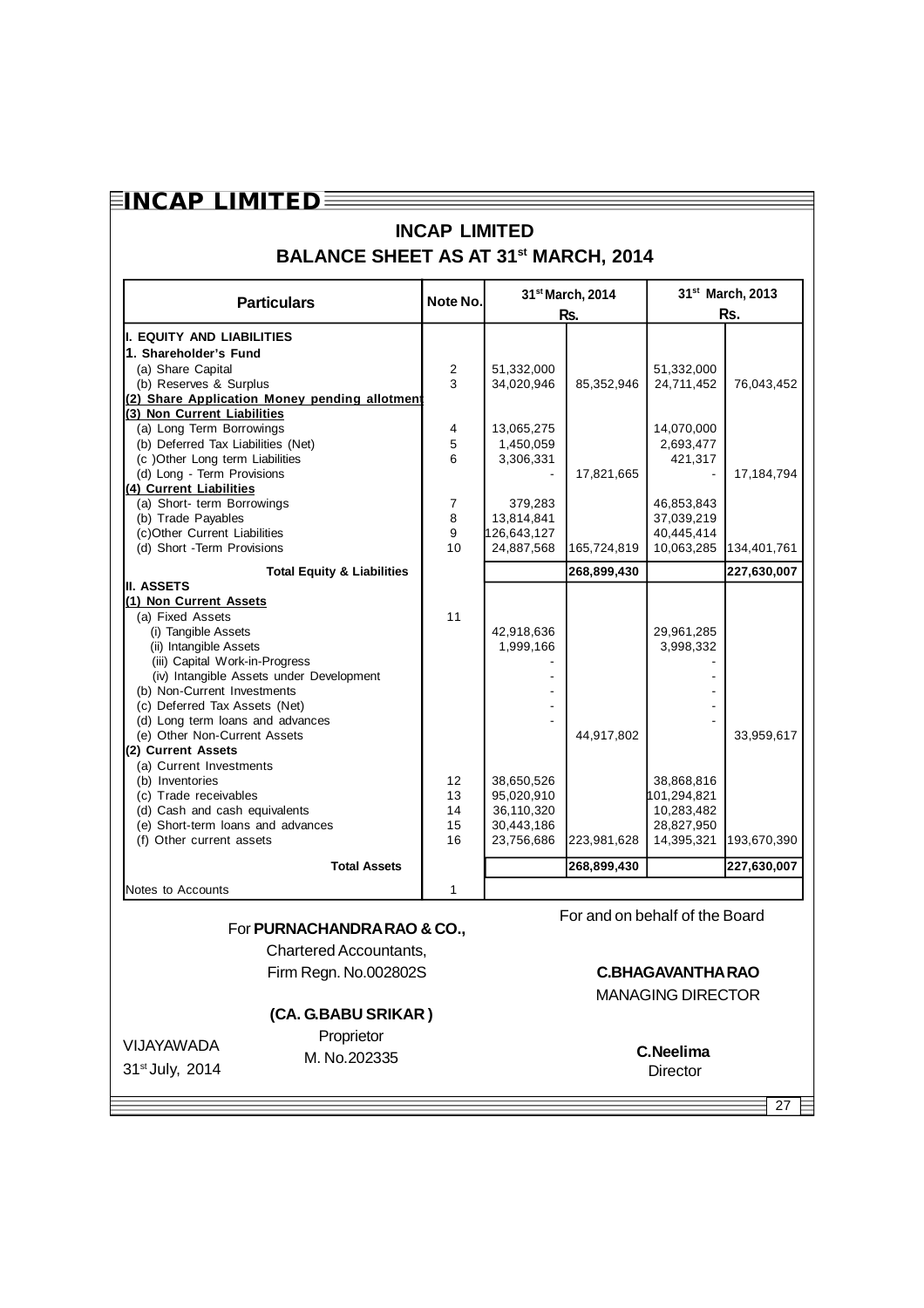# INCAP LIMITED

## BALANCE SHEET AS AT 31st MARCH, 2014

| Particulars | Note No. | 31st March, 2014 Rs. | | 31st March, 2013 Rs. | |
|---|---|---|---|---|---|
| **I. EQUITY AND LIABILITIES** | | | | | |
| **1. Shareholder's Fund** | | | | | |
| (a) Share Capital | 2 | 51,332,000 | | 51,332,000 | |
| (b) Reserves & Surplus | 3 | 34,020,946 | 85,352,946 | 24,711,452 | 76,043,452 |
| **(2) Share Application Money pending allotment** | | | | | |
| **(3) Non Current Liabilities** | | | | | |
| (a) Long Term Borrowings | 4 | 13,065,275 | | 14,070,000 | |
| (b) Deferred Tax Liabilities (Net) | 5 | 1,450,059 | | 2,693,477 | |
| (c )Other Long term Liabilities | 6 | 3,306,331 | | 421,317 | |
| (d) Long - Term Provisions | | - | 17,821,665 | - | 17,184,794 |
| **(4) Current Liabilities** | | | | | |
| (a) Short- term Borrowings | 7 | 379,283 | | 46,853,843 | |
| (b) Trade Payables | 8 | 13,814,841 | | 37,039,219 | |
| (c)Other Current Liabilities | 9 | 126,643,127 | | 40,445,414 | |
| (d) Short -Term Provisions | 10 | 24,887,568 | 165,724,819 | 10,063,285 | 134,401,761 |
| **Total Equity & Liabilities** | | | **268,899,430** | | **227,630,007** |
| **II. ASSETS** | | | | | |
| **(1) Non Current Assets** | | | | | |
| (a) Fixed Assets | 11 | | | | |
| (i) Tangible Assets | | 42,918,636 | | 29,961,285 | |
| (ii) Intangible Assets | | 1,999,166 | | 3,998,332 | |
| (iii) Capital Work-in-Progress | | - | | - | |
| (iv) Intangible Assets under Development | | - | | - | |
| (b) Non-Current Investments | | - | | - | |
| (c) Deferred Tax Assets (Net) | | - | | - | |
| (d) Long term loans and advances | | - | | - | |
| (e) Other Non-Current Assets | | | 44,917,802 | | 33,959,617 |
| **(2) Current Assets** | | | | | |
| (a) Current Investments | | | | | |
| (b) Inventories | 12 | 38,650,526 | | 38,868,816 | |
| (c) Trade receivables | 13 | 95,020,910 | | 101,294,821 | |
| (d) Cash and cash equivalents | 14 | 36,110,320 | | 10,283,482 | |
| (e) Short-term loans and advances | 15 | 30,443,186 | | 28,827,950 | |
| (f) Other current assets | 16 | 23,756,686 | 223,981,628 | 14,395,321 | 193,670,390 |
| **Total Assets** | | | **268,899,430** | | **227,630,007** |
| Notes to Accounts | 1 | | | | |

For **PURNACHANDRA RAO & CO.,**
Chartered Accountants,
Firm Regn. No.002802S

**(CA. G.BABU SRIKAR )**
Proprietor
M. No.202335

VIJAYAWADA
31st July, 2014

For and on behalf of the Board

**C.BHAGAVANTHA RAO**
MANAGING DIRECTOR

**C.Neelima**
Director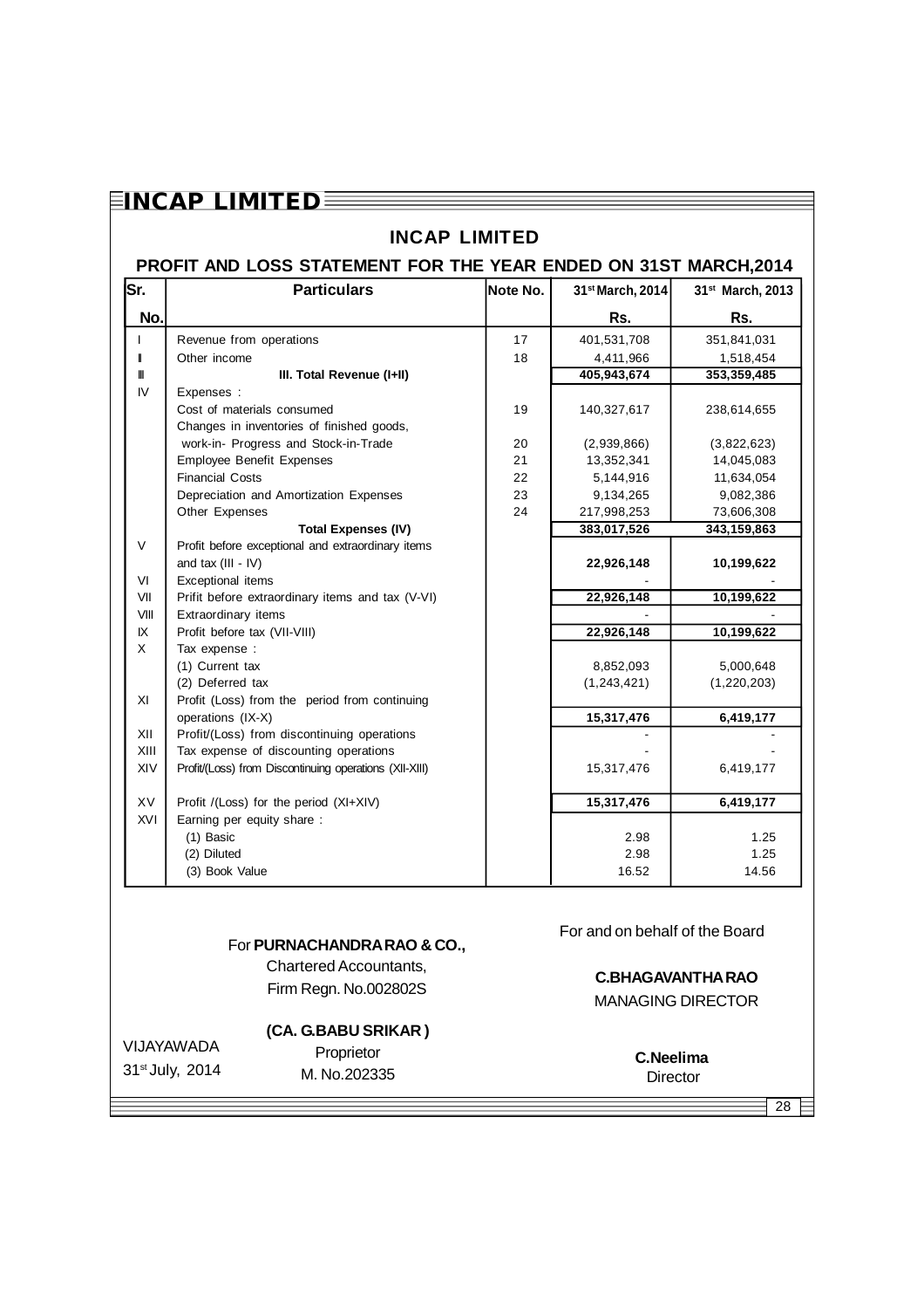# INCAP LIMITED

## PROFIT AND LOSS STATEMENT FOR THE YEAR ENDED ON 31ST MARCH,2014

| Sr. No. | Particulars | Note No. | 31st March, 2014 Rs. | 31st March, 2013 Rs. |
|---|---|---|---|---|
| I | Revenue from operations | 17 | 401,531,708 | 351,841,031 |
| II | Other income | 18 | 4,411,966 | 1,518,454 |
| III | **III. Total Revenue (I+II)** | | **405,943,674** | **353,359,485** |
| IV | Expenses : | | | |
| | Cost of materials consumed | 19 | 140,327,617 | 238,614,655 |
| | Changes in inventories of finished goods, work-in- Progress and Stock-in-Trade | 20 | (2,939,866) | (3,822,623) |
| | Employee Benefit Expenses | 21 | 13,352,341 | 14,045,083 |
| | Financial Costs | 22 | 5,144,916 | 11,634,054 |
| | Depreciation and Amortization Expenses | 23 | 9,134,265 | 9,082,386 |
| | Other Expenses | 24 | 217,998,253 | 73,606,308 |
| | **Total Expenses (IV)** | | **383,017,526** | **343,159,863** |
| V | Profit before exceptional and extraordinary items and tax (III - IV) | | **22,926,148** | **10,199,622** |
| VI | Exceptional items | | - | - |
| VII | Prifit before extraordinary items and tax (V-VI) | | **22,926,148** | **10,199,622** |
| VIII | Extraordinary items | | - | - |
| IX | Profit before tax (VII-VIII) | | **22,926,148** | **10,199,622** |
| X | Tax expense : | | | |
| | (1) Current tax | | 8,852,093 | 5,000,648 |
| | (2) Deferred tax | | (1,243,421) | (1,220,203) |
| XI | Profit (Loss) from the period from continuing operations (IX-X) | | **15,317,476** | **6,419,177** |
| XII | Profit/(Loss) from discontinuing operations | | - | - |
| XIII | Tax expense of discounting operations | | - | - |
| XIV | Profit/(Loss) from Discontinuing operations (XII-XIII) | | 15,317,476 | 6,419,177 |
| XV | Profit /(Loss) for the period (XI+XIV) | | **15,317,476** | **6,419,177** |
| XVI | Earning per equity share : | | | |
| | (1) Basic | | 2.98 | 1.25 |
| | (2) Diluted | | 2.98 | 1.25 |
| | (3) Book Value | | 16.52 | 14.56 |

For **PURNACHANDRA RAO & CO.,**
Chartered Accountants,
Firm Regn. No.002802S

**(CA. G.BABU SRIKAR )**
Proprietor
M. No.202335

VIJAYAWADA
31st July, 2014

For and on behalf of the Board

**C.BHAGAVANTHA RAO**
MANAGING DIRECTOR

**C.Neelima**
Director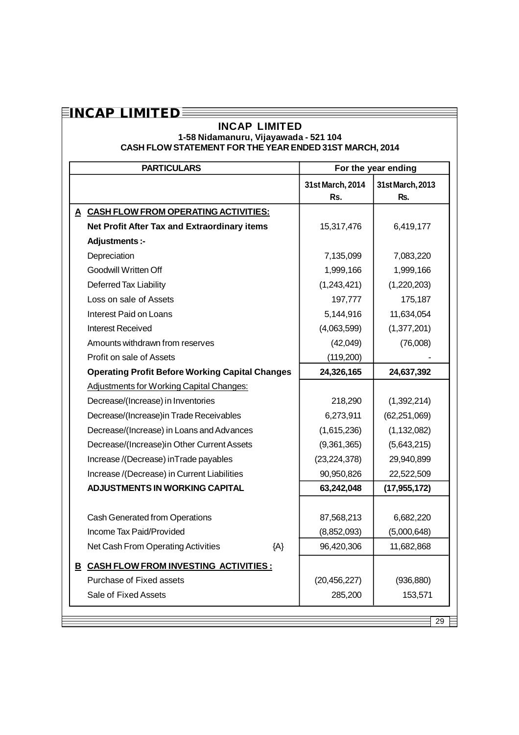# INCAP LIMITED

**1-58 Nidamanuru, Vijayawada - 521 104**

**CASH FLOW STATEMENT FOR THE YEAR ENDED 31ST MARCH, 2014**

| PARTICULARS | For the year ending | |
|---|---|---|
| | 31st March, 2014 Rs. | 31st March, 2013 Rs. |
| **A CASH FLOW FROM OPERATING ACTIVITIES:** | | |
| **Net Profit After Tax and Extraordinary items** | 15,317,476 | 6,419,177 |
| **Adjustments :-** | | |
| Depreciation | 7,135,099 | 7,083,220 |
| Goodwill Written Off | 1,999,166 | 1,999,166 |
| Deferred Tax Liability | (1,243,421) | (1,220,203) |
| Loss on sale of Assets | 197,777 | 175,187 |
| Interest Paid on Loans | 5,144,916 | 11,634,054 |
| Interest Received | (4,063,599) | (1,377,201) |
| Amounts withdrawn from reserves | (42,049) | (76,008) |
| Profit on sale of Assets | (119,200) | - |
| **Operating Profit Before Working Capital Changes** | **24,326,165** | **24,637,392** |
| Adjustments for Working Capital Changes: | | |
| Decrease/(Increase) in Inventories | 218,290 | (1,392,214) |
| Decrease/(Increase)in Trade Receivables | 6,273,911 | (62,251,069) |
| Decrease/(Increase) in Loans and Advances | (1,615,236) | (1,132,082) |
| Decrease/(Increase)in Other Current Assets | (9,361,365) | (5,643,215) |
| Increase /(Decrease) inTrade payables | (23,224,378) | 29,940,899 |
| Increase /(Decrease) in Current Liabilities | 90,950,826 | 22,522,509 |
| **ADJUSTMENTS IN WORKING CAPITAL** | **63,242,048** | **(17,955,172)** |
| Cash Generated from Operations | 87,568,213 | 6,682,220 |
| Income Tax Paid/Provided | (8,852,093) | (5,000,648) |
| Net Cash From Operating Activities {A} | 96,420,306 | 11,682,868 |
| **B CASH FLOW FROM INVESTING ACTIVITIES :** | | |
| Purchase of Fixed assets | (20,456,227) | (936,880) |
| Sale of Fixed Assets | 285,200 | 153,571 |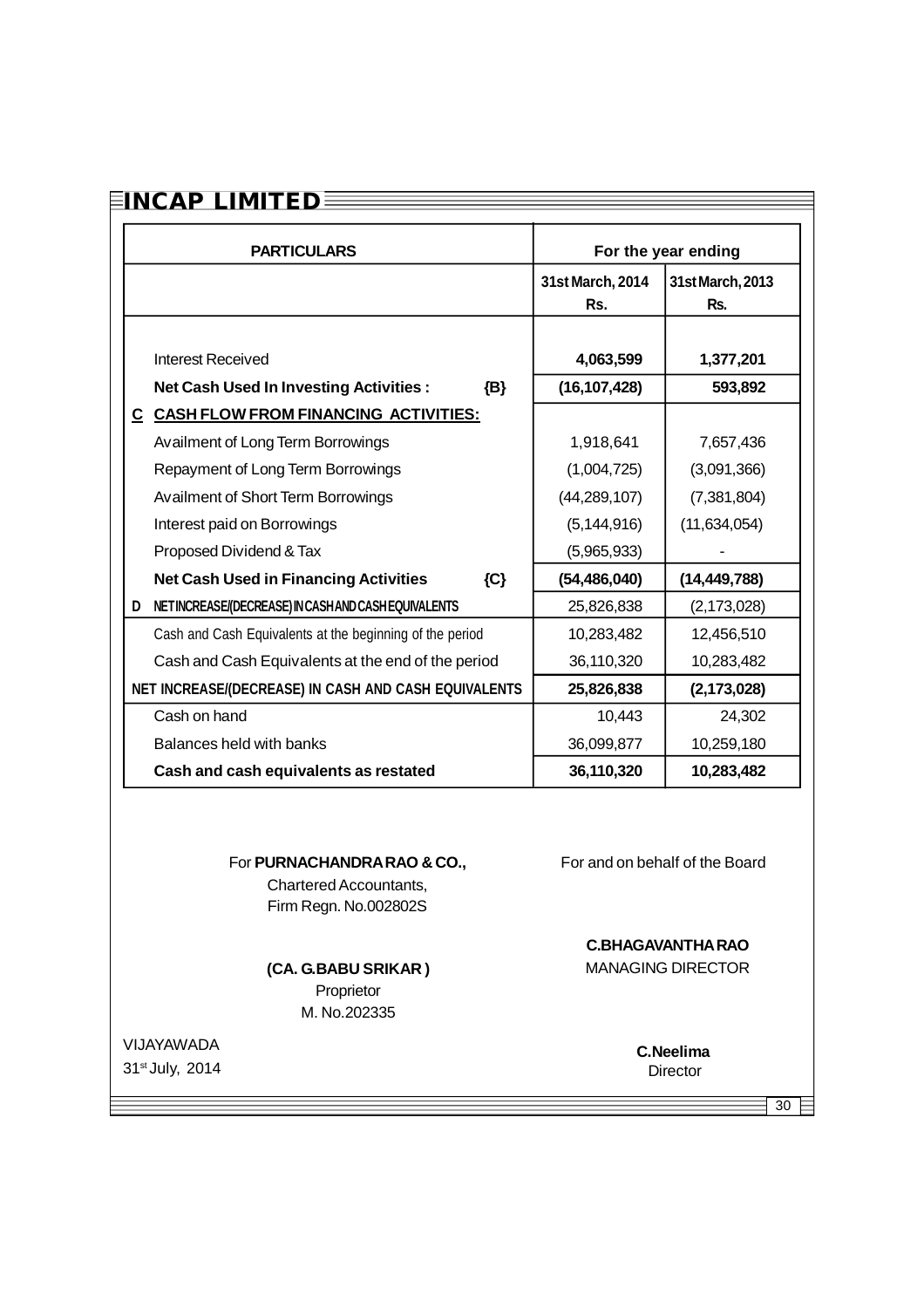| PARTICULARS | For the year ending | |
|---|---|---|
| | 31st March, 2014 Rs. | 31st March, 2013 Rs. |
| Interest Received | **4,063,599** | **1,377,201** |
| **Net Cash Used In Investing Activities : {B}** | **(16,107,428)** | **593,892** |
| **C CASH FLOW FROM FINANCING ACTIVITIES:** | | |
| Availment of Long Term Borrowings | 1,918,641 | 7,657,436 |
| Repayment of Long Term Borrowings | (1,004,725) | (3,091,366) |
| Availment of Short Term Borrowings | (44,289,107) | (7,381,804) |
| Interest paid on Borrowings | (5,144,916) | (11,634,054) |
| Proposed Dividend & Tax | (5,965,933) | - |
| **Net Cash Used in Financing Activities {C}** | **(54,486,040)** | **(14,449,788)** |
| **D NET INCREASE/(DECREASE) IN CASH AND CASH EQUIVALENTS** | 25,826,838 | (2,173,028) |
| Cash and Cash Equivalents at the beginning of the period | 10,283,482 | 12,456,510 |
| Cash and Cash Equivalents at the end of the period | 36,110,320 | 10,283,482 |
| **NET INCREASE/(DECREASE) IN CASH AND CASH EQUIVALENTS** | **25,826,838** | **(2,173,028)** |
| Cash on hand | 10,443 | 24,302 |
| Balances held with banks | 36,099,877 | 10,259,180 |
| **Cash and cash equivalents as restated** | **36,110,320** | **10,283,482** |

For **PURNACHANDRA RAO & CO.,**
Chartered Accountants,
Firm Regn. No.002802S

**(CA. G.BABU SRIKAR )**
Proprietor
M. No.202335

VIJAYAWADA
31st July, 2014

For and on behalf of the Board

**C.BHAGAVANTHA RAO**
MANAGING DIRECTOR

**C.Neelima**
Director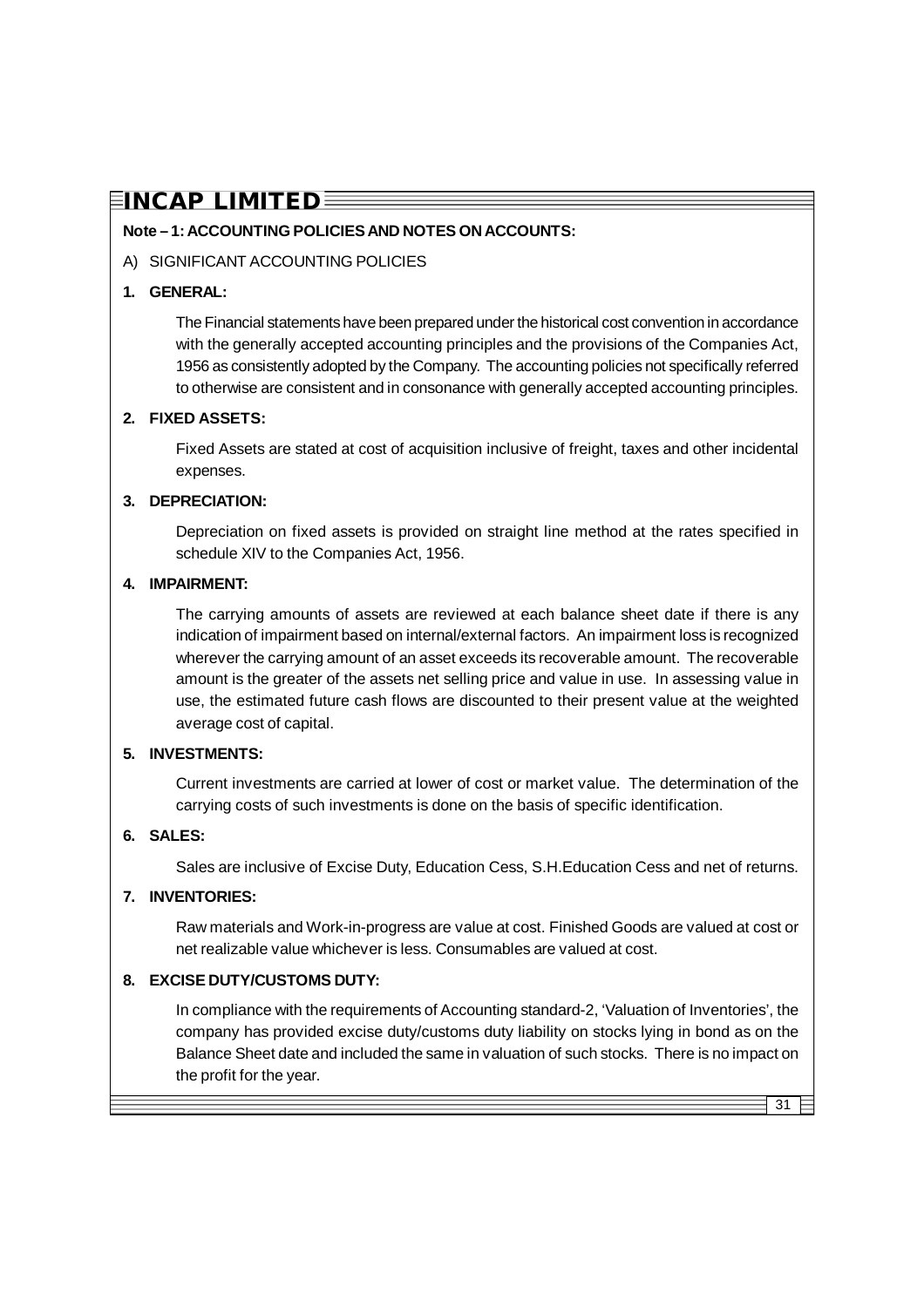**Note – 1: ACCOUNTING POLICIES AND NOTES ON ACCOUNTS:**

A) SIGNIFICANT ACCOUNTING POLICIES

**1. GENERAL:**

The Financial statements have been prepared under the historical cost convention in accordance with the generally accepted accounting principles and the provisions of the Companies Act, 1956 as consistently adopted by the Company. The accounting policies not specifically referred to otherwise are consistent and in consonance with generally accepted accounting principles.

**2. FIXED ASSETS:**

Fixed Assets are stated at cost of acquisition inclusive of freight, taxes and other incidental expenses.

**3. DEPRECIATION:**

Depreciation on fixed assets is provided on straight line method at the rates specified in schedule XIV to the Companies Act, 1956.

**4. IMPAIRMENT:**

The carrying amounts of assets are reviewed at each balance sheet date if there is any indication of impairment based on internal/external factors. An impairment loss is recognized wherever the carrying amount of an asset exceeds its recoverable amount. The recoverable amount is the greater of the assets net selling price and value in use. In assessing value in use, the estimated future cash flows are discounted to their present value at the weighted average cost of capital.

**5. INVESTMENTS:**

Current investments are carried at lower of cost or market value. The determination of the carrying costs of such investments is done on the basis of specific identification.

**6. SALES:**

Sales are inclusive of Excise Duty, Education Cess, S.H.Education Cess and net of returns.

**7. INVENTORIES:**

Raw materials and Work-in-progress are value at cost. Finished Goods are valued at cost or net realizable value whichever is less. Consumables are valued at cost.

**8. EXCISE DUTY/CUSTOMS DUTY:**

In compliance with the requirements of Accounting standard-2, 'Valuation of Inventories', the company has provided excise duty/customs duty liability on stocks lying in bond as on the Balance Sheet date and included the same in valuation of such stocks. There is no impact on the profit for the year.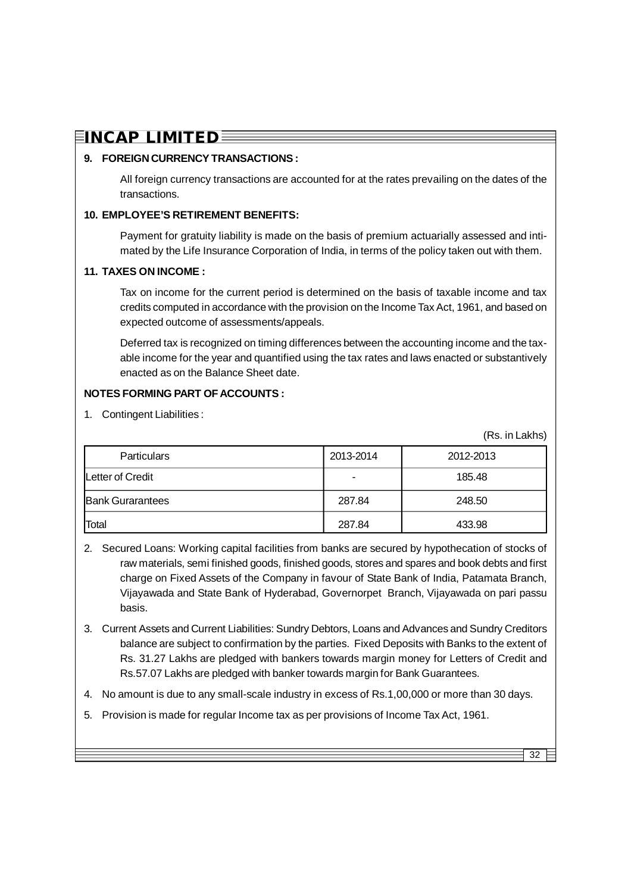### 9. FOREIGN CURRENCY TRANSACTIONS :

All foreign currency transactions are accounted for at the rates prevailing on the dates of the transactions.

### 10. EMPLOYEE'S RETIREMENT BENEFITS:

Payment for gratuity liability is made on the basis of premium actuarially assessed and intimated by the Life Insurance Corporation of India, in terms of the policy taken out with them.

### 11. TAXES ON INCOME :

Tax on income for the current period is determined on the basis of taxable income and tax credits computed in accordance with the provision on the Income Tax Act, 1961, and based on expected outcome of assessments/appeals.

Deferred tax is recognized on timing differences between the accounting income and the taxable income for the year and quantified using the tax rates and laws enacted or substantively enacted as on the Balance Sheet date.

## NOTES FORMING PART OF ACCOUNTS :

1. Contingent Liabilities :

(Rs. in Lakhs)

| Particulars | 2013-2014 | 2012-2013 |
|---|---|---|
| Letter of Credit | - | 185.48 |
| Bank Gurarantees | 287.84 | 248.50 |
| Total | 287.84 | 433.98 |

2. Secured Loans: Working capital facilities from banks are secured by hypothecation of stocks of raw materials, semi finished goods, finished goods, stores and spares and book debts and first charge on Fixed Assets of the Company in favour of State Bank of India, Patamata Branch, Vijayawada and State Bank of Hyderabad, Governorpet Branch, Vijayawada on pari passu basis.

3. Current Assets and Current Liabilities: Sundry Debtors, Loans and Advances and Sundry Creditors balance are subject to confirmation by the parties. Fixed Deposits with Banks to the extent of Rs. 31.27 Lakhs are pledged with bankers towards margin money for Letters of Credit and Rs.57.07 Lakhs are pledged with banker towards margin for Bank Guarantees.

4. No amount is due to any small-scale industry in excess of Rs.1,00,000 or more than 30 days.

5. Provision is made for regular Income tax as per provisions of Income Tax Act, 1961.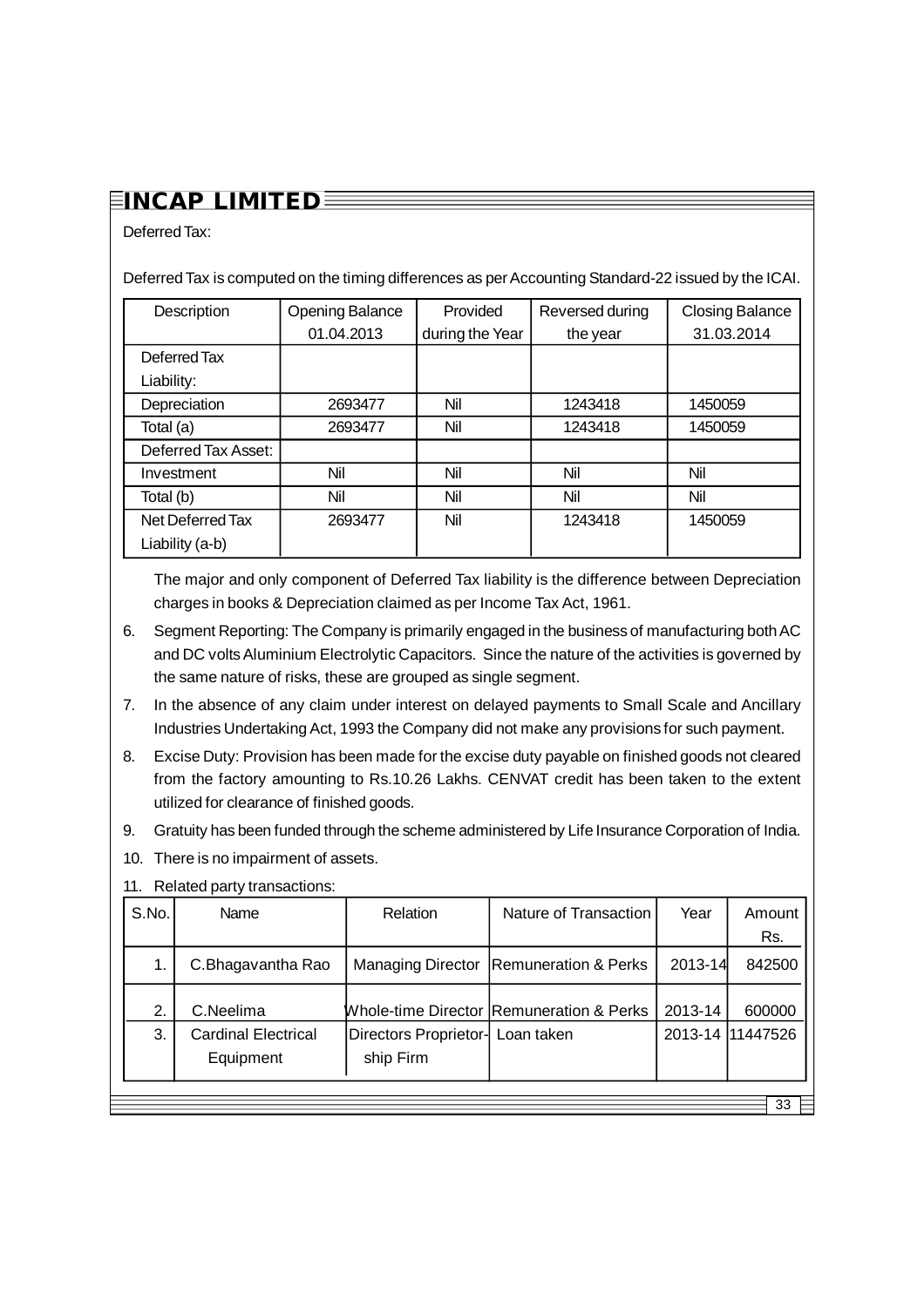Deferred Tax:

Deferred Tax is computed on the timing differences as per Accounting Standard-22 issued by the ICAI.

| Description | Opening Balance 01.04.2013 | Provided during the Year | Reversed during the year | Closing Balance 31.03.2014 |
|---|---|---|---|---|
| Deferred Tax Liability: | | | | |
| Depreciation | 2693477 | Nil | 1243418 | 1450059 |
| Total (a) | 2693477 | Nil | 1243418 | 1450059 |
| Deferred Tax Asset: | | | | |
| Investment | Nil | Nil | Nil | Nil |
| Total (b) | Nil | Nil | Nil | Nil |
| Net Deferred Tax Liability (a-b) | 2693477 | Nil | 1243418 | 1450059 |

The major and only component of Deferred Tax liability is the difference between Depreciation charges in books & Depreciation claimed as per Income Tax Act, 1961.

6. Segment Reporting: The Company is primarily engaged in the business of manufacturing both AC and DC volts Aluminium Electrolytic Capacitors. Since the nature of the activities is governed by the same nature of risks, these are grouped as single segment.
7. In the absence of any claim under interest on delayed payments to Small Scale and Ancillary Industries Undertaking Act, 1993 the Company did not make any provisions for such payment.
8. Excise Duty: Provision has been made for the excise duty payable on finished goods not cleared from the factory amounting to Rs.10.26 Lakhs. CENVAT credit has been taken to the extent utilized for clearance of finished goods.
9. Gratuity has been funded through the scheme administered by Life Insurance Corporation of India.
10. There is no impairment of assets.
11. Related party transactions:

| S.No. | Name | Relation | Nature of Transaction | Year | Amount Rs. |
|---|---|---|---|---|---|
| 1. | C.Bhagavantha Rao | Managing Director | Remuneration & Perks | 2013-14 | 842500 |
| 2. | C.Neelima | Whole-time Director | Remuneration & Perks | 2013-14 | 600000 |
| 3. | Cardinal Electrical Equipment | Directors Proprietorship Firm | Loan taken | 2013-14 | 11447526 |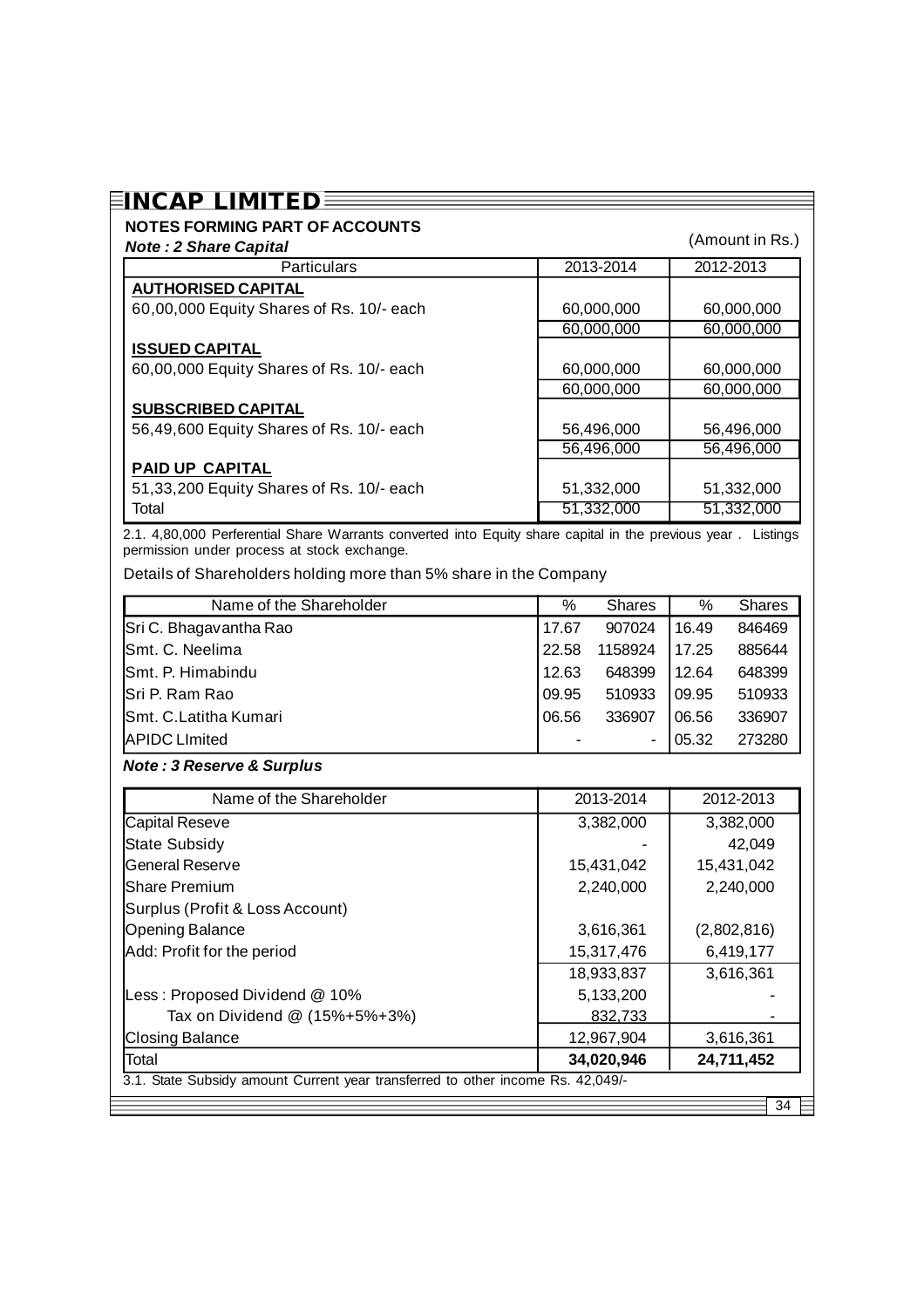# INCAP LIMITED

## NOTES FORMING PART OF ACCOUNTS

***Note : 2 Share Capital***

(Amount in Rs.)

| Particulars | 2013-2014 | 2012-2013 |
|---|---|---|
| **AUTHORISED CAPITAL** | | |
| 60,00,000 Equity Shares of Rs. 10/- each | 60,000,000 | 60,000,000 |
| | 60,000,000 | 60,000,000 |
| **ISSUED CAPITAL** | | |
| 60,00,000 Equity Shares of Rs. 10/- each | 60,000,000 | 60,000,000 |
| | 60,000,000 | 60,000,000 |
| **SUBSCRIBED CAPITAL** | | |
| 56,49,600 Equity Shares of Rs. 10/- each | 56,496,000 | 56,496,000 |
| | 56,496,000 | 56,496,000 |
| **PAID UP CAPITAL** | | |
| 51,33,200 Equity Shares of Rs. 10/- each | 51,332,000 | 51,332,000 |
| Total | 51,332,000 | 51,332,000 |

2.1. 4,80,000 Perferential Share Warrants converted into Equity share capital in the previous year . Listings permission under process at stock exchange.

Details of Shareholders holding more than 5% share in the Company

| Name of the Shareholder | % | Shares | % | Shares |
|---|---|---|---|---|
| Sri C. Bhagavantha Rao | 17.67 | 907024 | 16.49 | 846469 |
| Smt. C. Neelima | 22.58 | 1158924 | 17.25 | 885644 |
| Smt. P. Himabindu | 12.63 | 648399 | 12.64 | 648399 |
| Sri P. Ram Rao | 09.95 | 510933 | 09.95 | 510933 |
| Smt. C.Latitha Kumari | 06.56 | 336907 | 06.56 | 336907 |
| APIDC LImited | - | - | 05.32 | 273280 |

***Note : 3 Reserve & Surplus***

| Name of the Shareholder | 2013-2014 | 2012-2013 |
|---|---|---|
| Capital Reseve | 3,382,000 | 3,382,000 |
| State Subsidy | - | 42,049 |
| General Reserve | 15,431,042 | 15,431,042 |
| Share Premium | 2,240,000 | 2,240,000 |
| Surplus (Profit & Loss Account) | | |
| Opening Balance | 3,616,361 | (2,802,816) |
| Add: Profit for the period | 15,317,476 | 6,419,177 |
| | 18,933,837 | 3,616,361 |
| Less : Proposed Dividend @ 10% | 5,133,200 | - |
| Tax on Dividend @ (15%+5%+3%) | 832,733 | - |
| Closing Balance | 12,967,904 | 3,616,361 |
| Total | **34,020,946** | **24,711,452** |

3.1. State Subsidy amount Current year transferred to other income Rs. 42,049/-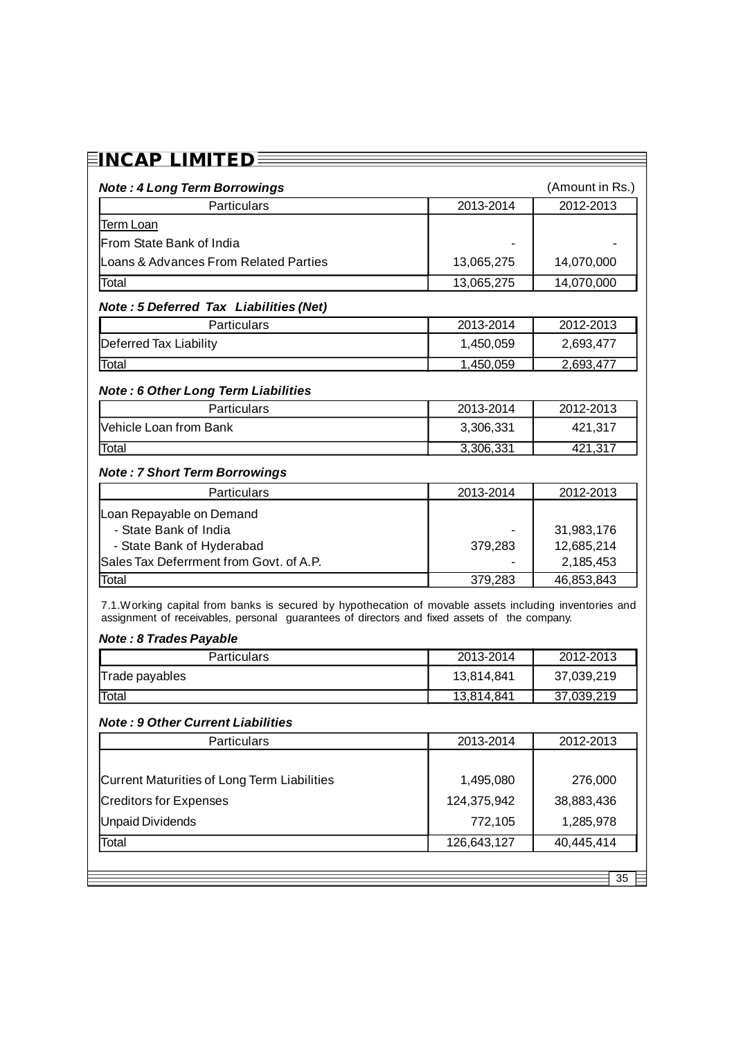## INCAP LIMITED

### *Note : 4 Long Term Borrowings*

(Amount in Rs.)

| Particulars | 2013-2014 | 2012-2013 |
|---|---|---|
| Term Loan | | |
| From State Bank of India | - | - |
| Loans & Advances From Related Parties | 13,065,275 | 14,070,000 |
| Total | 13,065,275 | 14,070,000 |

### *Note : 5 Deferred Tax Liabilities (Net)*

| Particulars | 2013-2014 | 2012-2013 |
|---|---|---|
| Deferred Tax Liability | 1,450,059 | 2,693,477 |
| Total | 1,450,059 | 2,693,477 |

### *Note : 6 Other Long Term Liabilities*

| Particulars | 2013-2014 | 2012-2013 |
|---|---|---|
| Vehicle Loan from Bank | 3,306,331 | 421,317 |
| Total | 3,306,331 | 421,317 |

### *Note : 7 Short Term Borrowings*

| Particulars | 2013-2014 | 2012-2013 |
|---|---|---|
| Loan Repayable on Demand | | |
| - State Bank of India | - | 31,983,176 |
| - State Bank of Hyderabad | 379,283 | 12,685,214 |
| Sales Tax Deferrment from Govt. of A.P. | - | 2,185,453 |
| Total | 379,283 | 46,853,843 |

7.1.Working capital from banks is secured by hypothecation of movable assets including inventories and assignment of receivables, personal guarantees of directors and fixed assets of the company.

### *Note : 8 Trades Payable*

| Particulars | 2013-2014 | 2012-2013 |
|---|---|---|
| Trade payables | 13,814,841 | 37,039,219 |
| Total | 13,814,841 | 37,039,219 |

### *Note : 9 Other Current Liabilities*

| Particulars | 2013-2014 | 2012-2013 |
|---|---|---|
| Current Maturities of Long Term Liabilities | 1,495,080 | 276,000 |
| Creditors for Expenses | 124,375,942 | 38,883,436 |
| Unpaid Dividends | 772,105 | 1,285,978 |
| Total | 126,643,127 | 40,445,414 |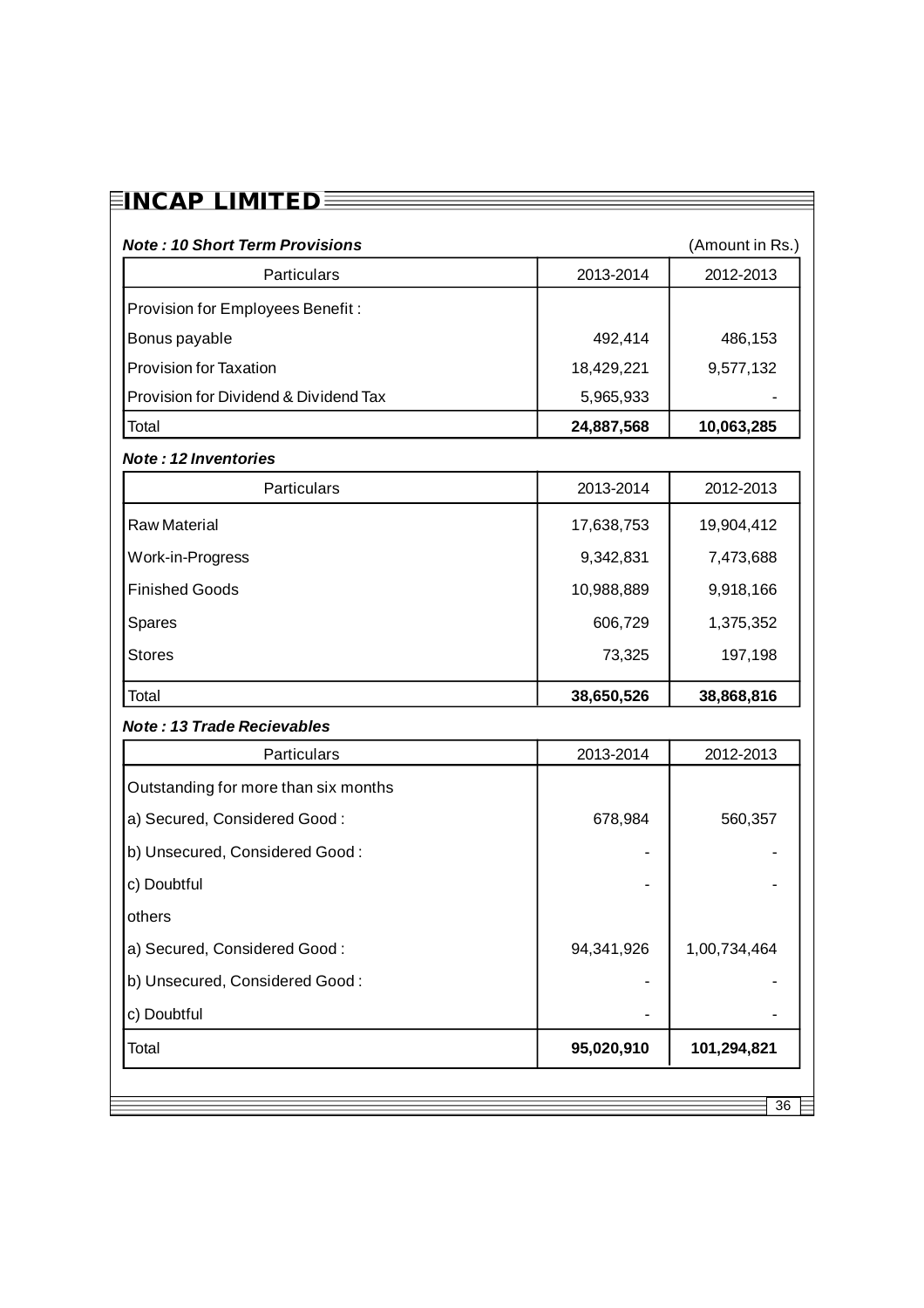**INCAP LIMITED**

***Note : 10 Short Term Provisions*** (Amount in Rs.)

| Particulars | 2013-2014 | 2012-2013 |
|---|---|---|
| Provision for Employees Benefit : | | |
| Bonus payable | 492,414 | 486,153 |
| Provision for Taxation | 18,429,221 | 9,577,132 |
| Provision for Dividend & Dividend Tax | 5,965,933 | - |
| Total | **24,887,568** | **10,063,285** |

***Note : 12 Inventories***

| Particulars | 2013-2014 | 2012-2013 |
|---|---|---|
| Raw Material | 17,638,753 | 19,904,412 |
| Work-in-Progress | 9,342,831 | 7,473,688 |
| Finished Goods | 10,988,889 | 9,918,166 |
| Spares | 606,729 | 1,375,352 |
| Stores | 73,325 | 197,198 |
| Total | **38,650,526** | **38,868,816** |

***Note : 13 Trade Recievables***

| Particulars | 2013-2014 | 2012-2013 |
|---|---|---|
| Outstanding for more than six months | | |
| a) Secured, Considered Good : | 678,984 | 560,357 |
| b) Unsecured, Considered Good : | - | - |
| c) Doubtful | - | - |
| others | | |
| a) Secured, Considered Good : | 94,341,926 | 1,00,734,464 |
| b) Unsecured, Considered Good : | - | - |
| c) Doubtful | - | - |
| Total | **95,020,910** | **101,294,821** |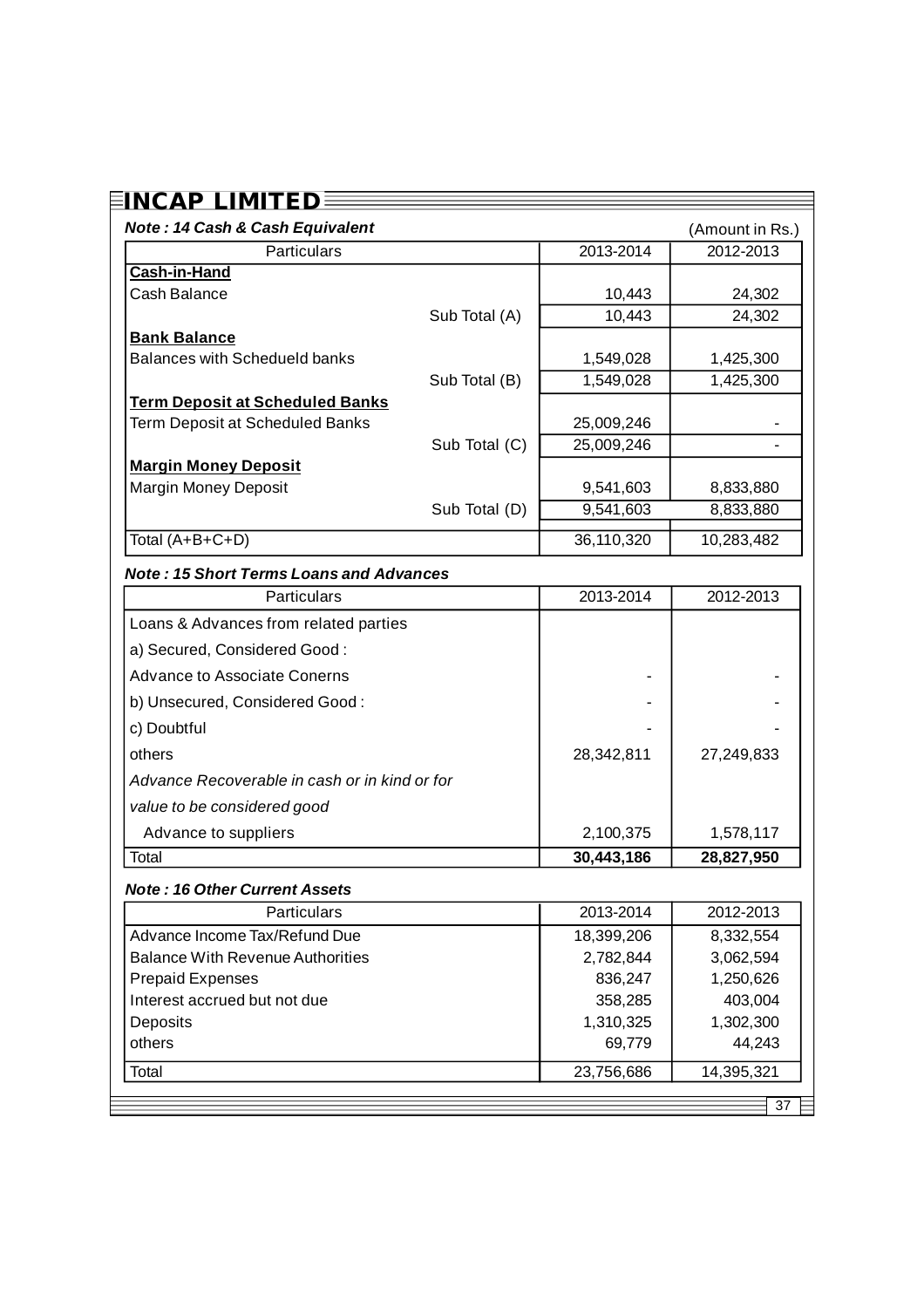# INCAP LIMITED

***Note : 14 Cash & Cash Equivalent***

(Amount in Rs.)

| Particulars | | 2013-2014 | 2012-2013 |
|---|---|---|---|
| **Cash-in-Hand** | | | |
| Cash Balance | | 10,443 | 24,302 |
| | Sub Total (A) | 10,443 | 24,302 |
| **Bank Balance** | | | |
| Balances with Schedueld banks | | 1,549,028 | 1,425,300 |
| | Sub Total (B) | 1,549,028 | 1,425,300 |
| **Term Deposit at Scheduled Banks** | | | |
| Term Deposit at Scheduled Banks | | 25,009,246 | - |
| | Sub Total (C) | 25,009,246 | - |
| **Margin Money Deposit** | | | |
| Margin Money Deposit | | 9,541,603 | 8,833,880 |
| | Sub Total (D) | 9,541,603 | 8,833,880 |
| Total (A+B+C+D) | | 36,110,320 | 10,283,482 |

***Note : 15 Short Terms Loans and Advances***

| Particulars | 2013-2014 | 2012-2013 |
|---|---|---|
| Loans & Advances from related parties | | |
| a) Secured, Considered Good : | | |
| Advance to Associate Conerns | - | - |
| b) Unsecured, Considered Good : | - | - |
| c) Doubtful | - | - |
| others | 28,342,811 | 27,249,833 |
| *Advance Recoverable in cash or in kind or for* | | |
| *value to be considered good* | | |
| Advance to suppliers | 2,100,375 | 1,578,117 |
| Total | **30,443,186** | **28,827,950** |

***Note : 16 Other Current Assets***

| Particulars | 2013-2014 | 2012-2013 |
|---|---|---|
| Advance Income Tax/Refund Due | 18,399,206 | 8,332,554 |
| Balance With Revenue Authorities | 2,782,844 | 3,062,594 |
| Prepaid Expenses | 836,247 | 1,250,626 |
| Interest accrued but not due | 358,285 | 403,004 |
| Deposits | 1,310,325 | 1,302,300 |
| others | 69,779 | 44,243 |
| Total | 23,756,686 | 14,395,321 |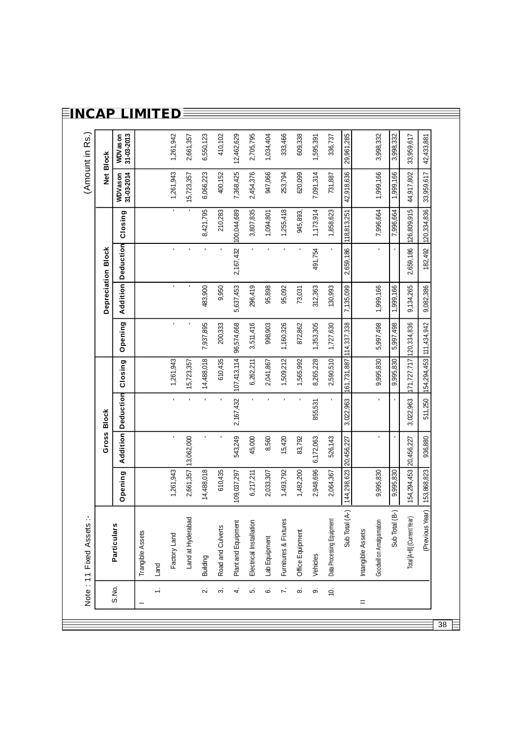INCAP LIMITED

Note : 11 Fixed Assets :-

(Amount in Rs.)

| S.No. | Particulars | Gross Block | | | | Depreciation Block | | | | Net Block | |
|---|---|---|---|---|---|---|---|---|---|---|---|
| | | Opening | Addition | Deduction | Closing | Opening | Addition | Deduction | Closing | WDV as on 31-03-2014 | WDV as on 31-03-2013 |
| I | Trangible Assets | | | | | | | | | | |
| 1. | Land | | | | | | | | | | |
| | Factory Land | 1,261,943 | - | - | 1,261,943 | - | - | - | - | 1,261,943 | 1,261,942 |
| | Land at Hyderabad | 2,661,357 | 13,062,000 | - | 15,723,357 | - | - | - | - | 15,723,357 | 2,661,357 |
| 2. | Building | 14,488,018 | - | - | 14,488,018 | 7,937,895 | 483,900 | - | 8,421,795 | 6,066,223 | 6,550,123 |
| 3. | Road and Culverts | 610,435 | - | - | 610,435 | 200,333 | 9,950 | - | 210,283 | 400,152 | 410,102 |
| 4. | Plant and Equipment | 109,037,297 | 543,249 | 2,167,432 | 107,413,114 | 96,574,668 | 5,637,453 | 2,167,432 | 100,044,689 | 7,368,425 | 12,462,629 |
| 5. | Electrical Installation | 6,217,211 | 45,000 | - | 6,262,211 | 3,511,416 | 296,419 | - | 3,807,835 | 2,454,376 | 2,705,795 |
| 6. | Lab Equipment | 2,033,307 | 8,560 | - | 2,041,867 | 998,903 | 95,898 | - | 1,094,801 | 947,066 | 1,034,404 |
| 7. | Furnitures & Fixtures | 1,493,792 | 15,420 | - | 1,509,212 | 1,160,326 | 95,092 | - | 1,255,418 | 253,794 | 333,466 |
| 8. | Office Equipment | 1,482,200 | 83,792 | - | 1,565,992 | 872,862 | 73,031 | - | 945,893, | 620,099 | 609,338 |
| 9. | Vehicles | 2,948,696 | 6,172,063 | 855,531 | 8,265,228 | 1,353,305 | 312,363 | 491,754 | 1,173,914 | 7,091,314 | 1,595,391 |
| 10. | Data Processing Equipment | 2,064,367 | 526,143 | - | 2,590,510 | 1,727,630 | 130,993 | - | 1,858,623 | 731,887 | 336,737 |
| | Sub Total (A-) | 144,298,623 | 20,456,227 | 3,022,963 | 161,731,887 | 114,337,338 | 7,135,099 | 2,659,186 | 118,813,251 | 42,918,636 | 29,961,285 |
| II | Intangible Assets | | | | | | | | | | |
| | Goodwill on Amalgamation | 9,995,830 | - | - | 9,995,830 | 5,997,498 | 1,999,166 | - | 7,996,664 | 1,999,166 | 3,998,332 |
| | Sub Total (B-) | 9,995,830 | - | - | 9,995,830 | 5,997,498 | 1,999,166 | - | 7,996,664 | 1,999,166 | 3,998,332 |
| | Total [A+B] (Current Year) | 154,294,453 | 20,456,227 | 3,022,963 | 171,727,717 | 120,334,836 | 9,134,265 | 2,659,186 | 126,809,915 | 44,917,802 | 33,959,617 |
| | (Previous Year) | 153,868,823 | 936,880 | 511,250 | 154,294,453 | 111,434,942 | 9,082,386 | 182,492 | 120,334,836 | 33,959,617 | 42,433,881 |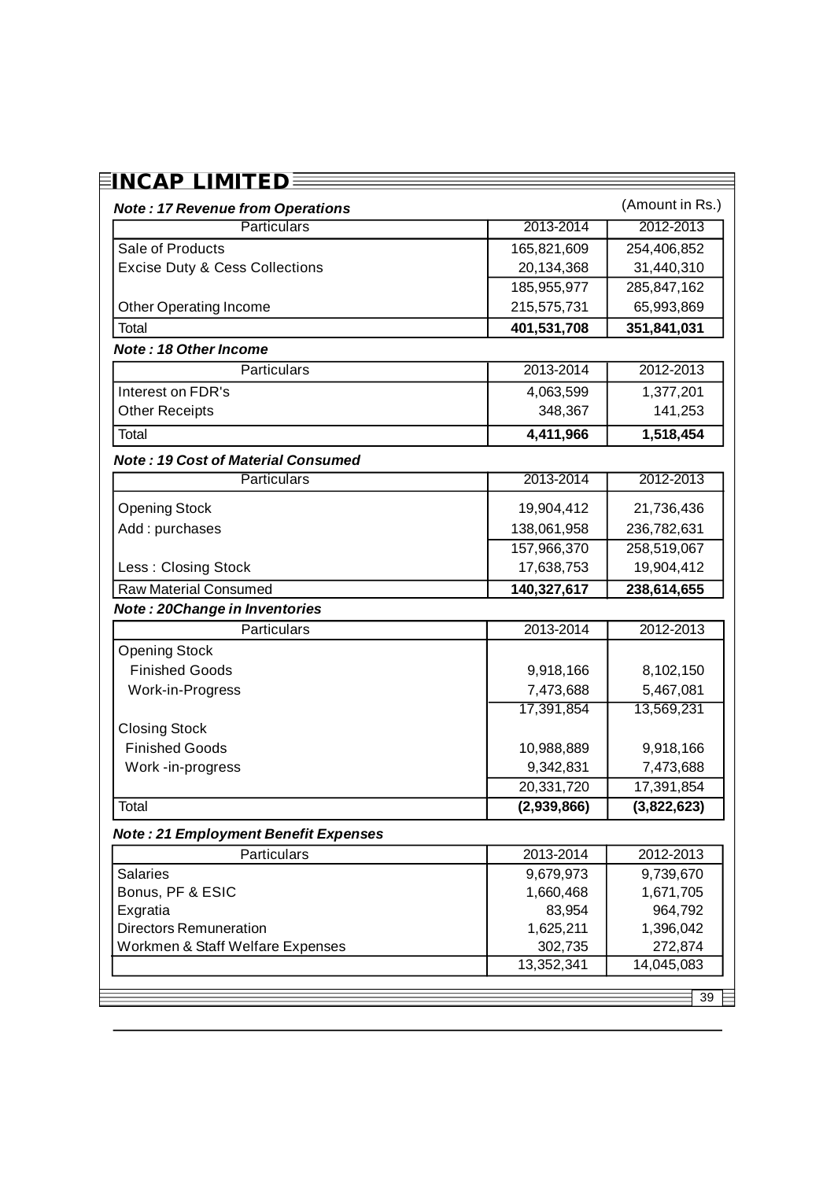(Amount in Rs.)

**_Note : 17 Revenue from Operations_**

| Particulars | 2013-2014 | 2012-2013 |
|---|---|---|
| Sale of Products | 165,821,609 | 254,406,852 |
| Excise Duty & Cess Collections | 20,134,368 | 31,440,310 |
| | 185,955,977 | 285,847,162 |
| Other Operating Income | 215,575,731 | 65,993,869 |
| Total | **401,531,708** | **351,841,031** |

**_Note : 18 Other Income_**

| Particulars | 2013-2014 | 2012-2013 |
|---|---|---|
| Interest on FDR's | 4,063,599 | 1,377,201 |
| Other Receipts | 348,367 | 141,253 |
| Total | **4,411,966** | **1,518,454** |

**_Note : 19 Cost of Material Consumed_**

| Particulars | 2013-2014 | 2012-2013 |
|---|---|---|
| Opening Stock | 19,904,412 | 21,736,436 |
| Add : purchases | 138,061,958 | 236,782,631 |
| | 157,966,370 | 258,519,067 |
| Less : Closing Stock | 17,638,753 | 19,904,412 |
| Raw Material Consumed | **140,327,617** | **238,614,655** |

**_Note : 20Change in Inventories_**

| Particulars | 2013-2014 | 2012-2013 |
|---|---|---|
| Opening Stock | | |
| Finished Goods | 9,918,166 | 8,102,150 |
| Work-in-Progress | 7,473,688 | 5,467,081 |
| | 17,391,854 | 13,569,231 |
| Closing Stock | | |
| Finished Goods | 10,988,889 | 9,918,166 |
| Work -in-progress | 9,342,831 | 7,473,688 |
| | 20,331,720 | 17,391,854 |
| Total | **(2,939,866)** | **(3,822,623)** |

**_Note : 21 Employment Benefit Expenses_**

| Particulars | 2013-2014 | 2012-2013 |
|---|---|---|
| Salaries | 9,679,973 | 9,739,670 |
| Bonus, PF & ESIC | 1,660,468 | 1,671,705 |
| Exgratia | 83,954 | 964,792 |
| Directors Remuneration | 1,625,211 | 1,396,042 |
| Workmen & Staff Welfare Expenses | 302,735 | 272,874 |
| | 13,352,341 | 14,045,083 |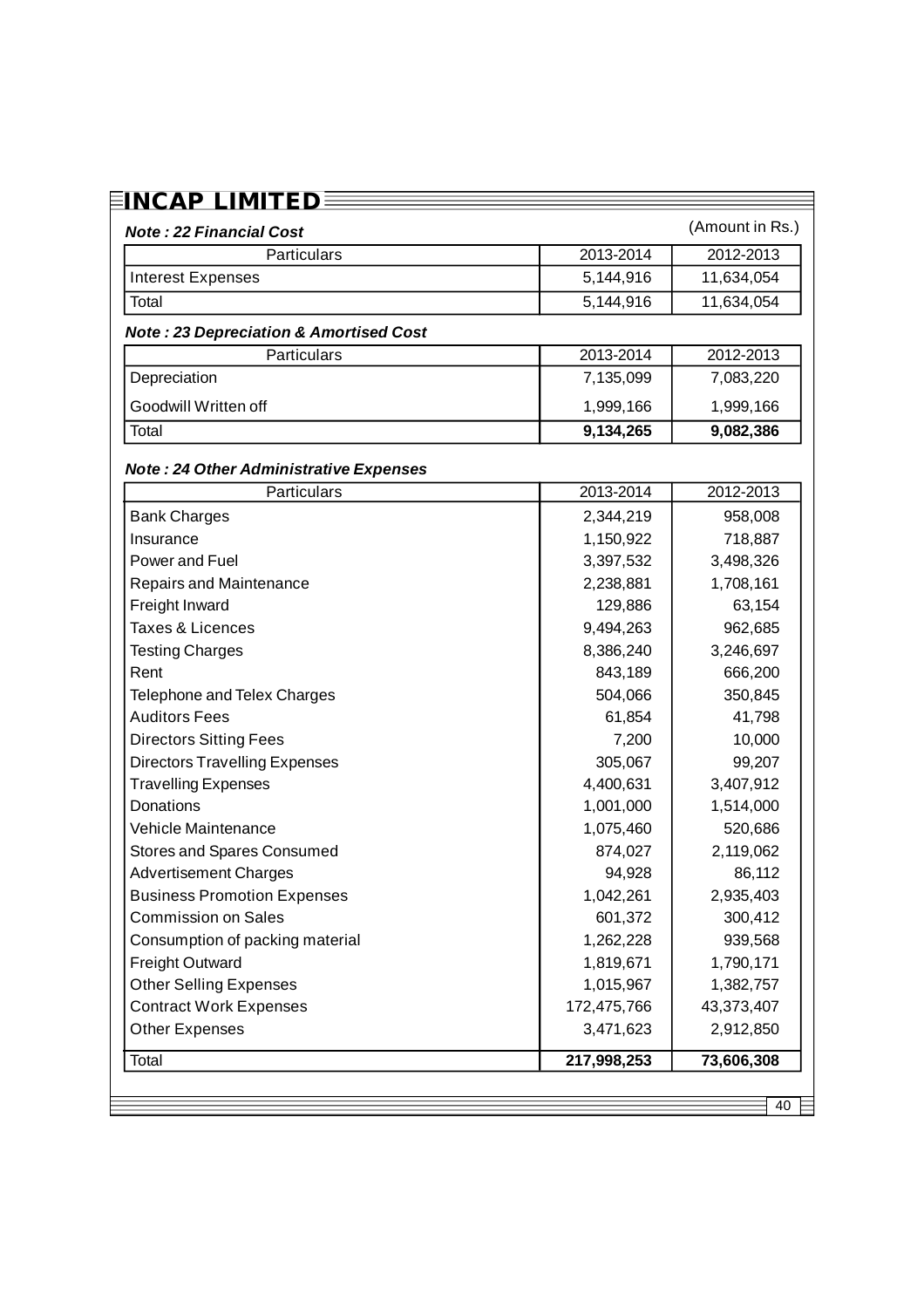# INCAP LIMITED

***Note : 22 Financial Cost*** (Amount in Rs.)

| Particulars | 2013-2014 | 2012-2013 |
|---|---|---|
| Interest Expenses | 5,144,916 | 11,634,054 |
| Total | 5,144,916 | 11,634,054 |

***Note : 23 Depreciation & Amortised Cost***

| Particulars | 2013-2014 | 2012-2013 |
|---|---|---|
| Depreciation | 7,135,099 | 7,083,220 |
| Goodwill Written off | 1,999,166 | 1,999,166 |
| Total | **9,134,265** | **9,082,386** |

***Note : 24 Other Administrative Expenses***

| Particulars | 2013-2014 | 2012-2013 |
|---|---|---|
| Bank Charges | 2,344,219 | 958,008 |
| Insurance | 1,150,922 | 718,887 |
| Power and Fuel | 3,397,532 | 3,498,326 |
| Repairs and Maintenance | 2,238,881 | 1,708,161 |
| Freight Inward | 129,886 | 63,154 |
| Taxes & Licences | 9,494,263 | 962,685 |
| Testing Charges | 8,386,240 | 3,246,697 |
| Rent | 843,189 | 666,200 |
| Telephone and Telex Charges | 504,066 | 350,845 |
| Auditors Fees | 61,854 | 41,798 |
| Directors Sitting Fees | 7,200 | 10,000 |
| Directors Travelling Expenses | 305,067 | 99,207 |
| Travelling Expenses | 4,400,631 | 3,407,912 |
| Donations | 1,001,000 | 1,514,000 |
| Vehicle Maintenance | 1,075,460 | 520,686 |
| Stores and Spares Consumed | 874,027 | 2,119,062 |
| Advertisement Charges | 94,928 | 86,112 |
| Business Promotion Expenses | 1,042,261 | 2,935,403 |
| Commission on Sales | 601,372 | 300,412 |
| Consumption of packing material | 1,262,228 | 939,568 |
| Freight Outward | 1,819,671 | 1,790,171 |
| Other Selling Expenses | 1,015,967 | 1,382,757 |
| Contract Work Expenses | 172,475,766 | 43,373,407 |
| Other Expenses | 3,471,623 | 2,912,850 |
| Total | **217,998,253** | **73,606,308** |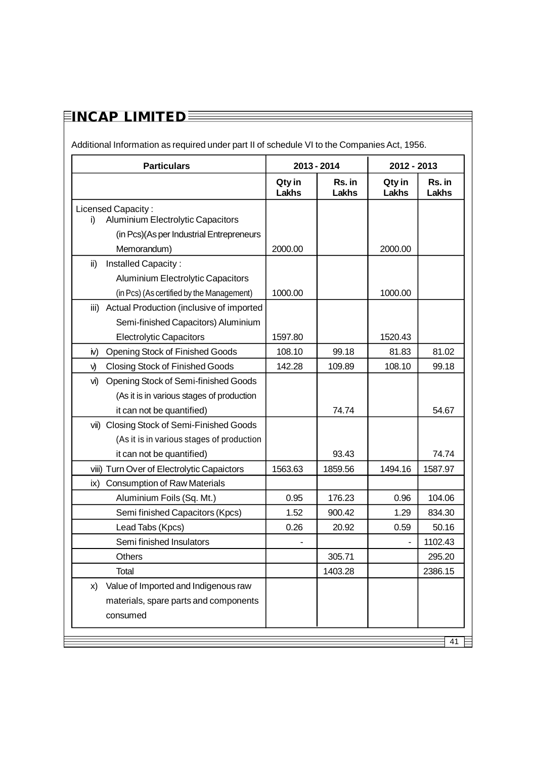# INCAP LIMITED

Additional Information as required under part II of schedule VI to the Companies Act, 1956.

| Particulars | 2013 - 2014 | | 2012 - 2013 | |
|---|---|---|---|---|
| | **Qty in Lakhs** | **Rs. in Lakhs** | **Qty in Lakhs** | **Rs. in Lakhs** |
| Licensed Capacity :<br>i) Aluminium Electrolytic Capacitors (in Pcs)(As per Industrial Entrepreneurs Memorandum) | 2000.00 | | 2000.00 | |
| ii) Installed Capacity : Aluminium Electrolytic Capacitors (in Pcs) (As certified by the Management) | 1000.00 | | 1000.00 | |
| iii) Actual Production (inclusive of imported Semi-finished Capacitors) Aluminium Electrolytic Capacitors | 1597.80 | | 1520.43 | |
| iv) Opening Stock of Finished Goods | 108.10 | 99.18 | 81.83 | 81.02 |
| v) Closing Stock of Finished Goods | 142.28 | 109.89 | 108.10 | 99.18 |
| vi) Opening Stock of Semi-finished Goods (As it is in various stages of production it can not be quantified) | | 74.74 | | 54.67 |
| vii) Closing Stock of Semi-Finished Goods (As it is in various stages of production it can not be quantified) | | 93.43 | | 74.74 |
| viii) Turn Over of Electrolytic Capaictors | 1563.63 | 1859.56 | 1494.16 | 1587.97 |
| ix) Consumption of Raw Materials | | | | |
| Aluminium Foils (Sq. Mt.) | 0.95 | 176.23 | 0.96 | 104.06 |
| Semi finished Capacitors (Kpcs) | 1.52 | 900.42 | 1.29 | 834.30 |
| Lead Tabs (Kpcs) | 0.26 | 20.92 | 0.59 | 50.16 |
| Semi finished Insulators | - | | - | 1102.43 |
| Others | | 305.71 | | 295.20 |
| Total | | 1403.28 | | 2386.15 |
| x) Value of Imported and Indigenous raw materials, spare parts and components consumed | | | | |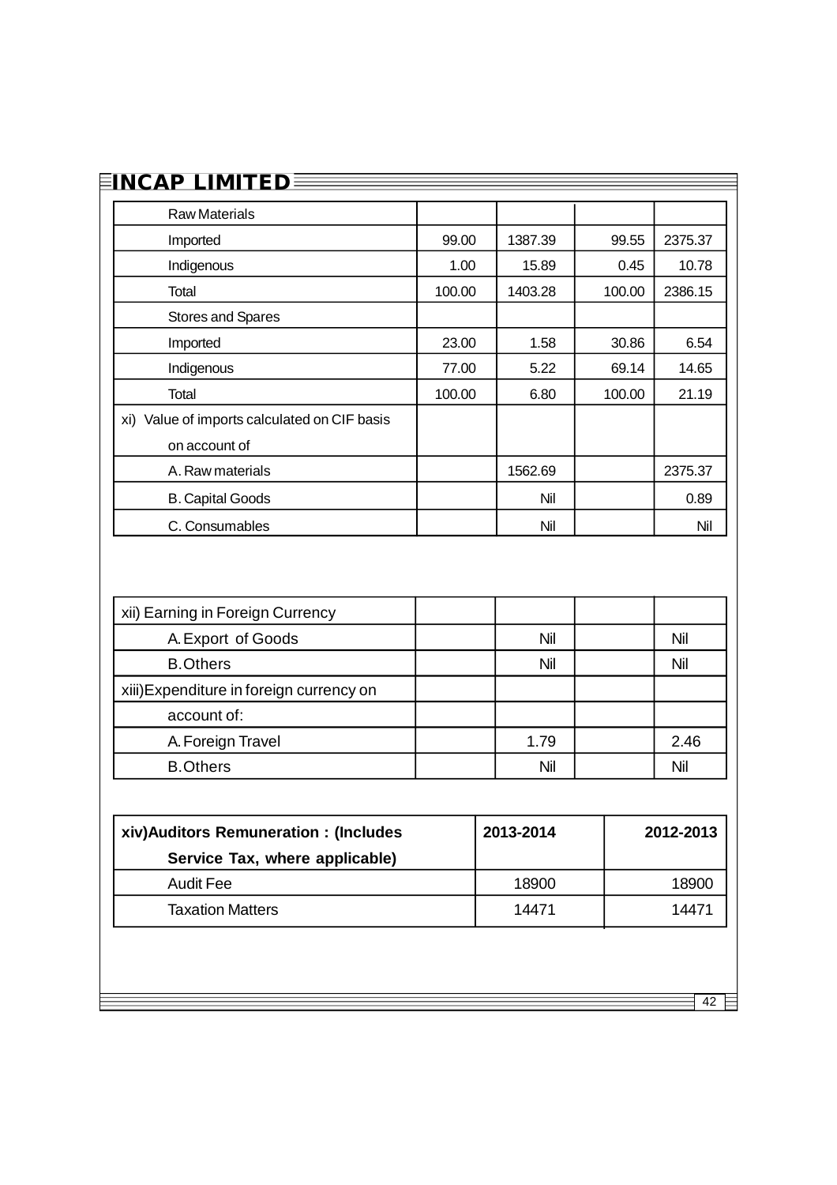| | | | | |
|---|---|---|---|---|
| Raw Materials | | | | |
| Imported | 99.00 | 1387.39 | 99.55 | 2375.37 |
| Indigenous | 1.00 | 15.89 | 0.45 | 10.78 |
| Total | 100.00 | 1403.28 | 100.00 | 2386.15 |
| Stores and Spares | | | | |
| Imported | 23.00 | 1.58 | 30.86 | 6.54 |
| Indigenous | 77.00 | 5.22 | 69.14 | 14.65 |
| Total | 100.00 | 6.80 | 100.00 | 21.19 |
| xi) Value of imports calculated on CIF basis on account of | | | | |
| A. Raw materials | | 1562.69 | | 2375.37 |
| B. Capital Goods | | Nil | | 0.89 |
| C. Consumables | | Nil | | Nil |

| | | | | |
|---|---|---|---|---|
| xii) Earning in Foreign Currency | | | | |
| A. Export of Goods | | Nil | | Nil |
| B. Others | | Nil | | Nil |
| xiii) Expenditure in foreign currency on | | | | |
| account of: | | | | |
| A. Foreign Travel | | 1.79 | | 2.46 |
| B. Others | | Nil | | Nil |

| **xiv) Auditors Remuneration : (Includes Service Tax, where applicable)** | **2013-2014** | **2012-2013** |
|---|---|---|
| Audit Fee | 18900 | 18900 |
| Taxation Matters | 14471 | 14471 |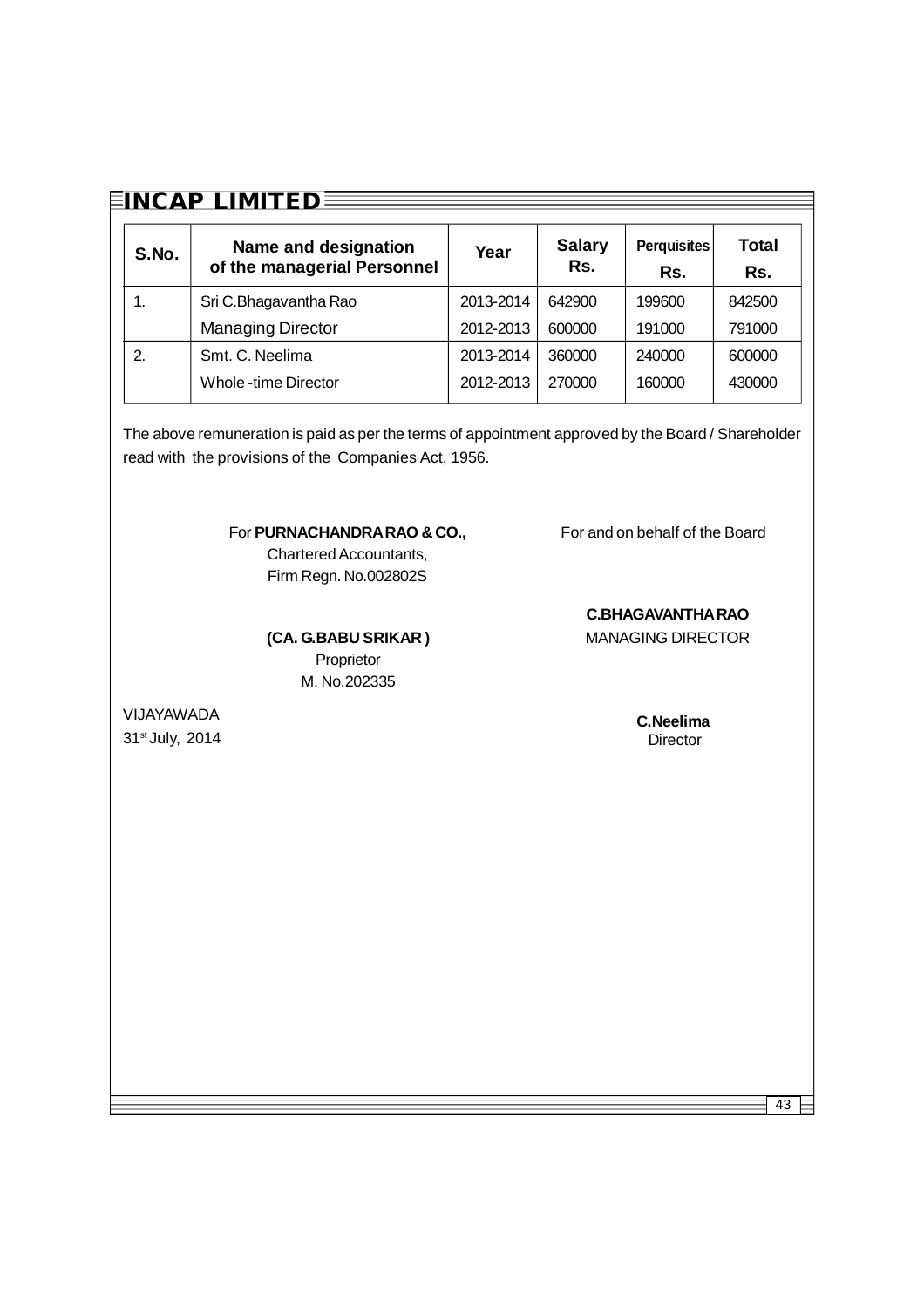| S.No. | Name and designation of the managerial Personnel | Year | Salary Rs. | Perquisites Rs. | Total Rs. |
|---|---|---|---|---|---|
| 1. | Sri C.Bhagavantha Rao | 2013-2014 | 642900 | 199600 | 842500 |
| | Managing Director | 2012-2013 | 600000 | 191000 | 791000 |
| 2. | Smt. C. Neelima | 2013-2014 | 360000 | 240000 | 600000 |
| | Whole -time Director | 2012-2013 | 270000 | 160000 | 430000 |

The above remuneration is paid as per the terms of appointment approved by the Board / Shareholder read with the provisions of the Companies Act, 1956.

For **PURNACHANDRA RAO & CO.,**
Chartered Accountants,
Firm Regn. No.002802S

**(CA. G.BABU SRIKAR )**
Proprietor
M. No.202335

VIJAYAWADA
31st July, 2014

For and on behalf of the Board

**C.BHAGAVANTHA RAO**
MANAGING DIRECTOR

**C.Neelima**
Director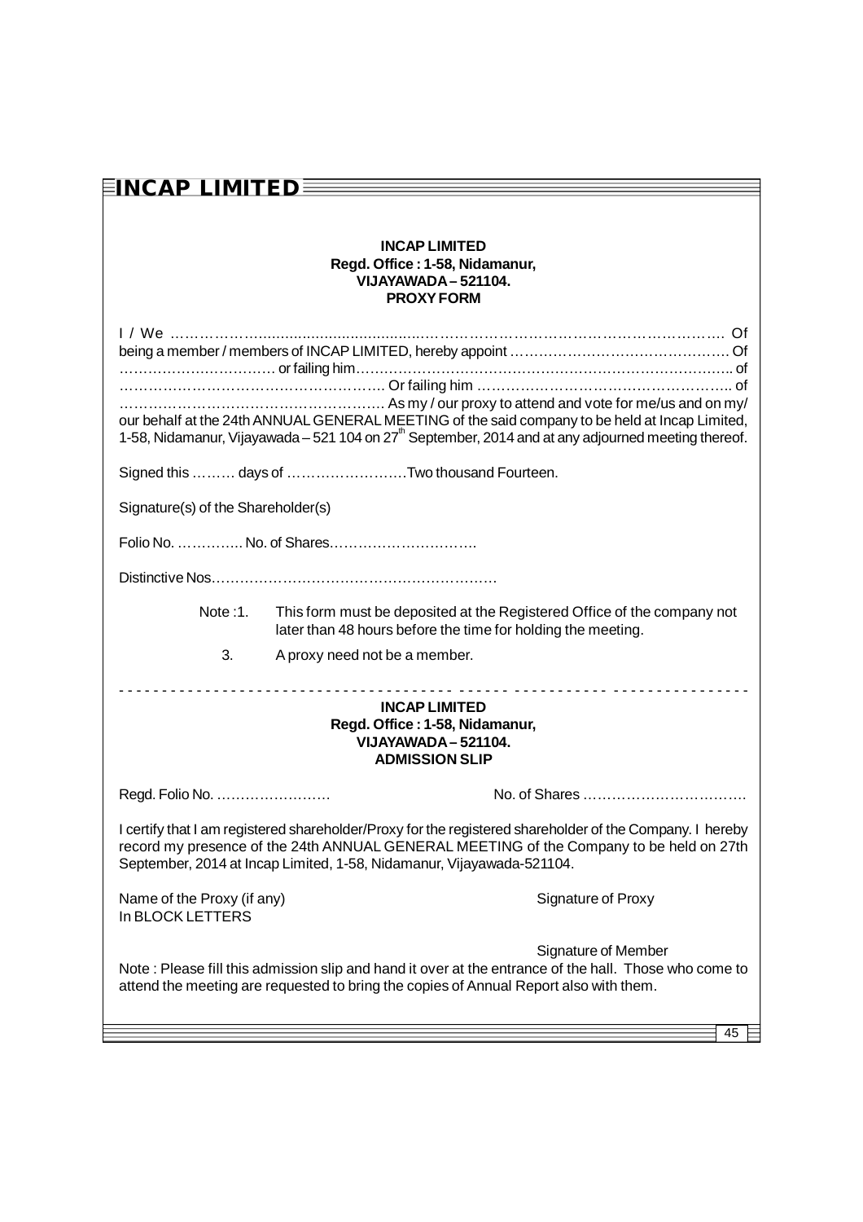**INCAP LIMITED**
**Regd. Office : 1-58, Nidamanur,**
**VIJAYAWADA – 521104.**
**PROXY FORM**

I / We ………………........................................……………………………………………………… Of being a member / members of INCAP LIMITED, hereby appoint ……………………………………… Of …………………………… or failing him…………………………………………………………………….. of ………………………………………………. Or failing him …………………………………………….. of ………………………………………………. As my / our proxy to attend and vote for me/us and on my/ our behalf at the 24th ANNUAL GENERAL MEETING of the said company to be held at Incap Limited, 1-58, Nidamanur, Vijayawada – 521 104 on 27th September, 2014 and at any adjourned meeting thereof.

Signed this ……… days of …………………….Two thousand Fourteen.

Signature(s) of the Shareholder(s)

Folio No. ………….. No. of Shares………………………….

Distinctive Nos……………………………………………………

Note :1. This form must be deposited at the Registered Office of the company not later than 48 hours before the time for holding the meeting.

3. A proxy need not be a member.

- - - - - - - - - - - - - - - - - - - - - - - - - - - - - - - - - - - - - - - - - - - - - - - - - - - - - - - - - - - - - - - - - -

**INCAP LIMITED**
**Regd. Office : 1-58, Nidamanur,**
**VIJAYAWADA – 521104.**
**ADMISSION SLIP**

Regd. Folio No. …………………… No. of Shares …………………………….

I certify that I am registered shareholder/Proxy for the registered shareholder of the Company. I hereby record my presence of the 24th ANNUAL GENERAL MEETING of the Company to be held on 27th September, 2014 at Incap Limited, 1-58, Nidamanur, Vijayawada-521104.

Name of the Proxy (if any)
In BLOCK LETTERS

Signature of Proxy

Signature of Member

Note : Please fill this admission slip and hand it over at the entrance of the hall. Those who come to attend the meeting are requested to bring the copies of Annual Report also with them.